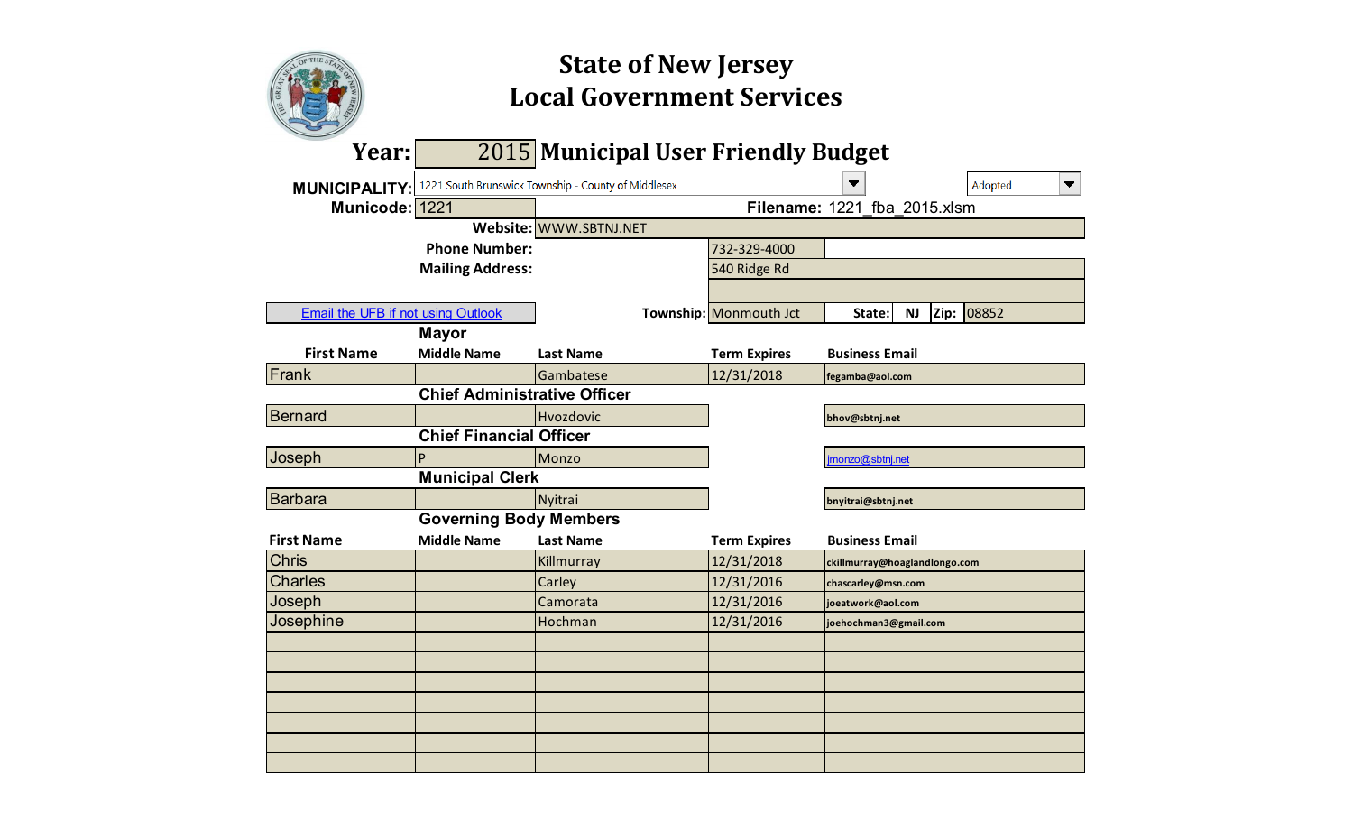# State of New Jersey
# Local Government Services

## Year: 2015 Municipal User Friendly Budget

**MUNICIPALITY:** 1221 South Brunswick Township - County of Middlesex — Adopted

**Municode:** 1221 — **Filename:** 1221_fba_2015.xlsm

**Website:** WWW.SBTNJ.NET

**Phone Number:** 732-329-4000

**Mailing Address:** 540 Ridge Rd

Email the UFB if not using Outlook

**Township:** Monmouth Jct **State:** NJ **Zip:** 08852

### Mayor

| First Name | Middle Name | Last Name | Term Expires | Business Email |
|---|---|---|---|---|
| Frank | | Gambatese | 12/31/2018 | fegamba@aol.com |

### Chief Administrative Officer

| First Name | Middle Name | Last Name | Business Email |
|---|---|---|---|
| Bernard | | Hvozdovic | bhov@sbtnj.net |

### Chief Financial Officer

| First Name | Middle Name | Last Name | Business Email |
|---|---|---|---|
| Joseph | P | Monzo | jmonzo@sbtnj.net |

### Municipal Clerk

| First Name | Middle Name | Last Name | Business Email |
|---|---|---|---|
| Barbara | | Nyitrai | bnyitrai@sbtnj.net |

### Governing Body Members

| First Name | Middle Name | Last Name | Term Expires | Business Email |
|---|---|---|---|---|
| Chris | | Killmurray | 12/31/2018 | ckillmurray@hoaglandlongo.com |
| Charles | | Carley | 12/31/2016 | chascarley@msn.com |
| Joseph | | Camorata | 12/31/2016 | joeatwork@aol.com |
| Josephine | | Hochman | 12/31/2016 | joehochman3@gmail.com |
| | | | | |
| | | | | |
| | | | | |
| | | | | |
| | | | | |
| | | | | |
| | | | | |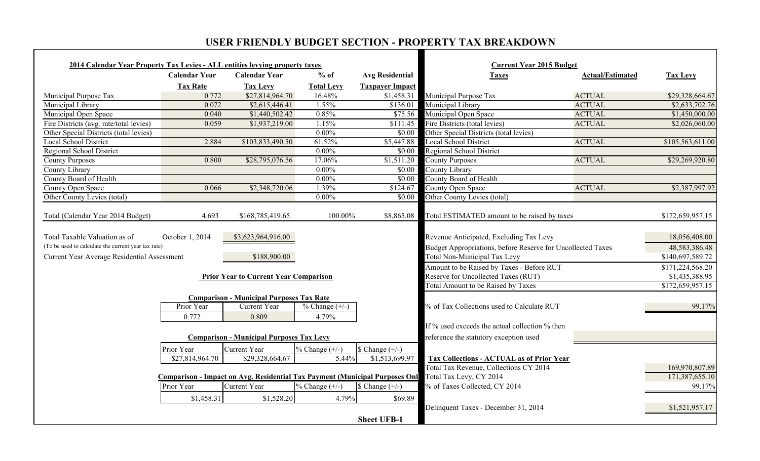# USER FRIENDLY BUDGET SECTION - PROPERTY TAX BREAKDOWN

**2014 Calendar Year Property Tax Levies - ALL entities levying property taxes**

| | Calendar Year Tax Rate | Calendar Year Tax Levy | % of Total Levy | Avg Residential Taxpayer Impact |
|---|---|---|---|---|
| Municipal Purpose Tax | 0.772 | $27,814,964.70 | 16.48% | $1,458.31 |
| Municipal Library | 0.072 | $2,615,446.41 | 1.55% | $136.01 |
| Municipal Open Space | 0.040 | $1,440,502.42 | 0.85% | $75.56 |
| Fire Districts (avg. rate/total levies) | 0.059 | $1,937,219.00 | 1.15% | $111.45 |
| Other Special Districts (total levies) | | | 0.00% | $0.00 |
| Local School District | 2.884 | $103,833,490.50 | 61.52% | $5,447.88 |
| Regional School District | | | 0.00% | $0.00 |
| County Purposes | 0.800 | $28,795,076.56 | 17.06% | $1,511.20 |
| County Library | | | 0.00% | $0.00 |
| County Board of Health | | | 0.00% | $0.00 |
| County Open Space | 0.066 | $2,348,720.06 | 1.39% | $124.67 |
| Other County Levies (total) | | | 0.00% | $0.00 |
| Total (Calendar Year 2014 Budget) | 4.693 | $168,785,419.65 | 100.00% | $8,865.08 |

| | | |
|---|---|---|
| Total Taxable Valuation as of (To be used to calculate the current year tax rate) | October 1, 2014 | $3,623,964,916.00 |
| Current Year Average Residential Assessment | | $188,900.00 |

**Prior Year to Current Year Comparison**

**Comparison - Municipal Purposes Tax Rate**

| Prior Year | Current Year | % Change (+/-) |
|---|---|---|
| 0.772 | 0.809 | 4.79% |

**Comparison - Municipal Purposes Tax Levy**

| Prior Year | Current Year | % Change (+/-) | $ Change (+/-) |
|---|---|---|---|
| $27,814,964.70 | $29,328,664.67 | 5.44% | $1,513,699.97 |

**Comparison - Impact on Avg. Residential Tax Payment (Municipal Purposes Onl**

| Prior Year | Current Year | % Change (+/-) | $ Change (+/-) |
|---|---|---|---|
| $1,458.31 | $1,528.20 | 4.79% | $69.89 |

**Current Year 2015 Budget**

| Taxes | Actual/Estimated | Tax Levy |
|---|---|---|
| Municipal Purpose Tax | ACTUAL | $29,328,664.67 |
| Municipal Library | ACTUAL | $2,633,702.76 |
| Municipal Open Space | ACTUAL | $1,450,000.00 |
| Fire Districts (total levies) | ACTUAL | $2,026,060.00 |
| Other Special Districts (total levies) | | |
| Local School District | ACTUAL | $105,563,611.00 |
| Regional School District | | |
| County Purposes | ACTUAL | $29,269,920.80 |
| County Library | | |
| County Board of Health | | |
| County Open Space | ACTUAL | $2,387,997.92 |
| Other County Levies (total) | | |
| Total ESTIMATED amount to be raised by taxes | | $172,659,957.15 |

| | |
|---|---|
| Revenue Anticipated, Excluding Tax Levy | 18,056,408.00 |
| Budget Appropriations, before Reserve for Uncollected Taxes | 48,583,386.48 |
| Total Non-Municipal Tax Levy | $140,697,589.72 |
| Amount to be Raised by Taxes - Before RUT | $171,224,568.20 |
| Reserve for Uncollected Taxes (RUT) | $1,435,388.95 |
| Total Amount to be Raised by Taxes | $172,659,957.15 |
| % of Tax Collections used to Calculate RUT | 99.17% |
| If % used exceeds the actual collection % then reference the statutory exception used | |

**Tax Collections - ACTUAL as of Prior Year**

| | |
|---|---|
| Total Tax Revenue, Collections CY 2014 | 169,970,807.89 |
| Total Tax Levy, CY 2014 | 171,387,655.10 |
| % of Taxes Collected, CY 2014 | 99.17% |
| Delinquent Taxes - December 31, 2014 | $1,521,957.17 |

Sheet UFB-1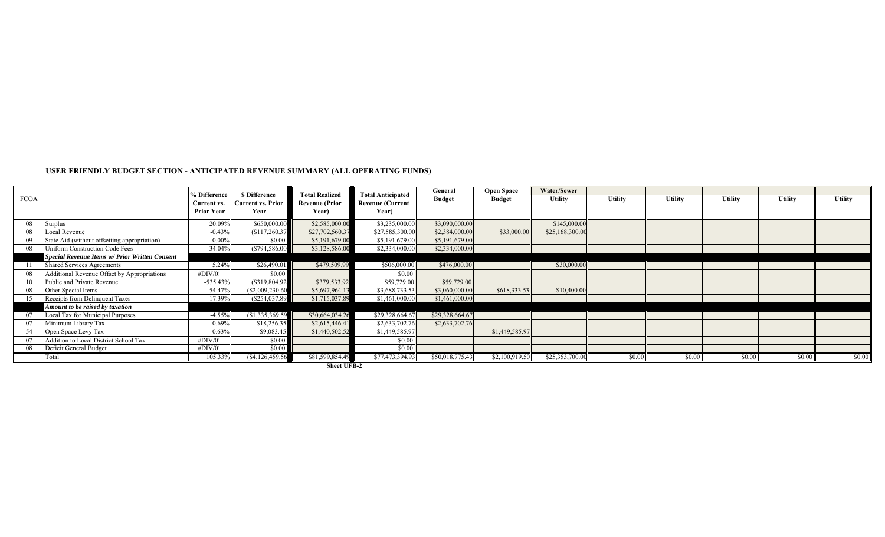## USER FRIENDLY BUDGET SECTION - ANTICIPATED REVENUE SUMMARY (ALL OPERATING FUNDS)

| FCOA | | % Difference Current vs. Prior Year | $ Difference Current vs. Prior Year | Total Realized Revenue (Prior Year) | Total Anticipated Revenue (Current Year) | General Budget | Open Space Budget | Water/Sewer Utility | Utility | Utility | Utility | Utility | Utility |
|---|---|---|---|---|---|---|---|---|---|---|---|---|---|
| 08 | Surplus | 20.09% | $650,000.00 | $2,585,000.00 | $3,235,000.00 | $3,090,000.00 | | $145,000.00 | | | | | |
| 08 | Local Revenue | -0.43% | ($117,260.37) | $27,702,560.37 | $27,585,300.00 | $2,384,000.00 | $33,000.00 | $25,168,300.00 | | | | | |
| 09 | State Aid (without offsetting appropriation) | 0.00% | $0.00 | $5,191,679.00 | $5,191,679.00 | $5,191,679.00 | | | | | | | |
| 08 | Uniform Construction Code Fees | -34.04% | ($794,586.00) | $3,128,586.00 | $2,334,000.00 | $2,334,000.00 | | | | | | | |
| | ***Special Revenue Items w/ Prior Written Consent*** | | | | | | | | | | | | |
| 11 | Shared Services Agreements | 5.24% | $26,490.01 | $479,509.99 | $506,000.00 | $476,000.00 | | $30,000.00 | | | | | |
| 08 | Additional Revenue Offset by Appropriations | #DIV/0! | $0.00 | | $0.00 | | | | | | | | |
| 10 | Public and Private Revenue | -535.43% | ($319,804.92) | $379,533.92 | $59,729.00 | $59,729.00 | | | | | | | |
| 08 | Other Special Items | -54.47% | ($2,009,230.60) | $5,697,964.13 | $3,688,733.53 | $3,060,000.00 | $618,333.53 | $10,400.00 | | | | | |
| 15 | Receipts from Delinquent Taxes | -17.39% | ($254,037.89) | $1,715,037.89 | $1,461,000.00 | $1,461,000.00 | | | | | | | |
| | ***Amount to be raised by taxation*** | | | | | | | | | | | | |
| 07 | Local Tax for Municipal Purposes | -4.55% | ($1,335,369.59) | $30,664,034.26 | $29,328,664.67 | $29,328,664.67 | | | | | | | |
| 07 | Minimum Library Tax | 0.69% | $18,256.35 | $2,615,446.41 | $2,633,702.76 | $2,633,702.76 | | | | | | | |
| 54 | Open Space Levy Tax | 0.63% | $9,083.45 | $1,440,502.52 | $1,449,585.97 | | $1,449,585.97 | | | | | | |
| 07 | Addition to Local District School Tax | #DIV/0! | $0.00 | | $0.00 | | | | | | | | |
| 08 | Deficit General Budget | #DIV/0! | $0.00 | | $0.00 | | | | | | | | |
| | Total | 105.33% | ($4,126,459.56) | $81,599,854.49 | $77,473,394.93 | $50,018,775.43 | $2,100,919.50 | $25,353,700.00 | $0.00 | $0.00 | $0.00 | $0.00 | $0.00 |

**Sheet UFB-2**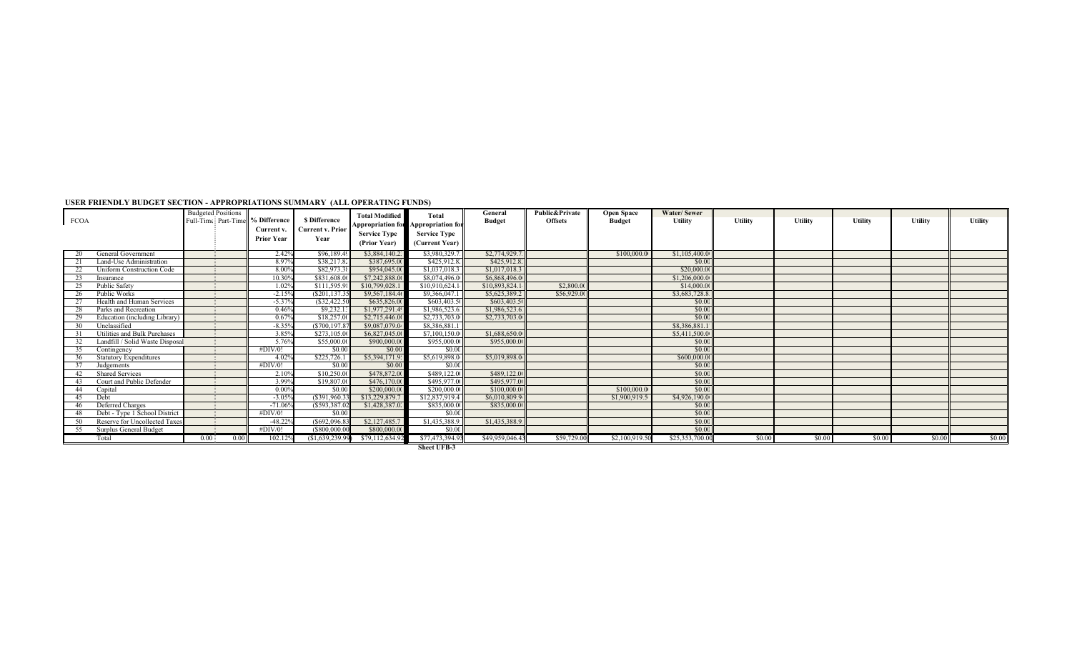**USER FRIENDLY BUDGET SECTION - APPROPRIATIONS SUMMARY (ALL OPERATING FUNDS)**

| FCOA | | Budgeted Positions Full-Time | Budgeted Positions Part-Time | % Difference Current v. Prior Year | $ Difference Current v. Prior Year | Total Modified Appropriation for Service Type (Prior Year) | Total Appropriation for Service Type (Current Year) | General Budget | Public&Private Offsets | Open Space Budget | Water/ Sewer Utility | Utility | Utility | Utility | Utility | Utility |
|---|---|---|---|---|---|---|---|---|---|---|---|---|---|---|---|---|
| 20 | General Government | | | 2.42% | $96,189.49 | $3,884,140.27 | $3,980,329.77 | $2,774,929.77 | | $100,000.00 | $1,105,400.00 | | | | | |
| 21 | Land-Use Administration | | | 8.97% | $38,217.82 | $387,695.00 | $425,912.82 | $425,912.82 | | | $0.00 | | | | | |
| 22 | Uniform Construction Code | | | 8.00% | $82,973.38 | $954,045.00 | $1,037,018.38 | $1,017,018.38 | | | $20,000.00 | | | | | |
| 23 | Insurance | | | 10.30% | $831,608.00 | $7,242,888.00 | $8,074,496.00 | $6,868,496.00 | | | $1,206,000.00 | | | | | |
| 25 | Public Safety | | | 1.02% | $111,595.95 | $10,799,028.19 | $10,910,624.14 | $10,893,824.14 | $2,800.00 | | $14,000.00 | | | | | |
| 26 | Public Works | | | -2.15% | ($201,137.35) | $9,567,184.46 | $9,366,047.11 | $5,625,389.27 | $56,929.00 | | $3,683,728.84 | | | | | |
| 27 | Health and Human Services | | | -5.37% | ($32,422.50) | $635,826.00 | $603,403.50 | $603,403.50 | | | $0.00 | | | | | |
| 28 | Parks and Recreation | | | 0.46% | $9,232.17 | $1,977,291.49 | $1,986,523.66 | $1,986,523.66 | | | $0.00 | | | | | |
| 29 | Education (including Library) | | | 0.67% | $18,257.00 | $2,715,446.00 | $2,733,703.00 | $2,733,703.00 | | | $0.00 | | | | | |
| 30 | Unclassified | | | -8.35% | ($700,197.87) | $9,087,079.04 | $8,386,881.17 | | | | $8,386,881.17 | | | | | |
| 31 | Utilities and Bulk Purchases | | | 3.85% | $273,105.00 | $6,827,045.00 | $7,100,150.00 | $1,688,650.00 | | | $5,411,500.00 | | | | | |
| 32 | Landfill / Solid Waste Disposal | | | 5.76% | $55,000.00 | $900,000.00 | $955,000.00 | $955,000.00 | | | $0.00 | | | | | |
| 35 | Contingency | | | #DIV/0! | $0.00 | $0.00 | $0.00 | | | | $0.00 | | | | | |
| 36 | Statutory Expenditures | | | 4.02% | $225,726.14 | $5,394,171.92 | $5,619,898.06 | $5,019,898.06 | | | $600,000.00 | | | | | |
| 37 | Judgements | | | #DIV/0! | $0.00 | $0.00 | $0.00 | | | | $0.00 | | | | | |
| 42 | Shared Services | | | 2.10% | $10,250.00 | $478,872.00 | $489,122.00 | $489,122.00 | | | $0.00 | | | | | |
| 43 | Court and Public Defender | | | 3.99% | $19,807.00 | $476,170.00 | $495,977.00 | $495,977.00 | | | $0.00 | | | | | |
| 44 | Capital | | | 0.00% | $0.00 | $200,000.00 | $200,000.00 | $100,000.00 | | $100,000.00 | $0.00 | | | | | |
| 45 | Debt | | | -3.05% | ($391,960.33) | $13,229,879.74 | $12,837,919.41 | $6,010,809.91 | | $1,900,919.50 | $4,926,190.00 | | | | | |
| 46 | Deferred Charges | | | -71.06% | ($593,387.02) | $1,428,387.02 | $835,000.00 | $835,000.00 | | | $0.00 | | | | | |
| 48 | Debt - Type 1 School District | | | #DIV/0! | $0.00 | | $0.00 | | | | $0.00 | | | | | |
| 50 | Reserve for Uncollected Taxes | | | -48.22% | ($692,096.83) | $2,127,485.75 | $1,435,388.92 | $1,435,388.92 | | | $0.00 | | | | | |
| 55 | Surplus General Budget | | | #DIV/0! | ($800,000.00) | $800,000.00 | $0.00 | | | | $0.00 | | | | | |
| | Total | 0.00 | 0.00 | 102.12% | ($1,639,239.99) | $79,112,634.92 | $77,473,394.93 | $49,959,046.43 | $59,729.00 | $2,100,919.50 | $25,353,700.00 | $0.00 | $0.00 | $0.00 | $0.00 | $0.00 |

**Sheet UFB-3**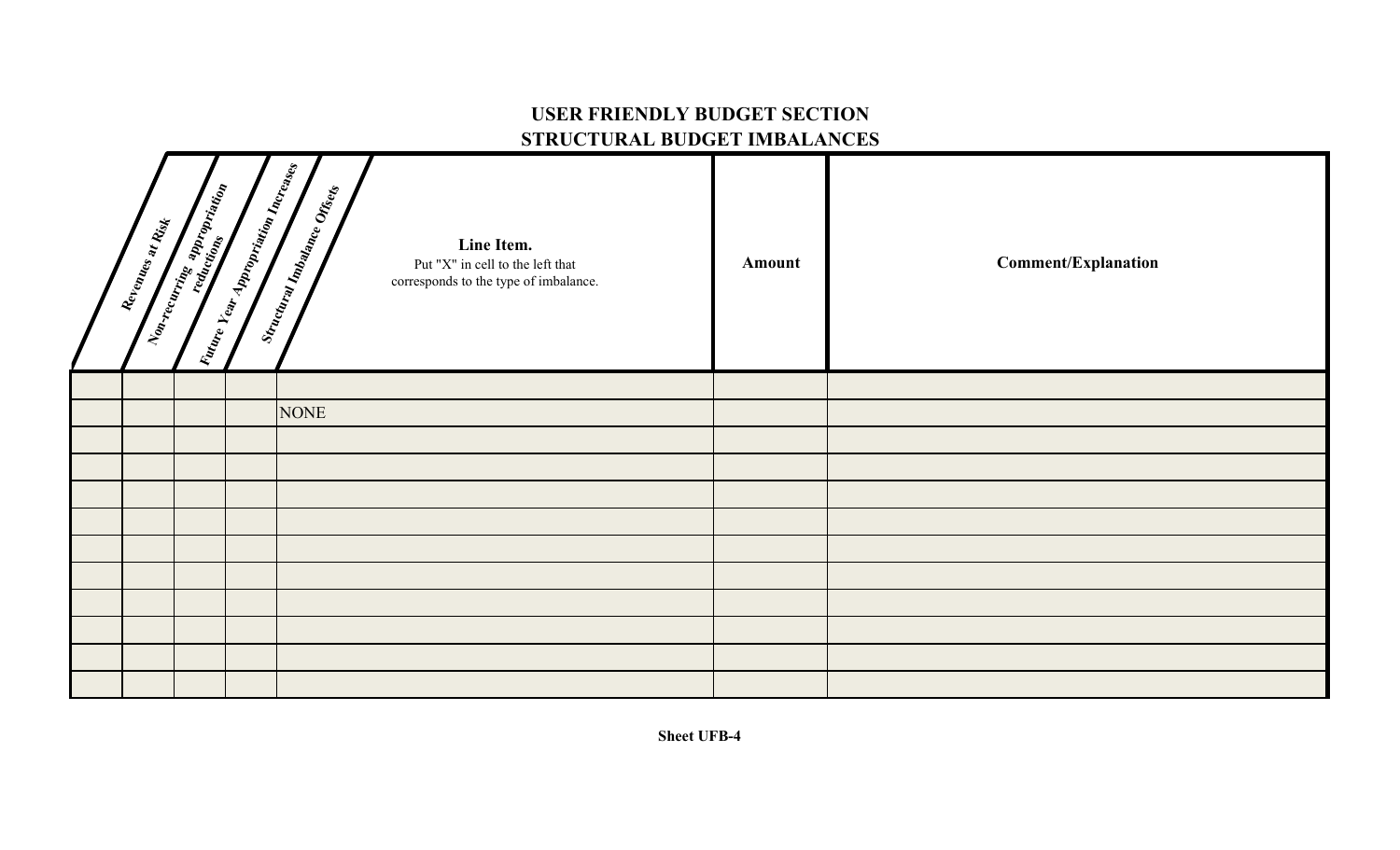# USER FRIENDLY BUDGET SECTION
## STRUCTURAL BUDGET IMBALANCES

| Revenues at Risk | Non-recurring appropriation reductions | Future Year Appropriation Increases | Structural Imbalance Offsets | **Line Item.** Put "X" in cell to the left that corresponds to the type of imbalance. | **Amount** | **Comment/Explanation** |
|---|---|---|---|---|---|---|
| | | | | | | |
| | | | | NONE | | |
| | | | | | | |
| | | | | | | |
| | | | | | | |
| | | | | | | |
| | | | | | | |
| | | | | | | |
| | | | | | | |
| | | | | | | |
| | | | | | | |
| | | | | | | |

**Sheet UFB-4**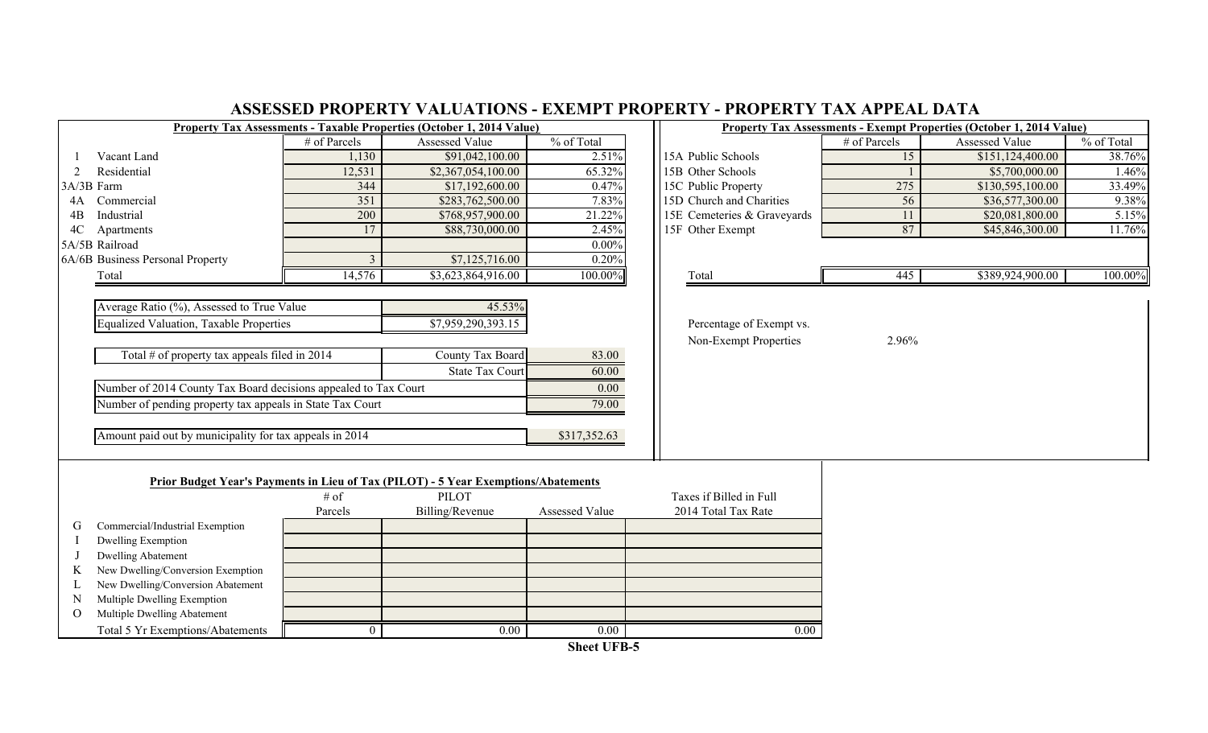# ASSESSED PROPERTY VALUATIONS - EXEMPT PROPERTY - PROPERTY TAX APPEAL DATA

**Property Tax Assessments - Taxable Properties (October 1, 2014 Value)**

| | | # of Parcels | Assessed Value | % of Total |
|---|---|---|---|---|
| 1 | Vacant Land | 1,130 | $91,042,100.00 | 2.51% |
| 2 | Residential | 12,531 | $2,367,054,100.00 | 65.32% |
| 3A/3B | Farm | 344 | $17,192,600.00 | 0.47% |
| 4A | Commercial | 351 | $283,762,500.00 | 7.83% |
| 4B | Industrial | 200 | $768,957,900.00 | 21.22% |
| 4C | Apartments | 17 | $88,730,000.00 | 2.45% |
| 5A/5B | Railroad | | | 0.00% |
| 6A/6B | Business Personal Property | 3 | $7,125,716.00 | 0.20% |
| | Total | 14,576 | $3,623,864,916.00 | 100.00% |

| | |
|---|---|
| Average Ratio (%), Assessed to True Value | 45.53% |
| Equalized Valuation, Taxable Properties | $7,959,290,393.15 |

| | | |
|---|---|---|
| Total # of property tax appeals filed in 2014 | County Tax Board | 83.00 |
| | State Tax Court | 60.00 |
| Number of 2014 County Tax Board decisions appealed to Tax Court | | 0.00 |
| Number of pending property tax appeals in State Tax Court | | 79.00 |

| | |
|---|---|
| Amount paid out by municipality for tax appeals in 2014 | $317,352.63 |

**Property Tax Assessments - Exempt Properties (October 1, 2014 Value)**

| | # of Parcels | Assessed Value | % of Total |
|---|---|---|---|
| 15A Public Schools | 15 | $151,124,400.00 | 38.76% |
| 15B Other Schools | 1 | $5,700,000.00 | 1.46% |
| 15C Public Property | 275 | $130,595,100.00 | 33.49% |
| 15D Church and Charities | 56 | $36,577,300.00 | 9.38% |
| 15E Cemeteries & Graveyards | 11 | $20,081,800.00 | 5.15% |
| 15F Other Exempt | 87 | $45,846,300.00 | 11.76% |
| Total | 445 | $389,924,900.00 | 100.00% |

Percentage of Exempt vs. Non-Exempt Properties: 2.96%

**Prior Budget Year's Payments in Lieu of Tax (PILOT) - 5 Year Exemptions/Abatements**

| | | # of Parcels | PILOT Billing/Revenue | Assessed Value | Taxes if Billed in Full 2014 Total Tax Rate |
|---|---|---|---|---|---|
| G | Commercial/Industrial Exemption | | | | |
| I | Dwelling Exemption | | | | |
| J | Dwelling Abatement | | | | |
| K | New Dwelling/Conversion Exemption | | | | |
| L | New Dwelling/Conversion Abatement | | | | |
| N | Multiple Dwelling Exemption | | | | |
| O | Multiple Dwelling Abatement | | | | |
| | Total 5 Yr Exemptions/Abatements | 0 | 0.00 | 0.00 | 0.00 |

**Sheet UFB-5**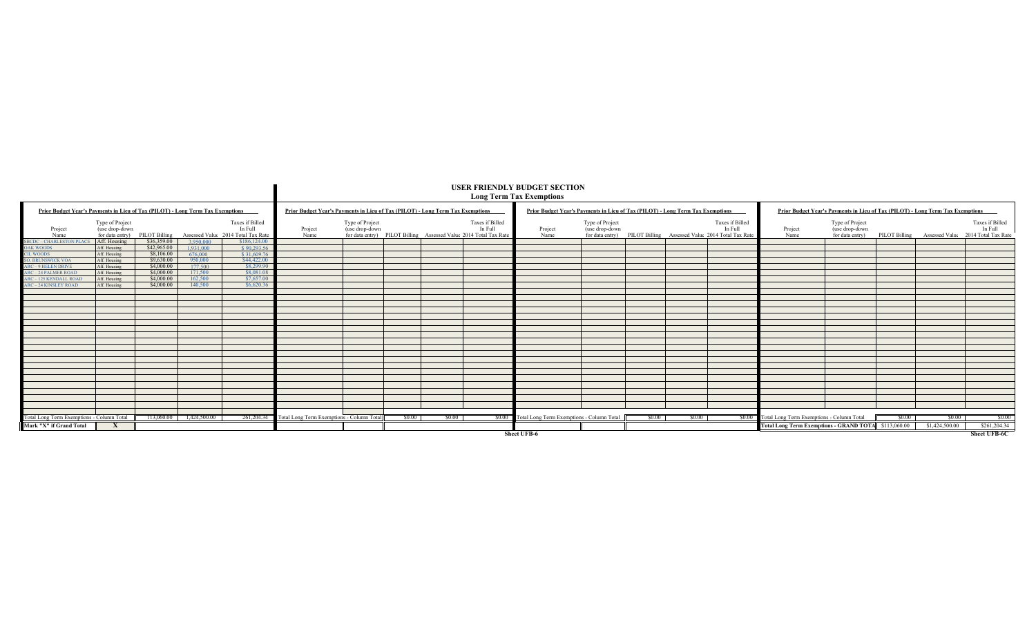# USER FRIENDLY BUDGET SECTION

## Long Term Tax Exemptions

### Prior Budget Year's Payments in Lieu of Tax (PILOT) - Long Term Tax Exemptions

| Project Name | Type of Project (use drop-down for data entry) | PILOT Billing | Assessed Value | Taxes if Billed In Full 2014 Total Tax Rate |
|---|---|---|---|---|
| SBCDC - CHARLESTON PLACE | Aff. Housing | $36,359.00 | 3,950,000 | $186,124.00 |
| OAK WOODS | Aff. Housing | $42,965.00 | 1,931,000 | $ 90,293.56 |
| CIL WOODS | Aff. Housing | $8,106.00 | 676,000 | $ 31,609.76 |
| SO. BRUNSWICK VOA | Aff. Housing | $9,630.00 | 950,000 | $44,422.00 |
| ARC - 9 HELEN DRIVE | Aff. Housing | $4,000.00 | 177,500 | $8,299.90 |
| ARC - 24 PALMER ROAD | Aff. Housing | $4,000.00 | 171,500 | $8,081.08 |
| ARC - 125 KENDALL ROAD | Aff. Housing | $4,000.00 | 162,500 | $7,657.00 |
| ARC - 24 KINSLEY ROAD | Aff. Housing | $4,000.00 | 140,500 | $6,620.36 |
| Total Long Term Exemptions - Column Total | | 113,060.00 | 1,424,500.00 | 261,204.34 |
| Mark "X" if Grand Total | X | | | |

### Prior Budget Year's Payments in Lieu of Tax (PILOT) - Long Term Tax Exemptions

| Project Name | Type of Project (use drop-down for data entry) | PILOT Billing | Assessed Value | Taxes if Billed In Full 2014 Total Tax Rate |
|---|---|---|---|---|
| Total Long Term Exemptions - Column Total | | $0.00 | $0.00 | $0.00 |

### Prior Budget Year's Payments in Lieu of Tax (PILOT) - Long Term Tax Exemptions

| Project Name | Type of Project (use drop-down for data entry) | PILOT Billing | Assessed Value | Taxes if Billed In Full 2014 Total Tax Rate |
|---|---|---|---|---|
| Total Long Term Exemptions - Column Total | | $0.00 | $0.00 | $0.00 |

### Prior Budget Year's Payments in Lieu of Tax (PILOT) - Long Term Tax Exemptions

| Project Name | Type of Project (use drop-down for data entry) | PILOT Billing | Assessed Value | Taxes if Billed In Full 2014 Total Tax Rate |
|---|---|---|---|---|
| Total Long Term Exemptions - Column Total | | $0.00 | $0.00 | $0.00 |
| Total Long Term Exemptions - GRAND TOTAL | | $113,060.00 | $1,424,500.00 | $261,204.34 |

Sheet UFB-6

Sheet UFB-6C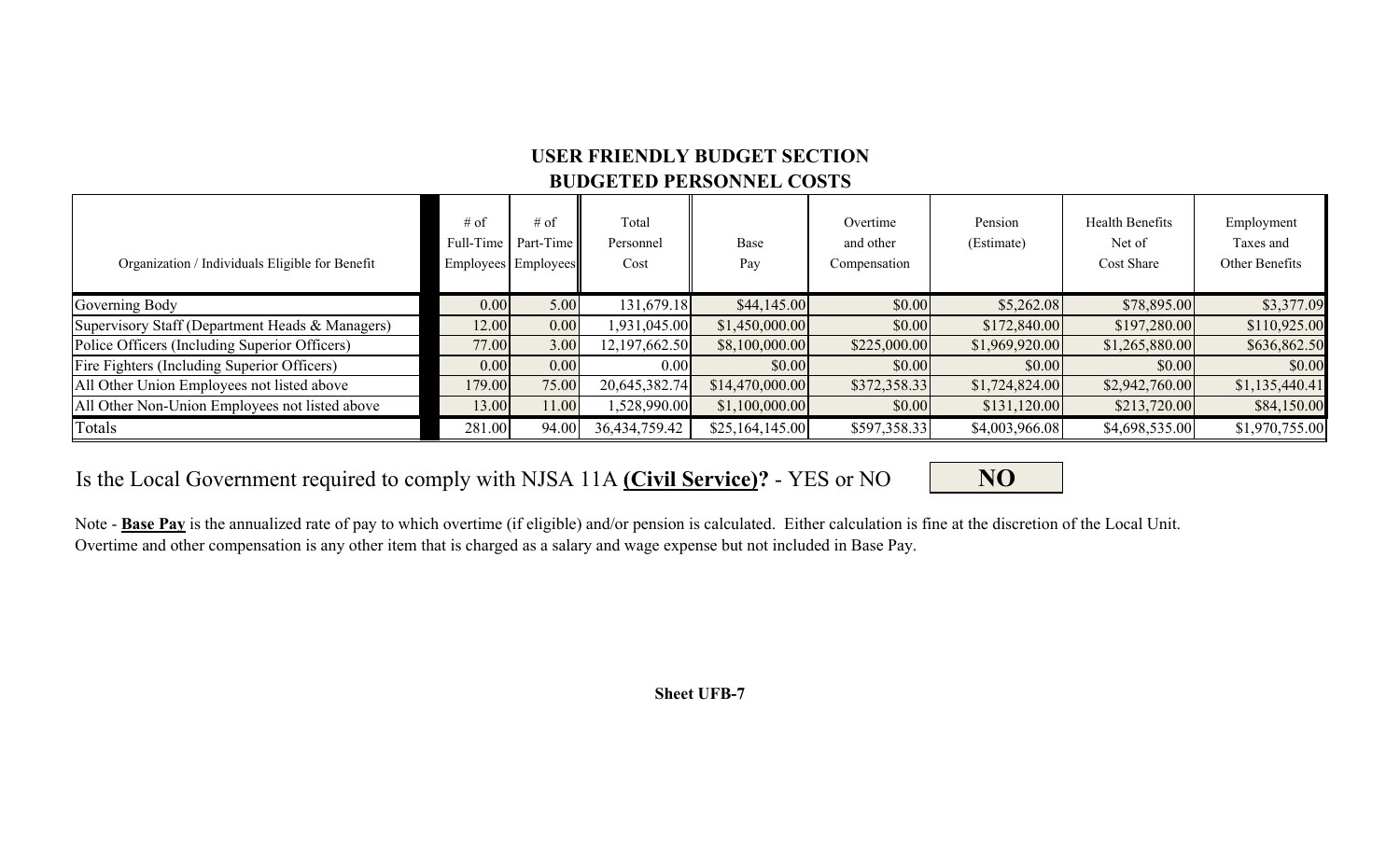## USER FRIENDLY BUDGET SECTION
## BUDGETED PERSONNEL COSTS

| Organization / Individuals Eligible for Benefit | # of Full-Time Employees | # of Part-Time Employees | Total Personnel Cost | Base Pay | Overtime and other Compensation | Pension (Estimate) | Health Benefits Net of Cost Share | Employment Taxes and Other Benefits |
|---|---|---|---|---|---|---|---|---|
| Governing Body | 0.00 | 5.00 | 131,679.18 | $44,145.00 | $0.00 | $5,262.08 | $78,895.00 | $3,377.09 |
| Supervisory Staff (Department Heads & Managers) | 12.00 | 0.00 | 1,931,045.00 | $1,450,000.00 | $0.00 | $172,840.00 | $197,280.00 | $110,925.00 |
| Police Officers (Including Superior Officers) | 77.00 | 3.00 | 12,197,662.50 | $8,100,000.00 | $225,000.00 | $1,969,920.00 | $1,265,880.00 | $636,862.50 |
| Fire Fighters (Including Superior Officers) | 0.00 | 0.00 | 0.00 | $0.00 | $0.00 | $0.00 | $0.00 | $0.00 |
| All Other Union Employees not listed above | 179.00 | 75.00 | 20,645,382.74 | $14,470,000.00 | $372,358.33 | $1,724,824.00 | $2,942,760.00 | $1,135,440.41 |
| All Other Non-Union Employees not listed above | 13.00 | 11.00 | 1,528,990.00 | $1,100,000.00 | $0.00 | $131,120.00 | $213,720.00 | $84,150.00 |
| Totals | 281.00 | 94.00 | 36,434,759.42 | $25,164,145.00 | $597,358.33 | $4,003,966.08 | $4,698,535.00 | $1,970,755.00 |

Is the Local Government required to comply with NJSA 11A **(Civil Service)?** - YES or NO **NO**

Note - **Base Pay** is the annualized rate of pay to which overtime (if eligible) and/or pension is calculated. Either calculation is fine at the discretion of the Local Unit. Overtime and other compensation is any other item that is charged as a salary and wage expense but not included in Base Pay.

**Sheet UFB-7**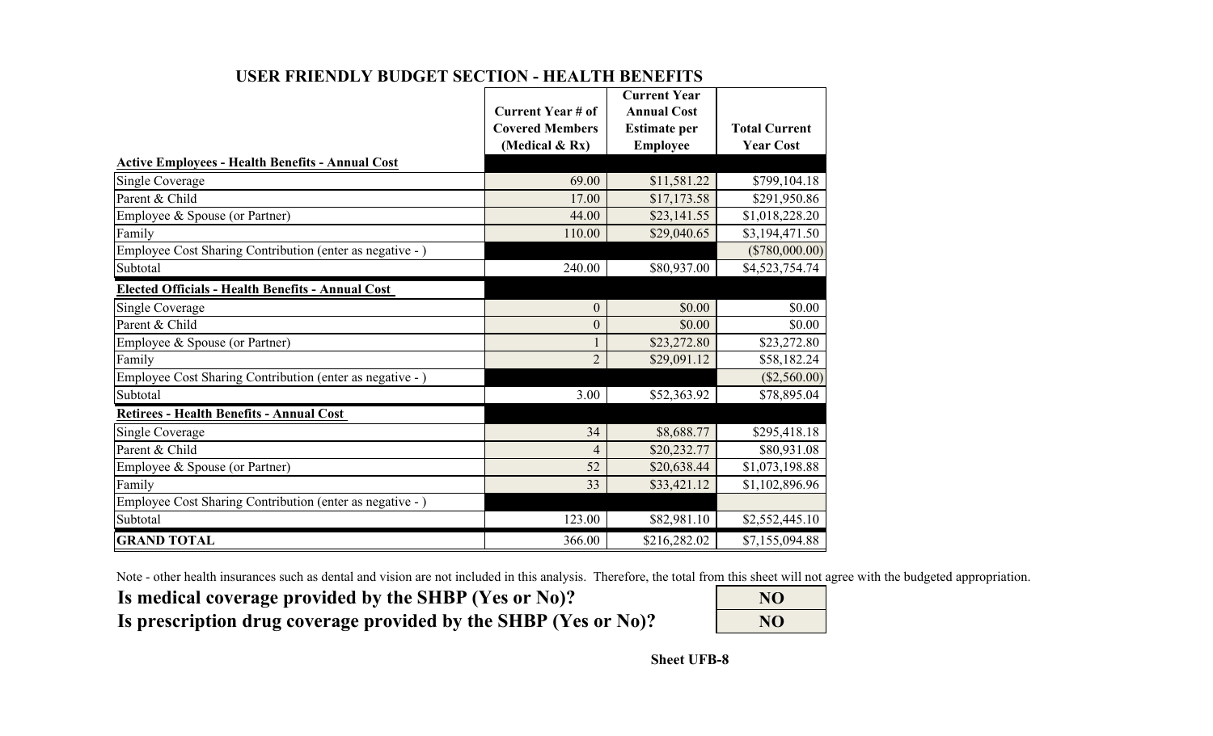## USER FRIENDLY BUDGET SECTION - HEALTH BENEFITS

| | Current Year # of Covered Members (Medical & Rx) | Current Year Annual Cost Estimate per Employee | Total Current Year Cost |
|---|---|---|---|
| **Active Employees - Health Benefits - Annual Cost** | | | |
| Single Coverage | 69.00 | $11,581.22 | $799,104.18 |
| Parent & Child | 17.00 | $17,173.58 | $291,950.86 |
| Employee & Spouse (or Partner) | 44.00 | $23,141.55 | $1,018,228.20 |
| Family | 110.00 | $29,040.65 | $3,194,471.50 |
| Employee Cost Sharing Contribution (enter as negative - ) | | | ($780,000.00) |
| Subtotal | 240.00 | $80,937.00 | $4,523,754.74 |
| **Elected Officials - Health Benefits - Annual Cost** | | | |
| Single Coverage | 0 | $0.00 | $0.00 |
| Parent & Child | 0 | $0.00 | $0.00 |
| Employee & Spouse (or Partner) | 1 | $23,272.80 | $23,272.80 |
| Family | 2 | $29,091.12 | $58,182.24 |
| Employee Cost Sharing Contribution (enter as negative - ) | | | ($2,560.00) |
| Subtotal | 3.00 | $52,363.92 | $78,895.04 |
| **Retirees - Health Benefits - Annual Cost** | | | |
| Single Coverage | 34 | $8,688.77 | $295,418.18 |
| Parent & Child | 4 | $20,232.77 | $80,931.08 |
| Employee & Spouse (or Partner) | 52 | $20,638.44 | $1,073,198.88 |
| Family | 33 | $33,421.12 | $1,102,896.96 |
| Employee Cost Sharing Contribution (enter as negative - ) | | | |
| Subtotal | 123.00 | $82,981.10 | $2,552,445.10 |
| **GRAND TOTAL** | 366.00 | $216,282.02 | $7,155,094.88 |

Note - other health insurances such as dental and vision are not included in this analysis. Therefore, the total from this sheet will not agree with the budgeted appropriation.

| | |
|---|---|
| **Is medical coverage provided by the SHBP (Yes or No)?** | **NO** |
| **Is prescription drug coverage provided by the SHBP (Yes or No)?** | **NO** |

**Sheet UFB-8**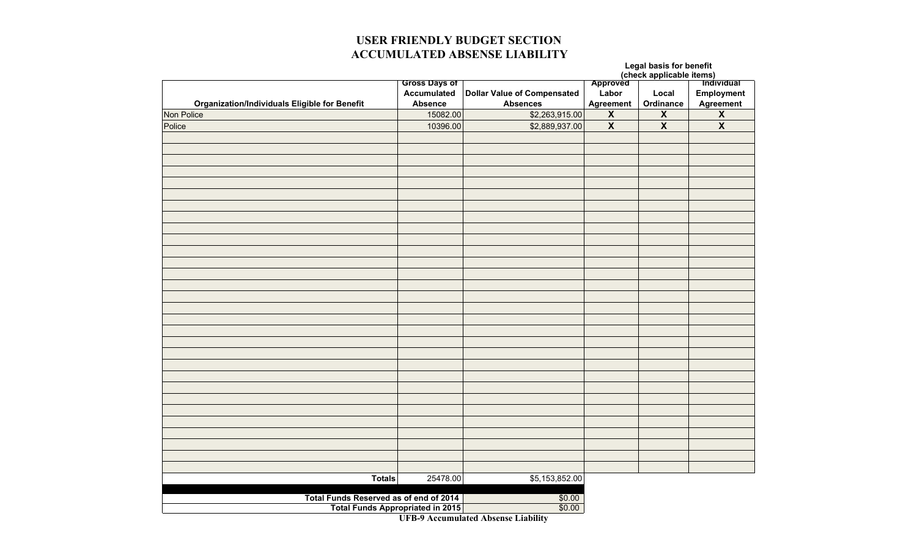# USER FRIENDLY BUDGET SECTION
# ACCUMULATED ABSENSE LIABILITY

| Organization/Individuals Eligible for Benefit | Gross Days of Accumulated Absence | Dollar Value of Compensated Absences | Legal basis for benefit (check applicable items) Approved Labor Agreement | Local Ordinance | Individual Employment Agreement |
|---|---|---|---|---|---|
| Non Police | 15082.00 | $2,263,915.00 | X | X | X |
| Police | 10396.00 | $2,889,937.00 | X | X | X |
| Totals | 25478.00 | $5,153,852.00 | | | |
| Total Funds Reserved as of end of 2014 | | $0.00 | | | |
| Total Funds Appropriated in 2015 | | $0.00 | | | |

**UFB-9 Accumulated Absense Liability**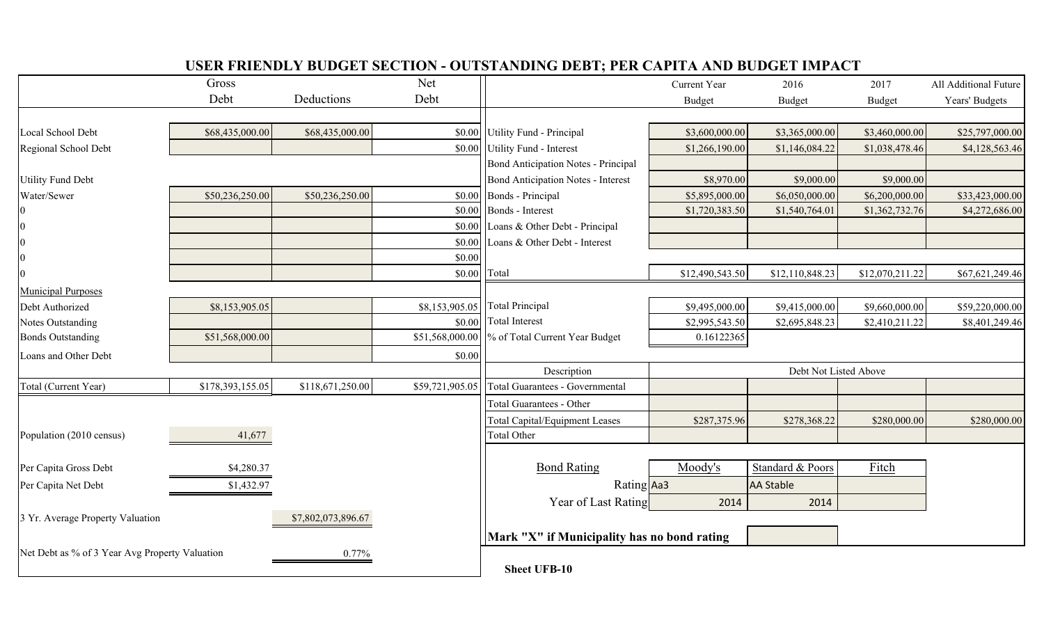# USER FRIENDLY BUDGET SECTION - OUTSTANDING DEBT; PER CAPITA AND BUDGET IMPACT

| | Gross Debt | Deductions | Net Debt |
|---|---|---|---|
| Local School Debt | $68,435,000.00 | $68,435,000.00 | $0.00 |
| Regional School Debt | | | $0.00 |
| Utility Fund Debt | | | |
| Water/Sewer | $50,236,250.00 | $50,236,250.00 | $0.00 |
| 0 | | | $0.00 |
| 0 | | | $0.00 |
| 0 | | | $0.00 |
| 0 | | | $0.00 |
| 0 | | | $0.00 |
| Municipal Purposes | | | |
| Debt Authorized | $8,153,905.05 | | $8,153,905.05 |
| Notes Outstanding | | | $0.00 |
| Bonds Outstanding | $51,568,000.00 | | $51,568,000.00 |
| Loans and Other Debt | | | $0.00 |
| Total (Current Year) | $178,393,155.05 | $118,671,250.00 | $59,721,905.05 |

| | |
|---|---|
| Population (2010 census) | 41,677 |
| Per Capita Gross Debt | $4,280.37 |
| Per Capita Net Debt | $1,432.97 |
| 3 Yr. Average Property Valuation | $7,802,073,896.67 |
| Net Debt as % of 3 Year Avg Property Valuation | 0.77% |

| | Current Year Budget | 2016 Budget | 2017 Budget | All Additional Future Years' Budgets |
|---|---|---|---|---|
| Utility Fund - Principal | $3,600,000.00 | $3,365,000.00 | $3,460,000.00 | $25,797,000.00 |
| Utility Fund - Interest | $1,266,190.00 | $1,146,084.22 | $1,038,478.46 | $4,128,563.46 |
| Bond Anticipation Notes - Principal | | | | |
| Bond Anticipation Notes - Interest | $8,970.00 | $9,000.00 | $9,000.00 | |
| Bonds - Principal | $5,895,000.00 | $6,050,000.00 | $6,200,000.00 | $33,423,000.00 |
| Bonds - Interest | $1,720,383.50 | $1,540,764.01 | $1,362,732.76 | $4,272,686.00 |
| Loans & Other Debt - Principal | | | | |
| Loans & Other Debt - Interest | | | | |
| Total | $12,490,543.50 | $12,110,848.23 | $12,070,211.22 | $67,621,249.46 |
| Total Principal | $9,495,000.00 | $9,415,000.00 | $9,660,000.00 | $59,220,000.00 |
| Total Interest | $2,995,543.50 | $2,695,848.23 | $2,410,211.22 | $8,401,249.46 |
| % of Total Current Year Budget | 0.16122365 | | | |

| Description | Debt Not Listed Above | | | |
|---|---|---|---|---|
| Total Guarantees - Governmental | | | | |
| Total Guarantees - Other | | | | |
| Total Capital/Equipment Leases | $287,375.96 | $278,368.22 | $280,000.00 | $280,000.00 |
| Total Other | | | | |

| Bond Rating | Moody's | Standard & Poors | Fitch |
|---|---|---|---|
| Rating | Aa3 | AA Stable | |
| Year of Last Rating | 2014 | 2014 | |

**Mark "X" if Municipality has no bond rating**

**Sheet UFB-10**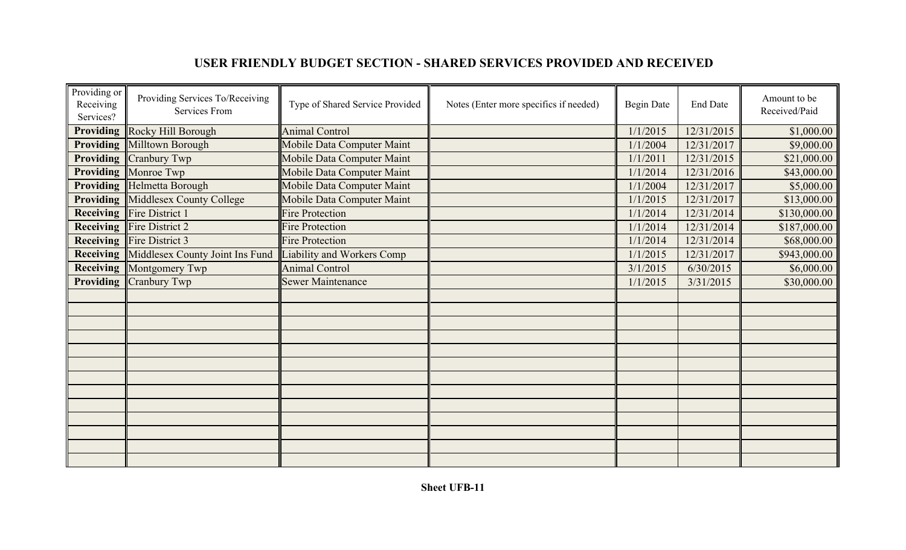# USER FRIENDLY BUDGET SECTION - SHARED SERVICES PROVIDED AND RECEIVED

| Providing or Receiving Services? | Providing Services To/Receiving Services From | Type of Shared Service Provided | Notes (Enter more specifics if needed) | Begin Date | End Date | Amount to be Received/Paid |
|---|---|---|---|---|---|---|
| **Providing** | Rocky Hill Borough | Animal Control | | 1/1/2015 | 12/31/2015 | $1,000.00 |
| **Providing** | Milltown Borough | Mobile Data Computer Maint | | 1/1/2004 | 12/31/2017 | $9,000.00 |
| **Providing** | Cranbury Twp | Mobile Data Computer Maint | | 1/1/2011 | 12/31/2015 | $21,000.00 |
| **Providing** | Monroe Twp | Mobile Data Computer Maint | | 1/1/2014 | 12/31/2016 | $43,000.00 |
| **Providing** | Helmetta Borough | Mobile Data Computer Maint | | 1/1/2004 | 12/31/2017 | $5,000.00 |
| **Providing** | Middlesex County College | Mobile Data Computer Maint | | 1/1/2015 | 12/31/2017 | $13,000.00 |
| **Receiving** | Fire District 1 | Fire Protection | | 1/1/2014 | 12/31/2014 | $130,000.00 |
| **Receiving** | Fire District 2 | Fire Protection | | 1/1/2014 | 12/31/2014 | $187,000.00 |
| **Receiving** | Fire District 3 | Fire Protection | | 1/1/2014 | 12/31/2014 | $68,000.00 |
| **Receiving** | Middlesex County Joint Ins Fund | Liability and Workers Comp | | 1/1/2015 | 12/31/2017 | $943,000.00 |
| **Receiving** | Montgomery Twp | Animal Control | | 3/1/2015 | 6/30/2015 | $6,000.00 |
| **Providing** | Cranbury Twp | Sewer Maintenance | | 1/1/2015 | 3/31/2015 | $30,000.00 |
| | | | | | | |
| | | | | | | |
| | | | | | | |
| | | | | | | |
| | | | | | | |
| | | | | | | |
| | | | | | | |
| | | | | | | |
| | | | | | | |
| | | | | | | |
| | | | | | | |
| | | | | | | |
| | | | | | | |
| | | | | | | |

**Sheet UFB-11**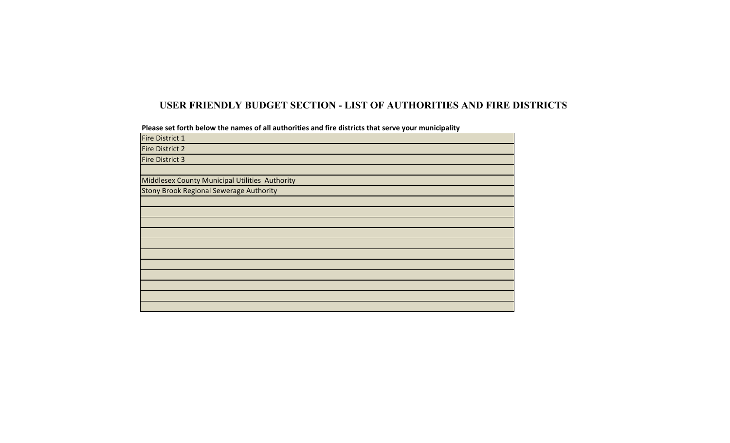# USER FRIENDLY BUDGET SECTION - LIST OF AUTHORITIES AND FIRE DISTRICTS

**Please set forth below the names of all authorities and fire districts that serve your municipality**

| |
|---|
| Fire District 1 |
| Fire District 2 |
| Fire District 3 |
| |
| Middlesex County Municipal Utilities Authority |
| Stony Brook Regional Sewerage Authority |
| |
| |
| |
| |
| |
| |
| |
| |
| |
| |
| |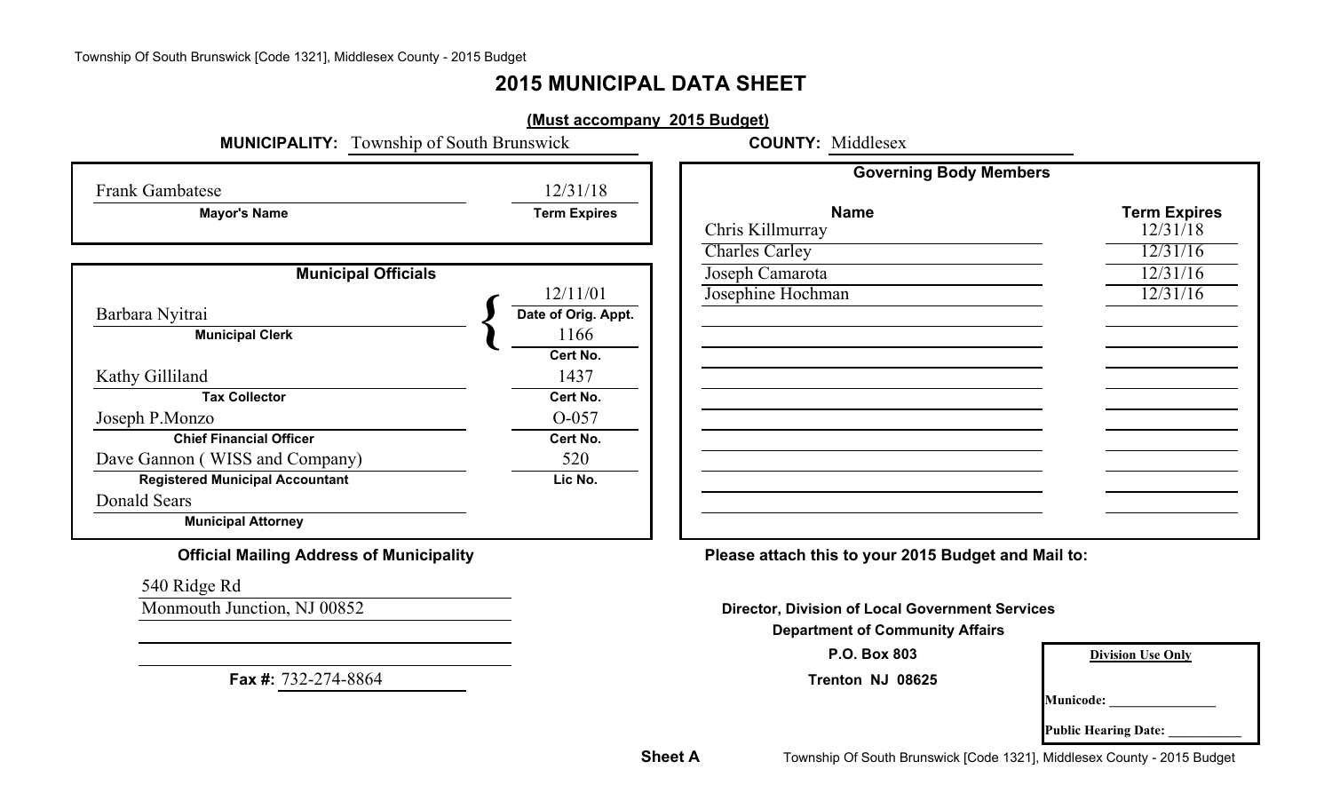# 2015 MUNICIPAL DATA SHEET

**(Must accompany 2015 Budget)**

**MUNICIPALITY:** Township of South Brunswick **COUNTY:** Middlesex

| Mayor's Name | Term Expires |
|---|---|
| Frank Gambatese | 12/31/18 |

**Municipal Officials**

| Name | Title | Number |
|---|---|---|
| Barbara Nyitrai | Municipal Clerk | Date of Orig. Appt.: 12/11/01; Cert No.: 1166 |
| Kathy Gilliland | Tax Collector | Cert No.: 1437 |
| Joseph P.Monzo | Chief Financial Officer | Cert No.: O-057 |
| Dave Gannon ( WISS and Company) | Registered Municipal Accountant | Lic No.: 520 |
| Donald Sears | Municipal Attorney | |

**Governing Body Members**

| Name | Term Expires |
|---|---|
| Chris Killmurray | 12/31/18 |
| Charles Carley | 12/31/16 |
| Joseph Camarota | 12/31/16 |
| Josephine Hochman | 12/31/16 |

**Official Mailing Address of Municipality**

540 Ridge Rd
Monmouth Junction, NJ 00852

**Fax #:** 732-274-8864

**Please attach this to your 2015 Budget and Mail to:**

**Director, Division of Local Government Services**
**Department of Community Affairs**
**P.O. Box 803**
**Trenton NJ 08625**

| Division Use Only |
|---|
| Municode: _______________ |
| Public Hearing Date: ___________ |

**Sheet A**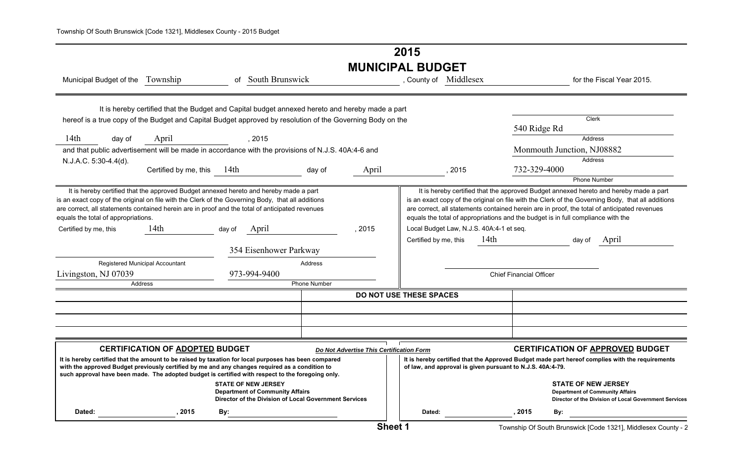# 2015

# MUNICIPAL BUDGET

Municipal Budget of the Township of South Brunswick, County of Middlesex for the Fiscal Year 2015.

It is hereby certified that the Budget and Capital budget annexed hereto and hereby made a part hereof is a true copy of the Budget and Capital Budget approved by resolution of the Governing Body on the 14th day of April, 2015

and that public advertisement will be made in accordance with the provisions of N.J.S. 40A:4-6 and N.J.A.C. 5:30-4.4(d).

Certified by me, this 14th day of April, 2015

Clerk

540 Ridge Rd
Address

Monmouth Junction, NJ08882
Address

732-329-4000
Phone Number

It is hereby certified that the approved Budget annexed hereto and hereby made a part is an exact copy of the original on file with the Clerk of the Governing Body, that all additions are correct, all statements contained herein are in proof and the total of anticipated revenues equals the total of appropriations.

Certified by me, this 14th day of April, 2015

Registered Municipal Accountant

354 Eisenhower Parkway
Address

Livingston, NJ 07039
Address

973-994-9400
Phone Number

It is hereby certified that the approved Budget annexed hereto and hereby made a part is an exact copy of the original on file with the Clerk of the Governing Body, that all additions are correct, all statements contained herein are in proof, the total of anticipated revenues equals the total of appropriations and the budget is in full compliance with the Local Budget Law, N.J.S. 40A:4-1 et seq.

Certified by me, this 14th day of April

Chief Financial Officer

**DO NOT USE THESE SPACES**

### CERTIFICATION OF ADOPTED BUDGET

*Do Not Advertise This Certification Form*

**It is hereby certified that the amount to be raised by taxation for local purposes has been compared with the approved Budget previously certified by me and any changes required as a condition to such approval have been made. The adopted budget is certified with respect to the foregoing only.**

**STATE OF NEW JERSEY**
**Department of Community Affairs**
**Director of the Division of Local Government Services**

**Dated:** __________, 2015 **By:** __________

### CERTIFICATION OF APPROVED BUDGET

**It is hereby certified that the Approved Budget made part hereof complies with the requirements of law, and approval is given pursuant to N.J.S. 40A:4-79.**

**STATE OF NEW JERSEY**
**Department of Community Affairs**
**Director of the Division of Local Government Services**

**Dated:** __________, 2015 **By:** __________

**Sheet 1**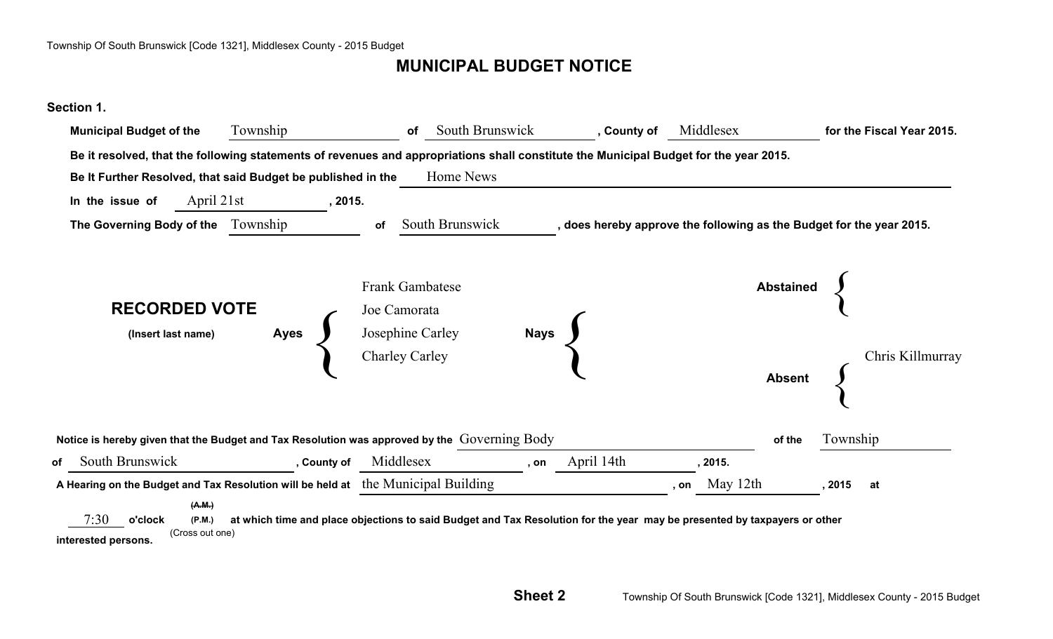# MUNICIPAL BUDGET NOTICE

**Section 1.**

**Municipal Budget of the** Township **of** South Brunswick **, County of** Middlesex **for the Fiscal Year 2015.**

**Be it resolved, that the following statements of revenues and appropriations shall constitute the Municipal Budget for the year 2015.**

**Be It Further Resolved, that said Budget be published in the** Home News

**In the issue of** April 21st **, 2015.**

**The Governing Body of the** Township **of** South Brunswick **, does hereby approve the following as the Budget for the year 2015.**

**RECORDED VOTE**

**(Insert last name)**

**Ayes**
- Frank Gambatese
- Joe Camorata
- Josephine Carley
- Charley Carley

**Nays**

**Abstained**

**Absent**
- Chris Killmurray

**Notice is hereby given that the Budget and Tax Resolution was approved by the** Governing Body **of the** Township **of** South Brunswick **, County of** Middlesex **, on** April 14th **, 2015.**

**A Hearing on the Budget and Tax Resolution will be held at** the Municipal Building **, on** May 12th **, 2015 at** 7:30 **o'clock** ~~(A.M.)~~ **(P.M.)** (Cross out one) **at which time and place objections to said Budget and Tax Resolution for the year may be presented by taxpayers or other interested persons.**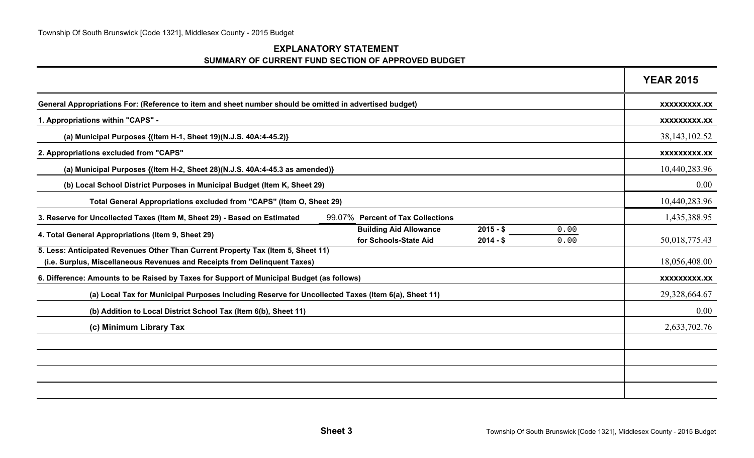## EXPLANATORY STATEMENT

### SUMMARY OF CURRENT FUND SECTION OF APPROVED BUDGET

| | | | | YEAR 2015 |
|---|---|---|---|---|
| **General Appropriations For: (Reference to item and sheet number should be omitted in advertised budget)** | | | | xxxxxxxxx.xx |
| **1. Appropriations within "CAPS" -** | | | | xxxxxxxxx.xx |
| **(a) Municipal Purposes {(Item H-1, Sheet 19)(N.J.S. 40A:4-45.2)}** | | | | 38,143,102.52 |
| **2. Appropriations excluded from "CAPS"** | | | | xxxxxxxxx.xx |
| **(a) Municipal Purposes {(Item H-2, Sheet 28)(N.J.S. 40A:4-45.3 as amended)}** | | | | 10,440,283.96 |
| **(b) Local School District Purposes in Municipal Budget (Item K, Sheet 29)** | | | | 0.00 |
| **Total General Appropriations excluded from "CAPS" (Item O, Sheet 29)** | | | | 10,440,283.96 |
| **3. Reserve for Uncollected Taxes (Item M, Sheet 29) - Based on Estimated** | 99.07% **Percent of Tax Collections** | | | 1,435,388.95 |
| **4. Total General Appropriations (Item 9, Sheet 29)** | **Building Aid Allowance for Schools-State Aid** | **2015 - $**<br>**2014 - $** | 0.00<br>0.00 | 50,018,775.43 |
| **5. Less: Anticipated Revenues Other Than Current Property Tax (Item 5, Sheet 11) (i.e. Surplus, Miscellaneous Revenues and Receipts from Delinquent Taxes)** | | | | 18,056,408.00 |
| **6. Difference: Amounts to be Raised by Taxes for Support of Municipal Budget (as follows)** | | | | xxxxxxxxx.xx |
| **(a) Local Tax for Municipal Purposes Including Reserve for Uncollected Taxes (Item 6(a), Sheet 11)** | | | | 29,328,664.67 |
| **(b) Addition to Local District School Tax (Item 6(b), Sheet 11)** | | | | 0.00 |
| **(c) Minimum Library Tax** | | | | 2,633,702.76 |
| | | | | |
| | | | | |
| | | | | |
| | | | | |

**Sheet 3**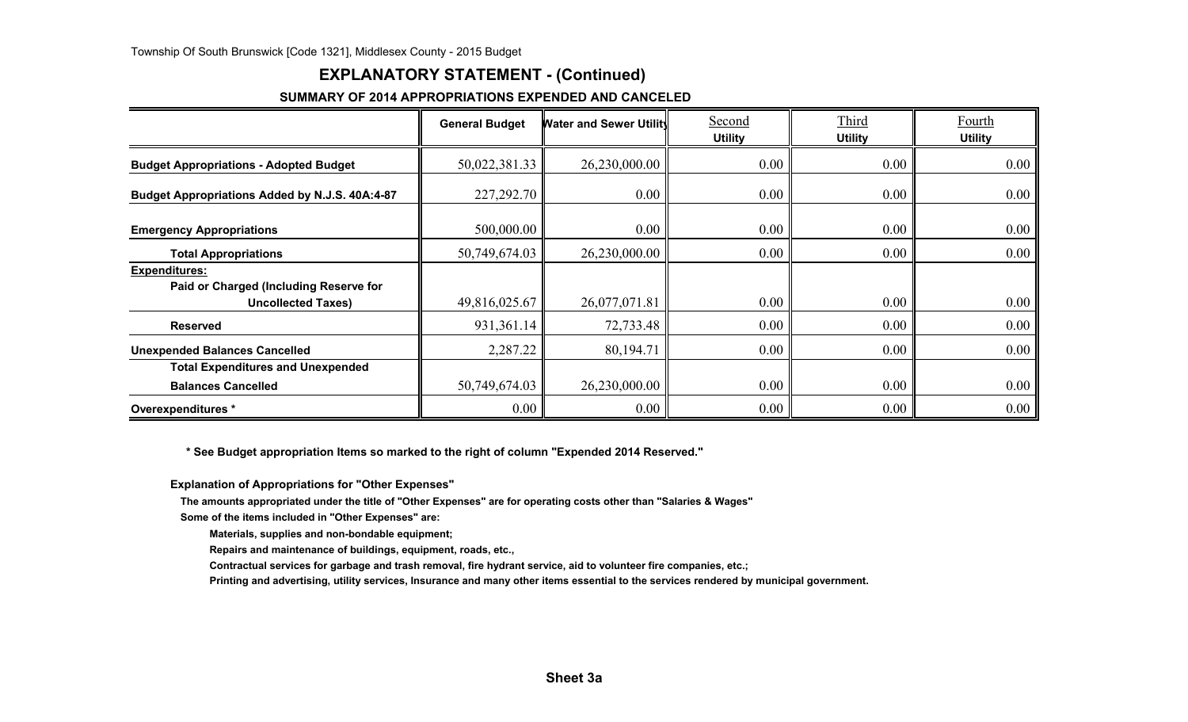# EXPLANATORY STATEMENT - (Continued)

## SUMMARY OF 2014 APPROPRIATIONS EXPENDED AND CANCELED

| | General Budget | Water and Sewer Utility | Second Utility | Third Utility | Fourth Utility |
|---|---|---|---|---|---|
| **Budget Appropriations - Adopted Budget** | 50,022,381.33 | 26,230,000.00 | 0.00 | 0.00 | 0.00 |
| **Budget Appropriations Added by N.J.S. 40A:4-87** | 227,292.70 | 0.00 | 0.00 | 0.00 | 0.00 |
| **Emergency Appropriations** | 500,000.00 | 0.00 | 0.00 | 0.00 | 0.00 |
| **Total Appropriations** | 50,749,674.03 | 26,230,000.00 | 0.00 | 0.00 | 0.00 |
| **Expenditures:** | | | | | |
| **Paid or Charged (Including Reserve for Uncollected Taxes)** | 49,816,025.67 | 26,077,071.81 | 0.00 | 0.00 | 0.00 |
| **Reserved** | 931,361.14 | 72,733.48 | 0.00 | 0.00 | 0.00 |
| **Unexpended Balances Cancelled** | 2,287.22 | 80,194.71 | 0.00 | 0.00 | 0.00 |
| **Total Expenditures and Unexpended Balances Cancelled** | 50,749,674.03 | 26,230,000.00 | 0.00 | 0.00 | 0.00 |
| **Overexpenditures *** | 0.00 | 0.00 | 0.00 | 0.00 | 0.00 |

**\* See Budget appropriation Items so marked to the right of column "Expended 2014 Reserved."**

**Explanation of Appropriations for "Other Expenses"**

**The amounts appropriated under the title of "Other Expenses" are for operating costs other than "Salaries & Wages"**

**Some of the items included in "Other Expenses" are:**

**Materials, supplies and non-bondable equipment;**

**Repairs and maintenance of buildings, equipment, roads, etc.,**

**Contractual services for garbage and trash removal, fire hydrant service, aid to volunteer fire companies, etc.;**

**Printing and advertising, utility services, Insurance and many other items essential to the services rendered by municipal government.**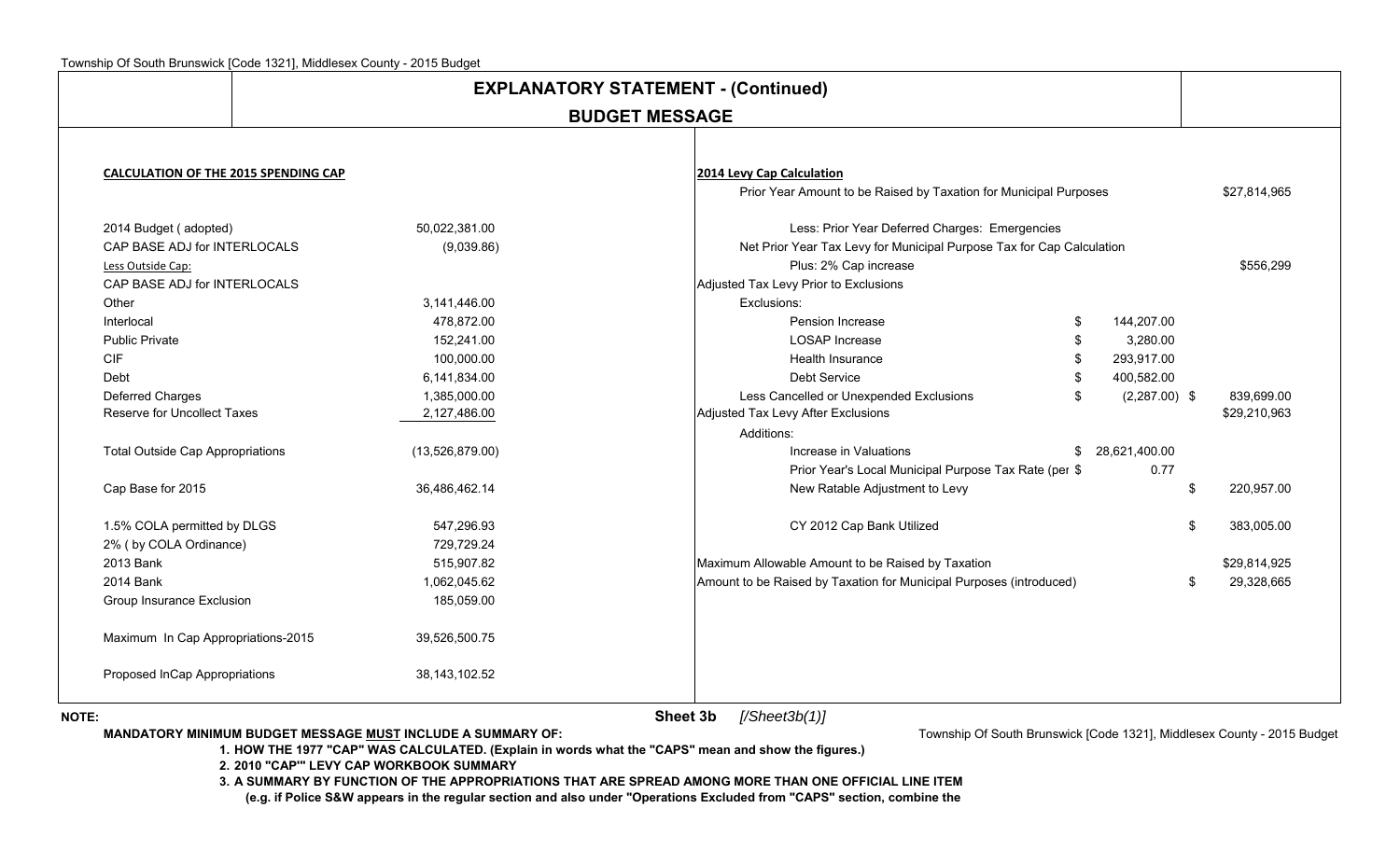## EXPLANATORY STATEMENT - (Continued)

## BUDGET MESSAGE

**CALCULATION OF THE 2015 SPENDING CAP**

| | |
|---|---|
| 2014 Budget ( adopted) | 50,022,381.00 |
| CAP BASE ADJ for INTERLOCALS | (9,039.86) |
| Less Outside Cap: | |
| CAP BASE ADJ for INTERLOCALS | |
| Other | 3,141,446.00 |
| Interlocal | 478,872.00 |
| Public Private | 152,241.00 |
| CIF | 100,000.00 |
| Debt | 6,141,834.00 |
| Deferred Charges | 1,385,000.00 |
| Reserve for Uncollect Taxes | 2,127,486.00 |
| Total Outside Cap Appropriations | (13,526,879.00) |
| Cap Base for 2015 | 36,486,462.14 |
| 1.5% COLA permitted by DLGS | 547,296.93 |
| 2% ( by COLA Ordinance) | 729,729.24 |
| 2013 Bank | 515,907.82 |
| 2014 Bank | 1,062,045.62 |
| Group Insurance Exclusion | 185,059.00 |
| Maximum In Cap Appropriations-2015 | 39,526,500.75 |
| Proposed InCap Appropriations | 38,143,102.52 |

**2014 Levy Cap Calculation**

| | | |
|---|---|---|
| Prior Year Amount to be Raised by Taxation for Municipal Purposes | | $27,814,965 |
| Less: Prior Year Deferred Charges: Emergencies | | |
| Net Prior Year Tax Levy for Municipal Purpose Tax for Cap Calculation | | |
| Plus: 2% Cap increase | | $556,299 |
| Adjusted Tax Levy Prior to Exclusions | | |
| Exclusions: | | |
| Pension Increase | $ 144,207.00 | |
| LOSAP Increase | $ 3,280.00 | |
| Health Insurance | $ 293,917.00 | |
| Debt Service | $ 400,582.00 | |
| Less Cancelled or Unexpended Exclusions | $ (2,287.00) | $ 839,699.00 |
| Adjusted Tax Levy After Exclusions | | $29,210,963 |
| Additions: | | |
| Increase in Valuations | $ 28,621,400.00 | |
| Prior Year's Local Municipal Purpose Tax Rate (per $ | 0.77 | |
| New Ratable Adjustment to Levy | | $ 220,957.00 |
| CY 2012 Cap Bank Utilized | | $ 383,005.00 |
| Maximum Allowable Amount to be Raised by Taxation | | $29,814,925 |
| Amount to be Raised by Taxation for Municipal Purposes (introduced) | | $ 29,328,665 |

**NOTE:**

Sheet 3b *[/Sheet3b(1)]*

**MANDATORY MINIMUM BUDGET MESSAGE MUST INCLUDE A SUMMARY OF:**

1. **HOW THE 1977 "CAP" WAS CALCULATED. (Explain in words what the "CAPS" mean and show the figures.)**
2. **2010 "CAP"' LEVY CAP WORKBOOK SUMMARY**
3. **A SUMMARY BY FUNCTION OF THE APPROPRIATIONS THAT ARE SPREAD AMONG MORE THAN ONE OFFICIAL LINE ITEM (e.g. if Police S&W appears in the regular section and also under "Operations Excluded from "CAPS" section, combine the**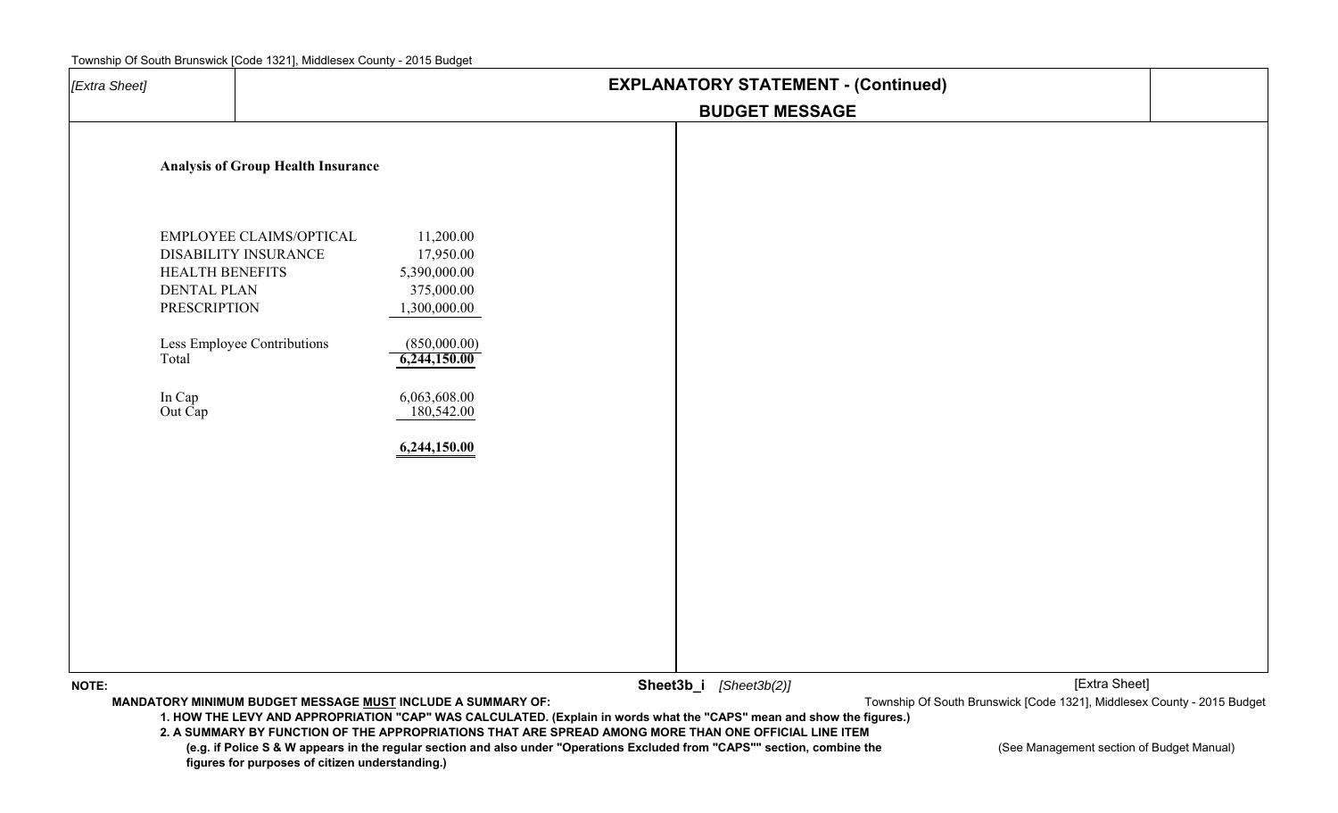[Extra Sheet]

## EXPLANATORY STATEMENT - (Continued)

### BUDGET MESSAGE

**Analysis of Group Health Insurance**

| | |
|---|---|
| EMPLOYEE CLAIMS/OPTICAL | 11,200.00 |
| DISABILITY INSURANCE | 17,950.00 |
| HEALTH BENEFITS | 5,390,000.00 |
| DENTAL PLAN | 375,000.00 |
| PRESCRIPTION | 1,300,000.00 |
| Less Employee Contributions | (850,000.00) |
| Total | 6,244,150.00 |
| In Cap | 6,063,608.00 |
| Out Cap | 180,542.00 |
| | **6,244,150.00** |

NOTE:

**MANDATORY MINIMUM BUDGET MESSAGE MUST INCLUDE A SUMMARY OF:**

**1. HOW THE LEVY AND APPROPRIATION "CAP" WAS CALCULATED. (Explain in words what the "CAPS" mean and show the figures.)**

**2. A SUMMARY BY FUNCTION OF THE APPROPRIATIONS THAT ARE SPREAD AMONG MORE THAN ONE OFFICIAL LINE ITEM (e.g. if Police S & W appears in the regular section and also under "Operations Excluded from "CAPS"" section, combine the figures for purposes of citizen understanding.)**

**Sheet3b_i** *[Sheet3b(2)]*

[Extra Sheet]

(See Management section of Budget Manual)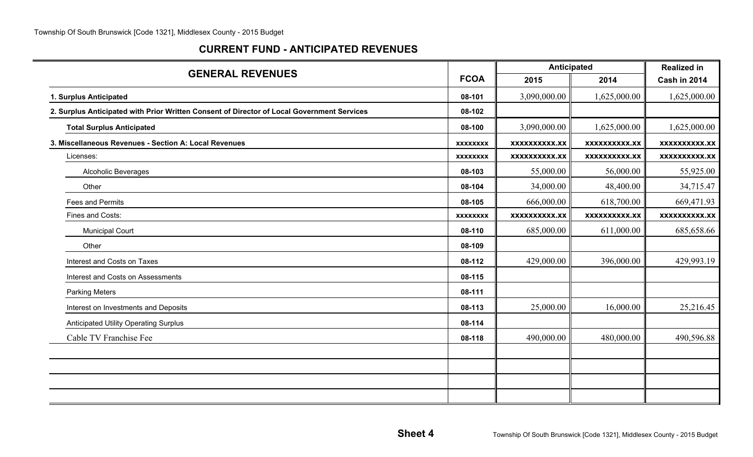## CURRENT FUND - ANTICIPATED REVENUES

| GENERAL REVENUES | FCOA | Anticipated | | Realized in |
|---|---|---|---|---|
| | | 2015 | 2014 | Cash in 2014 |
| **1. Surplus Anticipated** | 08-101 | 3,090,000.00 | 1,625,000.00 | 1,625,000.00 |
| **2. Surplus Anticipated with Prior Written Consent of Director of Local Government Services** | 08-102 | | | |
| **Total Surplus Anticipated** | 08-100 | 3,090,000.00 | 1,625,000.00 | 1,625,000.00 |
| **3. Miscellaneous Revenues - Section A: Local Revenues** | xxxxxxxx | xxxxxxxxxx.xx | xxxxxxxxxx.xx | xxxxxxxxxx.xx |
| Licenses: | xxxxxxxx | xxxxxxxxxx.xx | xxxxxxxxxx.xx | xxxxxxxxxx.xx |
| Alcoholic Beverages | 08-103 | 55,000.00 | 56,000.00 | 55,925.00 |
| Other | 08-104 | 34,000.00 | 48,400.00 | 34,715.47 |
| Fees and Permits | 08-105 | 666,000.00 | 618,700.00 | 669,471.93 |
| Fines and Costs: | xxxxxxxx | xxxxxxxxxx.xx | xxxxxxxxxx.xx | xxxxxxxxxx.xx |
| Municipal Court | 08-110 | 685,000.00 | 611,000.00 | 685,658.66 |
| Other | 08-109 | | | |
| Interest and Costs on Taxes | 08-112 | 429,000.00 | 396,000.00 | 429,993.19 |
| Interest and Costs on Assessments | 08-115 | | | |
| Parking Meters | 08-111 | | | |
| Interest on Investments and Deposits | 08-113 | 25,000.00 | 16,000.00 | 25,216.45 |
| Anticipated Utility Operating Surplus | 08-114 | | | |
| Cable TV Franchise Fee | 08-118 | 490,000.00 | 480,000.00 | 490,596.88 |
| | | | | |
| | | | | |
| | | | | |
| | | | | |

**Sheet 4**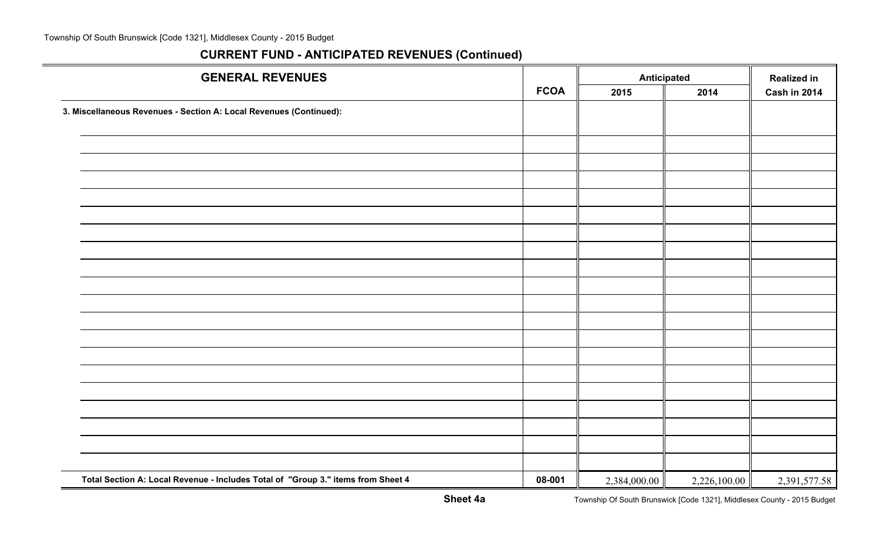## CURRENT FUND - ANTICIPATED REVENUES (Continued)

| GENERAL REVENUES | FCOA | Anticipated | | Realized in |
|---|---|---|---|---|
| | | 2015 | 2014 | Cash in 2014 |
| **3. Miscellaneous Revenues - Section A: Local Revenues (Continued):** | | | | |
| | | | | |
| | | | | |
| | | | | |
| | | | | |
| | | | | |
| | | | | |
| | | | | |
| | | | | |
| | | | | |
| | | | | |
| | | | | |
| | | | | |
| | | | | |
| | | | | |
| | | | | |
| | | | | |
| | | | | |
| | | | | |
| | | | | |
| | | | | |
| **Total Section A: Local Revenue - Includes Total of "Group 3." items from Sheet 4** | **08-001** | 2,384,000.00 | 2,226,100.00 | 2,391,577.58 |

**Sheet 4a**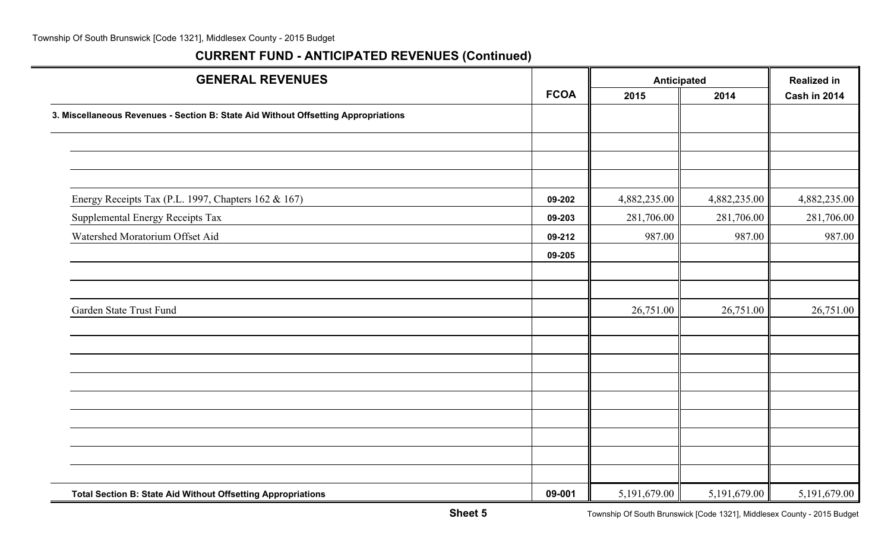## CURRENT FUND - ANTICIPATED REVENUES (Continued)

| GENERAL REVENUES | FCOA | Anticipated 2015 | Anticipated 2014 | Realized in Cash in 2014 |
|---|---|---|---|---|
| **3. Miscellaneous Revenues - Section B: State Aid Without Offsetting Appropriations** | | | | |
| | | | | |
| | | | | |
| | | | | |
| Energy Receipts Tax (P.L. 1997, Chapters 162 & 167) | 09-202 | 4,882,235.00 | 4,882,235.00 | 4,882,235.00 |
| Supplemental Energy Receipts Tax | 09-203 | 281,706.00 | 281,706.00 | 281,706.00 |
| Watershed Moratorium Offset Aid | 09-212 | 987.00 | 987.00 | 987.00 |
| | 09-205 | | | |
| | | | | |
| | | | | |
| Garden State Trust Fund | | 26,751.00 | 26,751.00 | 26,751.00 |
| | | | | |
| | | | | |
| | | | | |
| | | | | |
| | | | | |
| | | | | |
| | | | | |
| | | | | |
| | | | | |
| **Total Section B: State Aid Without Offsetting Appropriations** | 09-001 | 5,191,679.00 | 5,191,679.00 | 5,191,679.00 |

**Sheet 5**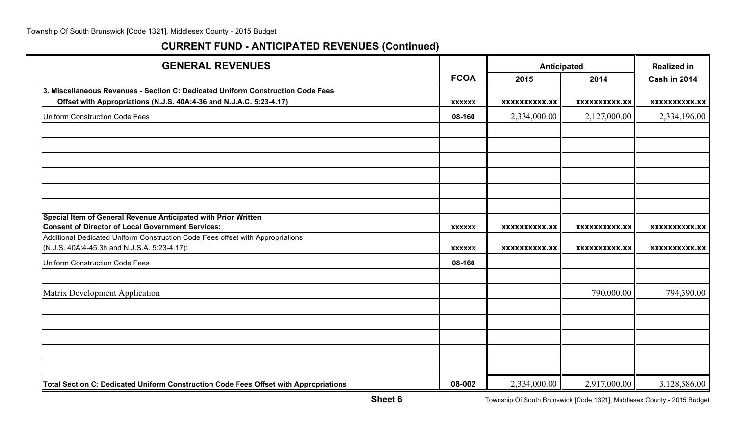## CURRENT FUND - ANTICIPATED REVENUES (Continued)

| GENERAL REVENUES | FCOA | Anticipated | | Realized in |
|---|---|---|---|---|
| | | 2015 | 2014 | Cash in 2014 |
| **3. Miscellaneous Revenues - Section C: Dedicated Uniform Construction Code Fees Offset with Appropriations (N.J.S. 40A:4-36 and N.J.A.C. 5:23-4.17)** | **xxxxxx** | **xxxxxxxxxx.xx** | **xxxxxxxxxx.xx** | **xxxxxxxxxx.xx** |
| Uniform Construction Code Fees | **08-160** | 2,334,000.00 | 2,127,000.00 | 2,334,196.00 |
| | | | | |
| | | | | |
| | | | | |
| | | | | |
| | | | | |
| | | | | |
| **Special Item of General Revenue Anticipated with Prior Written Consent of Director of Local Government Services:** | **xxxxxx** | **xxxxxxxxxx.xx** | **xxxxxxxxxx.xx** | **xxxxxxxxxx.xx** |
| Additional Dedicated Uniform Construction Code Fees offset with Appropriations (N.J.S. 40A:4-45.3h and N.J.S.A. 5:23-4.17): | **xxxxxx** | **xxxxxxxxxx.xx** | **xxxxxxxxxx.xx** | **xxxxxxxxxx.xx** |
| Uniform Construction Code Fees | **08-160** | | | |
| | | | | |
| Matrix Development Application | | | 790,000.00 | 794,390.00 |
| | | | | |
| | | | | |
| | | | | |
| | | | | |
| | | | | |
| **Total Section C: Dedicated Uniform Construction Code Fees Offset with Appropriations** | **08-002** | 2,334,000.00 | 2,917,000.00 | 3,128,586.00 |

**Sheet 6**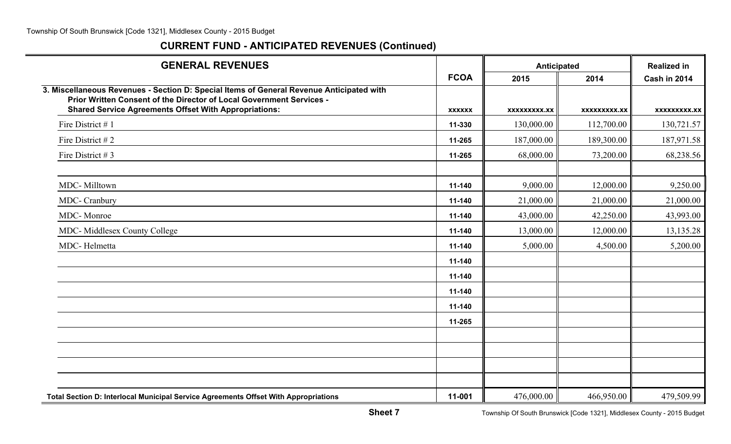## CURRENT FUND - ANTICIPATED REVENUES (Continued)

| GENERAL REVENUES | FCOA | Anticipated | | Realized in |
|---|---|---|---|---|
| | | 2015 | 2014 | Cash in 2014 |
| **3. Miscellaneous Revenues - Section D: Special Items of General Revenue Anticipated with Prior Written Consent of the Director of Local Government Services - Shared Service Agreements Offset With Appropriations:** | xxxxxx | xxxxxxxxx.xx | xxxxxxxxx.xx | xxxxxxxxx.xx |
| Fire District # 1 | 11-330 | 130,000.00 | 112,700.00 | 130,721.57 |
| Fire District # 2 | 11-265 | 187,000.00 | 189,300.00 | 187,971.58 |
| Fire District # 3 | 11-265 | 68,000.00 | 73,200.00 | 68,238.56 |
| | | | | |
| MDC- Milltown | 11-140 | 9,000.00 | 12,000.00 | 9,250.00 |
| MDC- Cranbury | 11-140 | 21,000.00 | 21,000.00 | 21,000.00 |
| MDC- Monroe | 11-140 | 43,000.00 | 42,250.00 | 43,993.00 |
| MDC- Middlesex County College | 11-140 | 13,000.00 | 12,000.00 | 13,135.28 |
| MDC- Helmetta | 11-140 | 5,000.00 | 4,500.00 | 5,200.00 |
| | 11-140 | | | |
| | 11-140 | | | |
| | 11-140 | | | |
| | 11-140 | | | |
| | 11-265 | | | |
| | | | | |
| | | | | |
| | | | | |
| | | | | |
| **Total Section D: Interlocal Municipal Service Agreements Offset With Appropriations** | 11-001 | 476,000.00 | 466,950.00 | 479,509.99 |

**Sheet 7**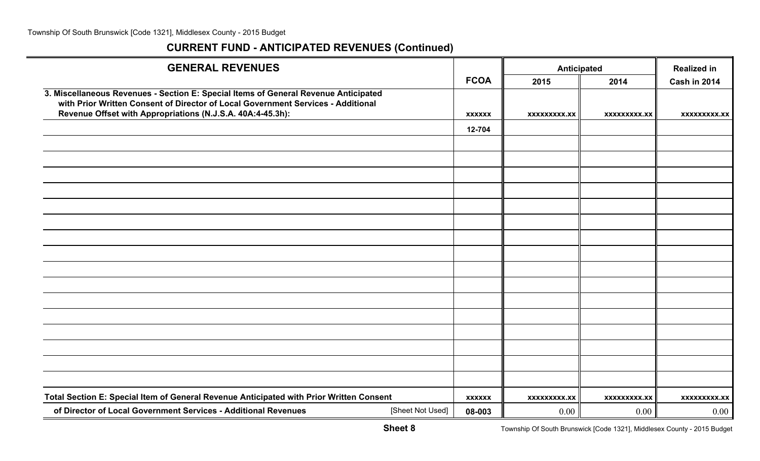## CURRENT FUND - ANTICIPATED REVENUES (Continued)

| GENERAL REVENUES | FCOA | Anticipated | | Realized in |
|---|---|---|---|---|
| | | 2015 | 2014 | Cash in 2014 |
| **3. Miscellaneous Revenues - Section E: Special Items of General Revenue Anticipated with Prior Written Consent of Director of Local Government Services - Additional Revenue Offset with Appropriations (N.J.S.A. 40A:4-45.3h):** | xxxxxx | xxxxxxxxx.xx | xxxxxxxxx.xx | xxxxxxxxx.xx |
| | 12-704 | | | |
| | | | | |
| | | | | |
| | | | | |
| | | | | |
| | | | | |
| | | | | |
| | | | | |
| | | | | |
| | | | | |
| | | | | |
| | | | | |
| | | | | |
| | | | | |
| | | | | |
| | | | | |
| | | | | |
| **Total Section E: Special Item of General Revenue Anticipated with Prior Written Consent** | xxxxxx | xxxxxxxxx.xx | xxxxxxxxx.xx | xxxxxxxxx.xx |
| **of Director of Local Government Services - Additional Revenues** [Sheet Not Used] | 08-003 | 0.00 | 0.00 | 0.00 |

**Sheet 8**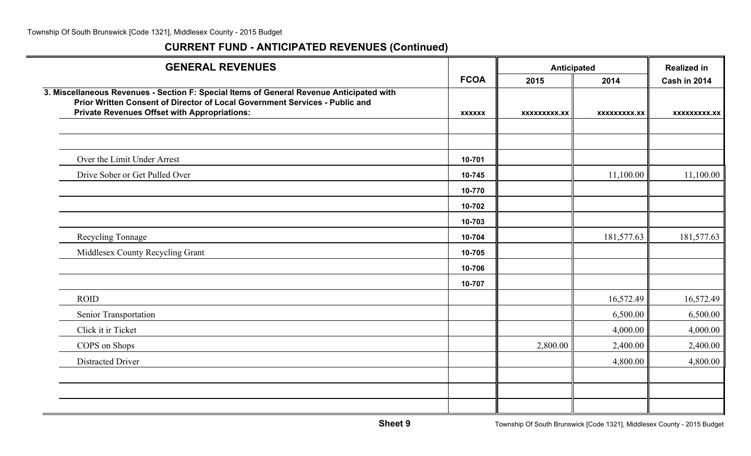## CURRENT FUND - ANTICIPATED REVENUES (Continued)

| GENERAL REVENUES | FCOA | Anticipated 2015 | Anticipated 2014 | Realized in Cash in 2014 |
|---|---|---|---|---|
| **3. Miscellaneous Revenues - Section F: Special Items of General Revenue Anticipated with Prior Written Consent of Director of Local Government Services - Public and Private Revenues Offset with Appropriations:** | xxxxxx | xxxxxxxxx.xx | xxxxxxxxx.xx | xxxxxxxxx.xx |
| | | | | |
| | | | | |
| Over the Limit Under Arrest | 10-701 | | | |
| Drive Sober or Get Pulled Over | 10-745 | | 11,100.00 | 11,100.00 |
| | 10-770 | | | |
| | 10-702 | | | |
| | 10-703 | | | |
| Recycling Tonnage | 10-704 | | 181,577.63 | 181,577.63 |
| Middlesex County Recycling Grant | 10-705 | | | |
| | 10-706 | | | |
| | 10-707 | | | |
| ROID | | | 16,572.49 | 16,572.49 |
| Senior Transportation | | | 6,500.00 | 6,500.00 |
| Click it ir Ticket | | | 4,000.00 | 4,000.00 |
| COPS on Shops | | 2,800.00 | 2,400.00 | 2,400.00 |
| Distracted Driver | | | 4,800.00 | 4,800.00 |
| | | | | |
| | | | | |
| | | | | |

**Sheet 9**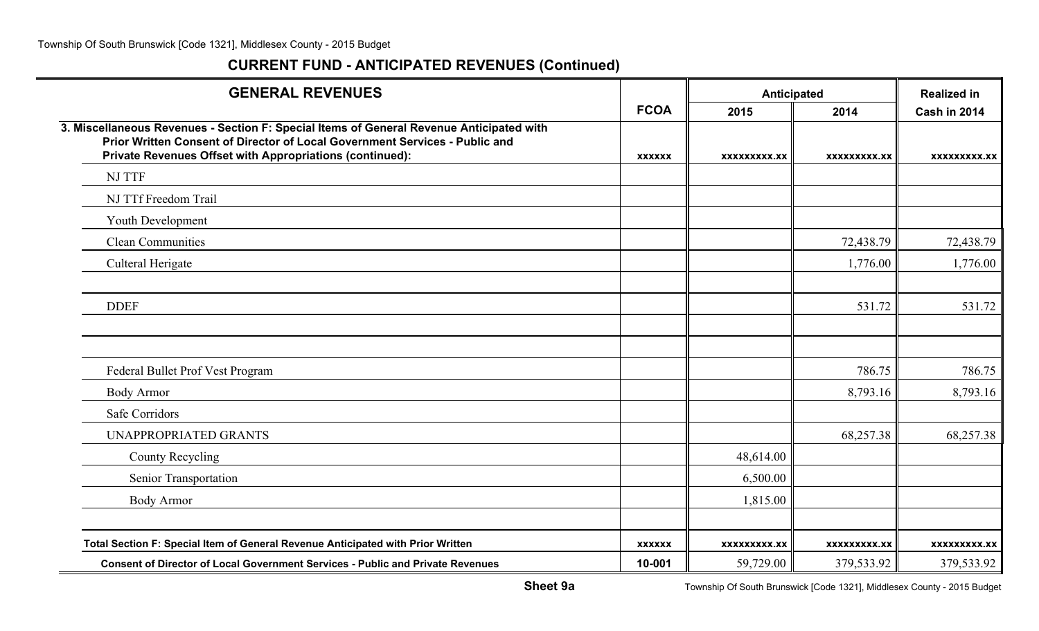## CURRENT FUND - ANTICIPATED REVENUES (Continued)

| GENERAL REVENUES | FCOA | Anticipated 2015 | Anticipated 2014 | Realized in Cash in 2014 |
|---|---|---|---|---|
| **3. Miscellaneous Revenues - Section F: Special Items of General Revenue Anticipated with Prior Written Consent of Director of Local Government Services - Public and Private Revenues Offset with Appropriations (continued):** | xxxxxx | xxxxxxxxx.xx | xxxxxxxxx.xx | xxxxxxxxx.xx |
| NJ TTF | | | | |
| NJ TTf Freedom Trail | | | | |
| Youth Development | | | | |
| Clean Communities | | | 72,438.79 | 72,438.79 |
| Culteral Herigate | | | 1,776.00 | 1,776.00 |
| | | | | |
| DDEF | | | 531.72 | 531.72 |
| | | | | |
| | | | | |
| Federal Bullet Prof Vest Program | | | 786.75 | 786.75 |
| Body Armor | | | 8,793.16 | 8,793.16 |
| Safe Corridors | | | | |
| UNAPPROPRIATED GRANTS | | | 68,257.38 | 68,257.38 |
| County Recycling | | 48,614.00 | | |
| Senior Transportation | | 6,500.00 | | |
| Body Armor | | 1,815.00 | | |
| | | | | |
| **Total Section F: Special Item of General Revenue Anticipated with Prior Written** | xxxxxx | xxxxxxxxx.xx | xxxxxxxxx.xx | xxxxxxxxx.xx |
| **Consent of Director of Local Government Services - Public and Private Revenues** | 10-001 | 59,729.00 | 379,533.92 | 379,533.92 |

**Sheet 9a**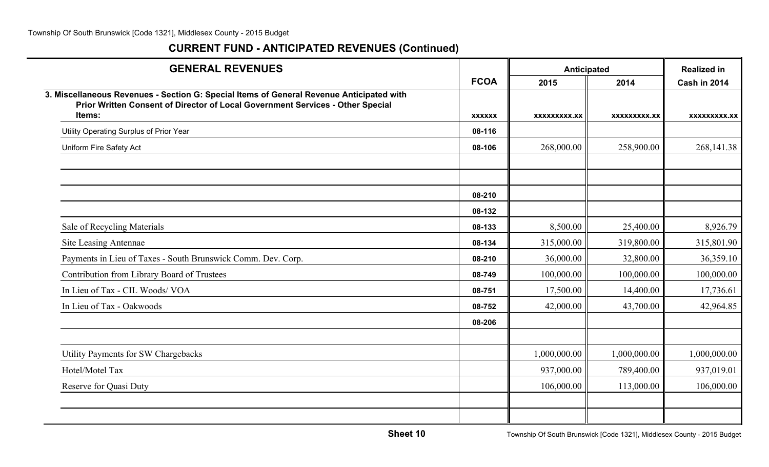## CURRENT FUND - ANTICIPATED REVENUES (Continued)

| GENERAL REVENUES | FCOA | Anticipated | | Realized in |
|---|---|---|---|---|
| | | 2015 | 2014 | Cash in 2014 |
| **3. Miscellaneous Revenues - Section G: Special Items of General Revenue Anticipated with Prior Written Consent of Director of Local Government Services - Other Special Items:** | **xxxxxx** | **xxxxxxxxx.xx** | **xxxxxxxxx.xx** | **xxxxxxxxx.xx** |
| Utility Operating Surplus of Prior Year | 08-116 | | | |
| Uniform Fire Safety Act | 08-106 | 268,000.00 | 258,900.00 | 268,141.38 |
| | | | | |
| | | | | |
| | 08-210 | | | |
| | 08-132 | | | |
| Sale of Recycling Materials | 08-133 | 8,500.00 | 25,400.00 | 8,926.79 |
| Site Leasing Antennae | 08-134 | 315,000.00 | 319,800.00 | 315,801.90 |
| Payments in Lieu of Taxes - South Brunswick Comm. Dev. Corp. | 08-210 | 36,000.00 | 32,800.00 | 36,359.10 |
| Contribution from Library Board of Trustees | 08-749 | 100,000.00 | 100,000.00 | 100,000.00 |
| In Lieu of Tax - CIL Woods/ VOA | 08-751 | 17,500.00 | 14,400.00 | 17,736.61 |
| In Lieu of Tax - Oakwoods | 08-752 | 42,000.00 | 43,700.00 | 42,964.85 |
| | 08-206 | | | |
| | | | | |
| Utility Payments for SW Chargebacks | | 1,000,000.00 | 1,000,000.00 | 1,000,000.00 |
| Hotel/Motel Tax | | 937,000.00 | 789,400.00 | 937,019.01 |
| Reserve for Quasi Duty | | 106,000.00 | 113,000.00 | 106,000.00 |
| | | | | |
| | | | | |

**Sheet 10**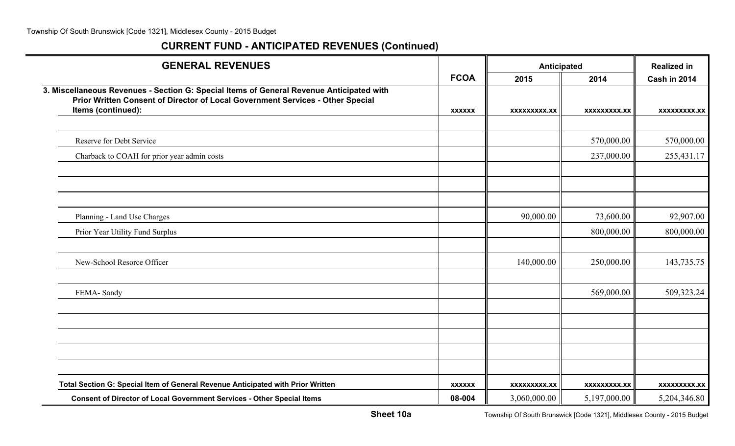## CURRENT FUND - ANTICIPATED REVENUES (Continued)

| GENERAL REVENUES | FCOA | Anticipated 2015 | Anticipated 2014 | Realized in Cash in 2014 |
|---|---|---|---|---|
| **3. Miscellaneous Revenues - Section G: Special Items of General Revenue Anticipated with Prior Written Consent of Director of Local Government Services - Other Special Items (continued):** | xxxxxx | xxxxxxxxx.xx | xxxxxxxxx.xx | xxxxxxxxx.xx |
| | | | | |
| Reserve for Debt Service | | | 570,000.00 | 570,000.00 |
| Charback to COAH for prior year admin costs | | | 237,000.00 | 255,431.17 |
| | | | | |
| | | | | |
| | | | | |
| Planning - Land Use Charges | | 90,000.00 | 73,600.00 | 92,907.00 |
| Prior Year Utility Fund Surplus | | | 800,000.00 | 800,000.00 |
| | | | | |
| New-School Resorce Officer | | 140,000.00 | 250,000.00 | 143,735.75 |
| | | | | |
| FEMA- Sandy | | | 569,000.00 | 509,323.24 |
| | | | | |
| | | | | |
| | | | | |
| | | | | |
| **Total Section G: Special Item of General Revenue Anticipated with Prior Written** | xxxxxx | xxxxxxxxx.xx | xxxxxxxxx.xx | xxxxxxxxx.xx |
| **Consent of Director of Local Government Services - Other Special Items** | 08-004 | 3,060,000.00 | 5,197,000.00 | 5,204,346.80 |

**Sheet 10a**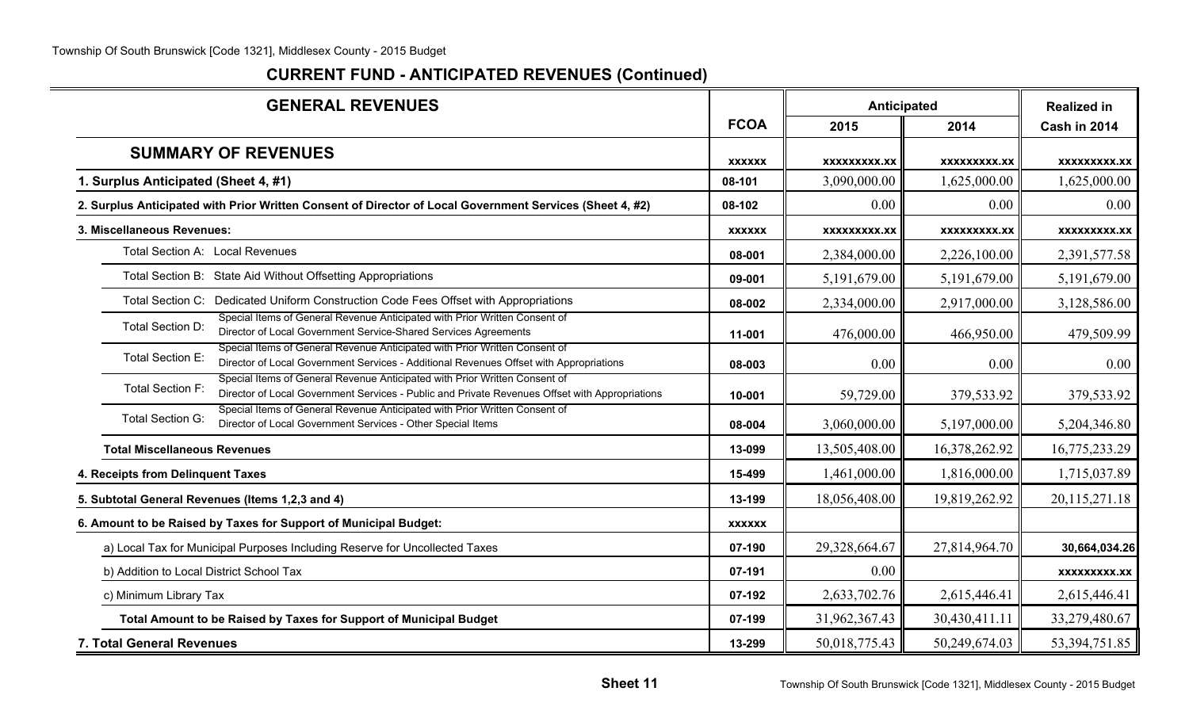## CURRENT FUND - ANTICIPATED REVENUES (Continued)

| GENERAL REVENUES | FCOA | Anticipated 2015 | Anticipated 2014 | Realized in Cash in 2014 |
|---|---|---|---|---|
| **SUMMARY OF REVENUES** | xxxxxx | xxxxxxxxx.xx | xxxxxxxxx.xx | xxxxxxxxx.xx |
| **1. Surplus Anticipated (Sheet 4, #1)** | 08-101 | 3,090,000.00 | 1,625,000.00 | 1,625,000.00 |
| **2. Surplus Anticipated with Prior Written Consent of Director of Local Government Services (Sheet 4, #2)** | 08-102 | 0.00 | 0.00 | 0.00 |
| **3. Miscellaneous Revenues:** | xxxxxx | xxxxxxxxx.xx | xxxxxxxxx.xx | xxxxxxxxx.xx |
| Total Section A: Local Revenues | 08-001 | 2,384,000.00 | 2,226,100.00 | 2,391,577.58 |
| Total Section B: State Aid Without Offsetting Appropriations | 09-001 | 5,191,679.00 | 5,191,679.00 | 5,191,679.00 |
| Total Section C: Dedicated Uniform Construction Code Fees Offset with Appropriations | 08-002 | 2,334,000.00 | 2,917,000.00 | 3,128,586.00 |
| Total Section D: Special Items of General Revenue Anticipated with Prior Written Consent of Director of Local Government Service-Shared Services Agreements | 11-001 | 476,000.00 | 466,950.00 | 479,509.99 |
| Total Section E: Special Items of General Revenue Anticipated with Prior Written Consent of Director of Local Government Services - Additional Revenues Offset with Appropriations | 08-003 | 0.00 | 0.00 | 0.00 |
| Total Section F: Special Items of General Revenue Anticipated with Prior Written Consent of Director of Local Government Services - Public and Private Revenues Offset with Appropriations | 10-001 | 59,729.00 | 379,533.92 | 379,533.92 |
| Total Section G: Special Items of General Revenue Anticipated with Prior Written Consent of Director of Local Government Services - Other Special Items | 08-004 | 3,060,000.00 | 5,197,000.00 | 5,204,346.80 |
| **Total Miscellaneous Revenues** | 13-099 | 13,505,408.00 | 16,378,262.92 | 16,775,233.29 |
| **4. Receipts from Delinquent Taxes** | 15-499 | 1,461,000.00 | 1,816,000.00 | 1,715,037.89 |
| **5. Subtotal General Revenues (Items 1,2,3 and 4)** | 13-199 | 18,056,408.00 | 19,819,262.92 | 20,115,271.18 |
| **6. Amount to be Raised by Taxes for Support of Municipal Budget:** | xxxxxx | | | |
| a) Local Tax for Municipal Purposes Including Reserve for Uncollected Taxes | 07-190 | 29,328,664.67 | 27,814,964.70 | **30,664,034.26** |
| b) Addition to Local District School Tax | 07-191 | 0.00 | | xxxxxxxxx.xx |
| c) Minimum Library Tax | 07-192 | 2,633,702.76 | 2,615,446.41 | 2,615,446.41 |
| **Total Amount to be Raised by Taxes for Support of Municipal Budget** | 07-199 | 31,962,367.43 | 30,430,411.11 | 33,279,480.67 |
| **7. Total General Revenues** | 13-299 | 50,018,775.43 | 50,249,674.03 | 53,394,751.85 |

**Sheet 11**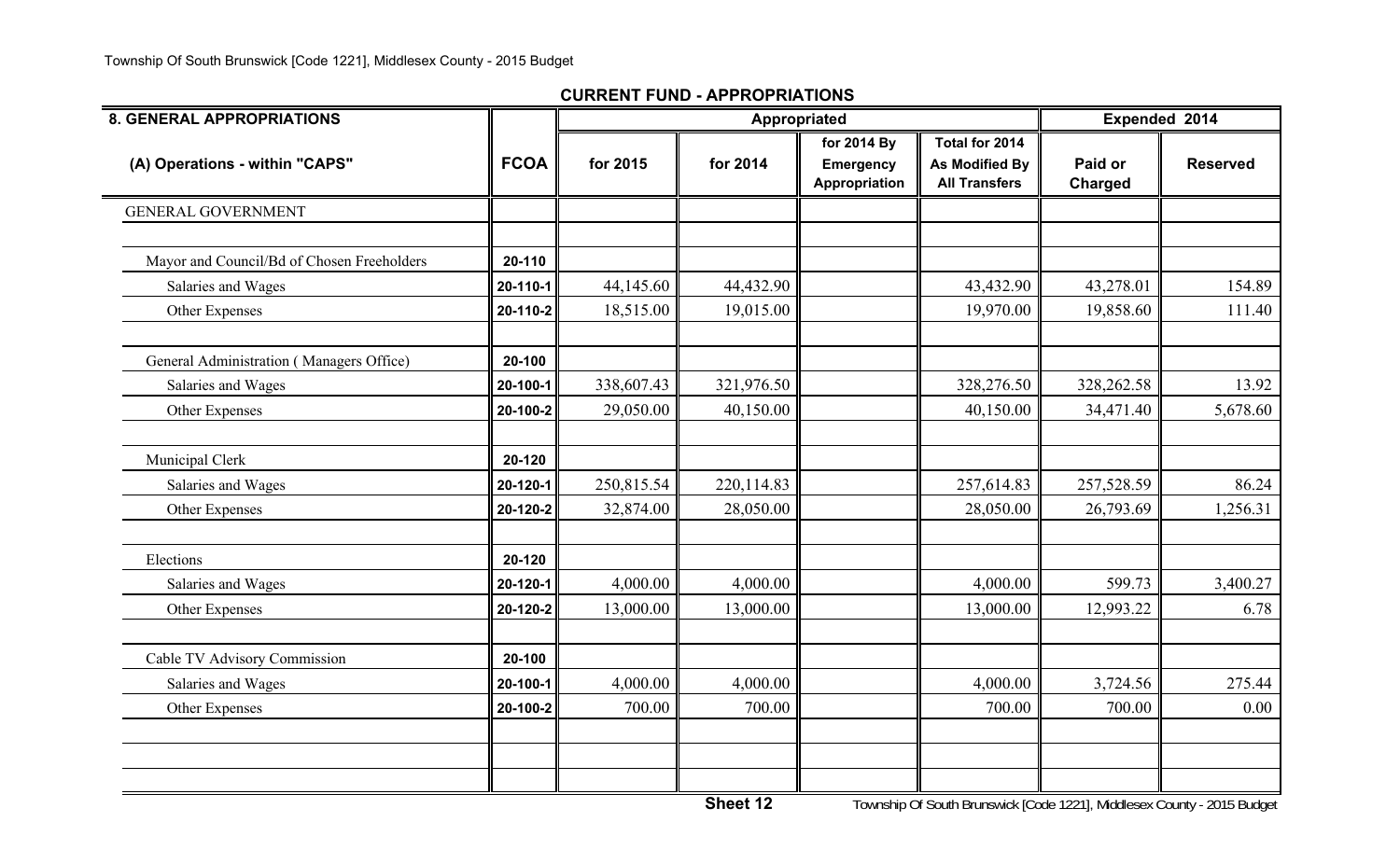## CURRENT FUND - APPROPRIATIONS

| 8. GENERAL APPROPRIATIONS | | Appropriated | | | | Expended 2014 | |
|---|---|---|---|---|---|---|---|
| (A) Operations - within "CAPS" | FCOA | for 2015 | for 2014 | for 2014 By Emergency Appropriation | Total for 2014 As Modified By All Transfers | Paid or Charged | Reserved |
| GENERAL GOVERNMENT | | | | | | | |
| | | | | | | | |
| Mayor and Council/Bd of Chosen Freeholders | 20-110 | | | | | | |
| Salaries and Wages | 20-110-1 | 44,145.60 | 44,432.90 | | 43,432.90 | 43,278.01 | 154.89 |
| Other Expenses | 20-110-2 | 18,515.00 | 19,015.00 | | 19,970.00 | 19,858.60 | 111.40 |
| | | | | | | | |
| General Administration ( Managers Office) | 20-100 | | | | | | |
| Salaries and Wages | 20-100-1 | 338,607.43 | 321,976.50 | | 328,276.50 | 328,262.58 | 13.92 |
| Other Expenses | 20-100-2 | 29,050.00 | 40,150.00 | | 40,150.00 | 34,471.40 | 5,678.60 |
| | | | | | | | |
| Municipal Clerk | 20-120 | | | | | | |
| Salaries and Wages | 20-120-1 | 250,815.54 | 220,114.83 | | 257,614.83 | 257,528.59 | 86.24 |
| Other Expenses | 20-120-2 | 32,874.00 | 28,050.00 | | 28,050.00 | 26,793.69 | 1,256.31 |
| | | | | | | | |
| Elections | 20-120 | | | | | | |
| Salaries and Wages | 20-120-1 | 4,000.00 | 4,000.00 | | 4,000.00 | 599.73 | 3,400.27 |
| Other Expenses | 20-120-2 | 13,000.00 | 13,000.00 | | 13,000.00 | 12,993.22 | 6.78 |
| | | | | | | | |
| Cable TV Advisory Commission | 20-100 | | | | | | |
| Salaries and Wages | 20-100-1 | 4,000.00 | 4,000.00 | | 4,000.00 | 3,724.56 | 275.44 |
| Other Expenses | 20-100-2 | 700.00 | 700.00 | | 700.00 | 700.00 | 0.00 |
| | | | | | | | |
| | | | | | | | |
| | | | | | | | |

Sheet 12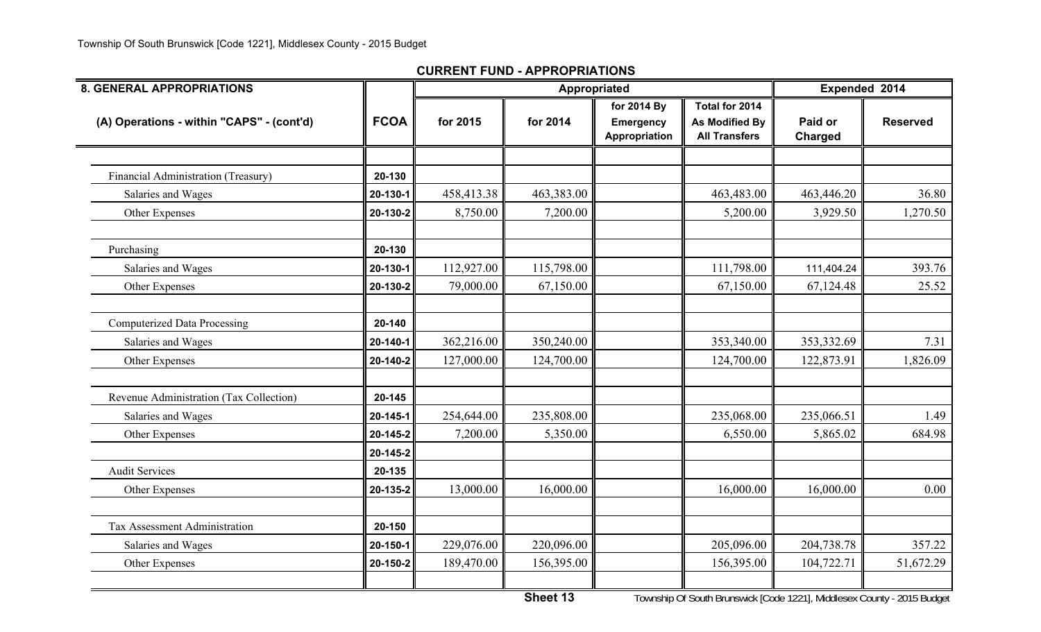## CURRENT FUND - APPROPRIATIONS

| 8. GENERAL APPROPRIATIONS | | Appropriated | | | | Expended 2014 | |
|---|---|---|---|---|---|---|---|
| (A) Operations - within "CAPS" - (cont'd) | FCOA | for 2015 | for 2014 | for 2014 By Emergency Appropriation | Total for 2014 As Modified By All Transfers | Paid or Charged | Reserved |
| | | | | | | | |
| Financial Administration (Treasury) | 20-130 | | | | | | |
| Salaries and Wages | 20-130-1 | 458,413.38 | 463,383.00 | | 463,483.00 | 463,446.20 | 36.80 |
| Other Expenses | 20-130-2 | 8,750.00 | 7,200.00 | | 5,200.00 | 3,929.50 | 1,270.50 |
| | | | | | | | |
| Purchasing | 20-130 | | | | | | |
| Salaries and Wages | 20-130-1 | 112,927.00 | 115,798.00 | | 111,798.00 | 111,404.24 | 393.76 |
| Other Expenses | 20-130-2 | 79,000.00 | 67,150.00 | | 67,150.00 | 67,124.48 | 25.52 |
| | | | | | | | |
| Computerized Data Processing | 20-140 | | | | | | |
| Salaries and Wages | 20-140-1 | 362,216.00 | 350,240.00 | | 353,340.00 | 353,332.69 | 7.31 |
| Other Expenses | 20-140-2 | 127,000.00 | 124,700.00 | | 124,700.00 | 122,873.91 | 1,826.09 |
| | | | | | | | |
| Revenue Administration (Tax Collection) | 20-145 | | | | | | |
| Salaries and Wages | 20-145-1 | 254,644.00 | 235,808.00 | | 235,068.00 | 235,066.51 | 1.49 |
| Other Expenses | 20-145-2 | 7,200.00 | 5,350.00 | | 6,550.00 | 5,865.02 | 684.98 |
| | 20-145-2 | | | | | | |
| Audit Services | 20-135 | | | | | | |
| Other Expenses | 20-135-2 | 13,000.00 | 16,000.00 | | 16,000.00 | 16,000.00 | 0.00 |
| | | | | | | | |
| Tax Assessment Administration | 20-150 | | | | | | |
| Salaries and Wages | 20-150-1 | 229,076.00 | 220,096.00 | | 205,096.00 | 204,738.78 | 357.22 |
| Other Expenses | 20-150-2 | 189,470.00 | 156,395.00 | | 156,395.00 | 104,722.71 | 51,672.29 |

Sheet 13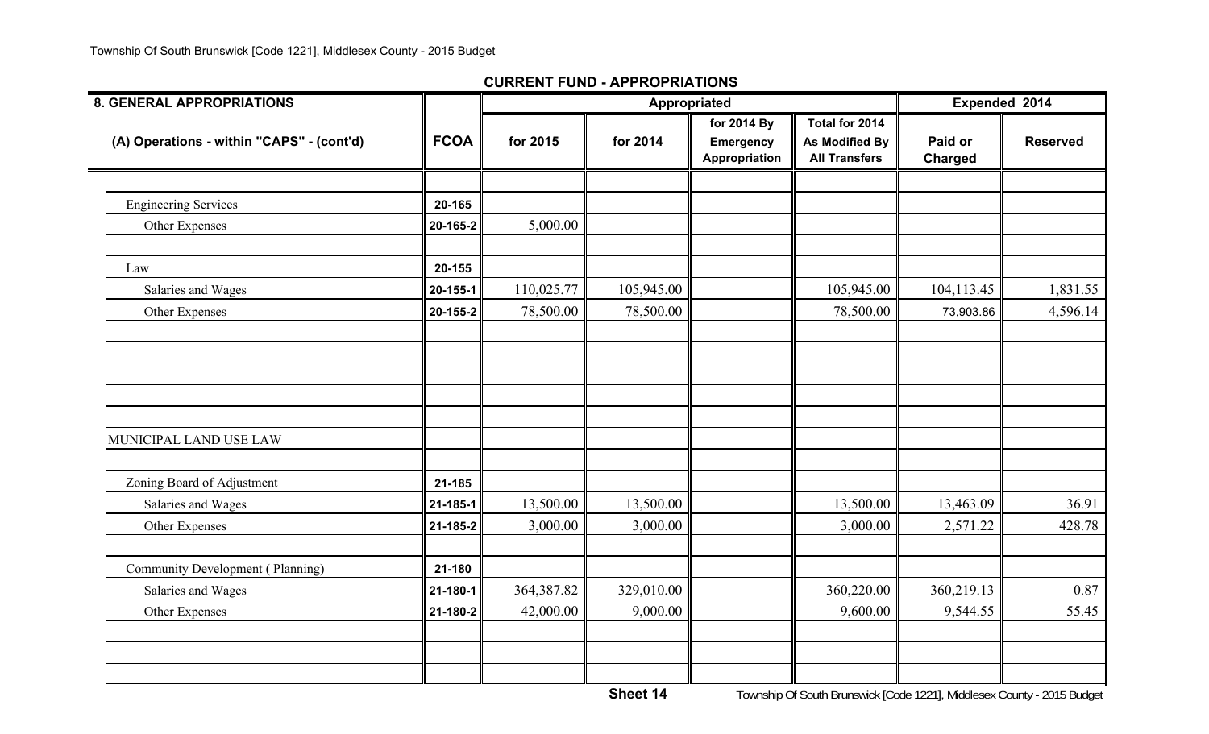## CURRENT FUND - APPROPRIATIONS

| 8. GENERAL APPROPRIATIONS | | Appropriated | | | | Expended 2014 | |
|---|---|---|---|---|---|---|---|
| (A) Operations - within "CAPS" - (cont'd) | FCOA | for 2015 | for 2014 | for 2014 By Emergency Appropriation | Total for 2014 As Modified By All Transfers | Paid or Charged | Reserved |
| | | | | | | | |
| Engineering Services | 20-165 | | | | | | |
| Other Expenses | 20-165-2 | 5,000.00 | | | | | |
| | | | | | | | |
| Law | 20-155 | | | | | | |
| Salaries and Wages | 20-155-1 | 110,025.77 | 105,945.00 | | 105,945.00 | 104,113.45 | 1,831.55 |
| Other Expenses | 20-155-2 | 78,500.00 | 78,500.00 | | 78,500.00 | 73,903.86 | 4,596.14 |
| | | | | | | | |
| | | | | | | | |
| | | | | | | | |
| | | | | | | | |
| MUNICIPAL LAND USE LAW | | | | | | | |
| | | | | | | | |
| Zoning Board of Adjustment | 21-185 | | | | | | |
| Salaries and Wages | 21-185-1 | 13,500.00 | 13,500.00 | | 13,500.00 | 13,463.09 | 36.91 |
| Other Expenses | 21-185-2 | 3,000.00 | 3,000.00 | | 3,000.00 | 2,571.22 | 428.78 |
| | | | | | | | |
| Community Development ( Planning) | 21-180 | | | | | | |
| Salaries and Wages | 21-180-1 | 364,387.82 | 329,010.00 | | 360,220.00 | 360,219.13 | 0.87 |
| Other Expenses | 21-180-2 | 42,000.00 | 9,000.00 | | 9,600.00 | 9,544.55 | 55.45 |
| | | | | | | | |
| | | | | | | | |
| | | | | | | | |

Sheet 14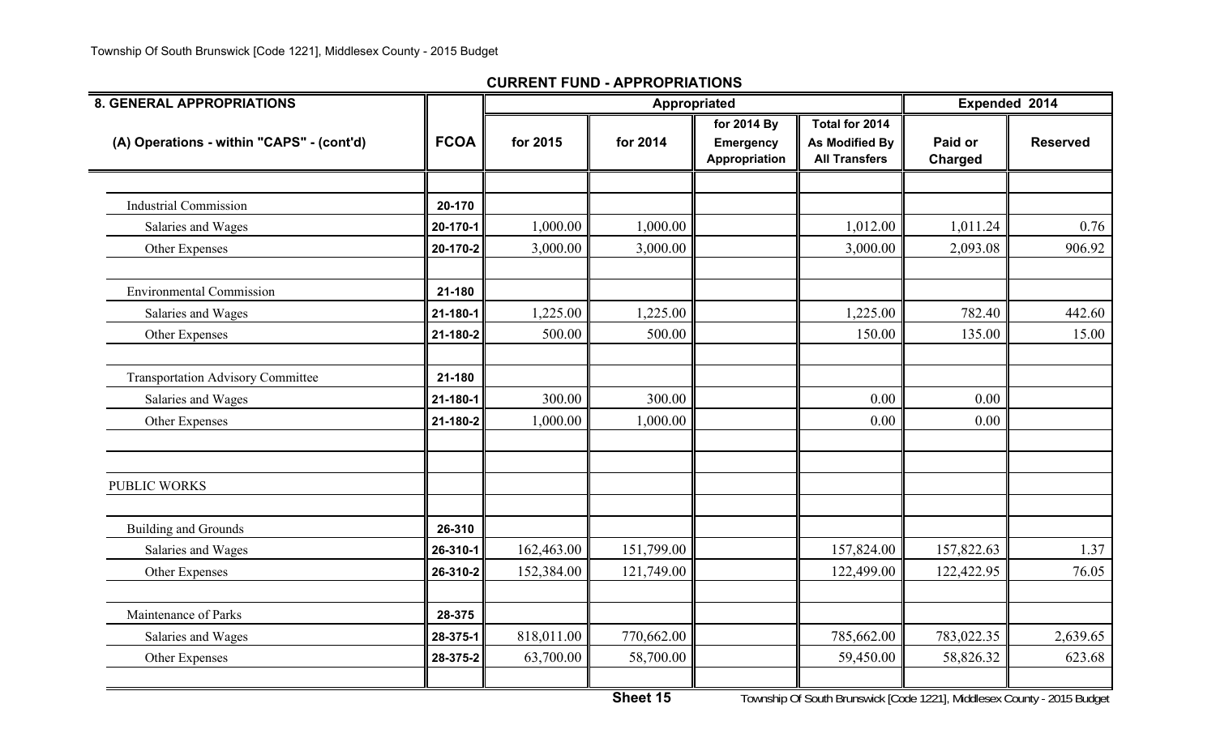## CURRENT FUND - APPROPRIATIONS

| 8. GENERAL APPROPRIATIONS | | Appropriated | | | | Expended 2014 | |
|---|---|---|---|---|---|---|---|
| (A) Operations - within "CAPS" - (cont'd) | FCOA | for 2015 | for 2014 | for 2014 By Emergency Appropriation | Total for 2014 As Modified By All Transfers | Paid or Charged | Reserved |
| | | | | | | | |
| Industrial Commission | 20-170 | | | | | | |
| Salaries and Wages | 20-170-1 | 1,000.00 | 1,000.00 | | 1,012.00 | 1,011.24 | 0.76 |
| Other Expenses | 20-170-2 | 3,000.00 | 3,000.00 | | 3,000.00 | 2,093.08 | 906.92 |
| | | | | | | | |
| Environmental Commission | 21-180 | | | | | | |
| Salaries and Wages | 21-180-1 | 1,225.00 | 1,225.00 | | 1,225.00 | 782.40 | 442.60 |
| Other Expenses | 21-180-2 | 500.00 | 500.00 | | 150.00 | 135.00 | 15.00 |
| | | | | | | | |
| Transportation Advisory Committee | 21-180 | | | | | | |
| Salaries and Wages | 21-180-1 | 300.00 | 300.00 | | 0.00 | 0.00 | |
| Other Expenses | 21-180-2 | 1,000.00 | 1,000.00 | | 0.00 | 0.00 | |
| | | | | | | | |
| | | | | | | | |
| PUBLIC WORKS | | | | | | | |
| | | | | | | | |
| Building and Grounds | 26-310 | | | | | | |
| Salaries and Wages | 26-310-1 | 162,463.00 | 151,799.00 | | 157,824.00 | 157,822.63 | 1.37 |
| Other Expenses | 26-310-2 | 152,384.00 | 121,749.00 | | 122,499.00 | 122,422.95 | 76.05 |
| | | | | | | | |
| Maintenance of Parks | 28-375 | | | | | | |
| Salaries and Wages | 28-375-1 | 818,011.00 | 770,662.00 | | 785,662.00 | 783,022.35 | 2,639.65 |
| Other Expenses | 28-375-2 | 63,700.00 | 58,700.00 | | 59,450.00 | 58,826.32 | 623.68 |

Sheet 15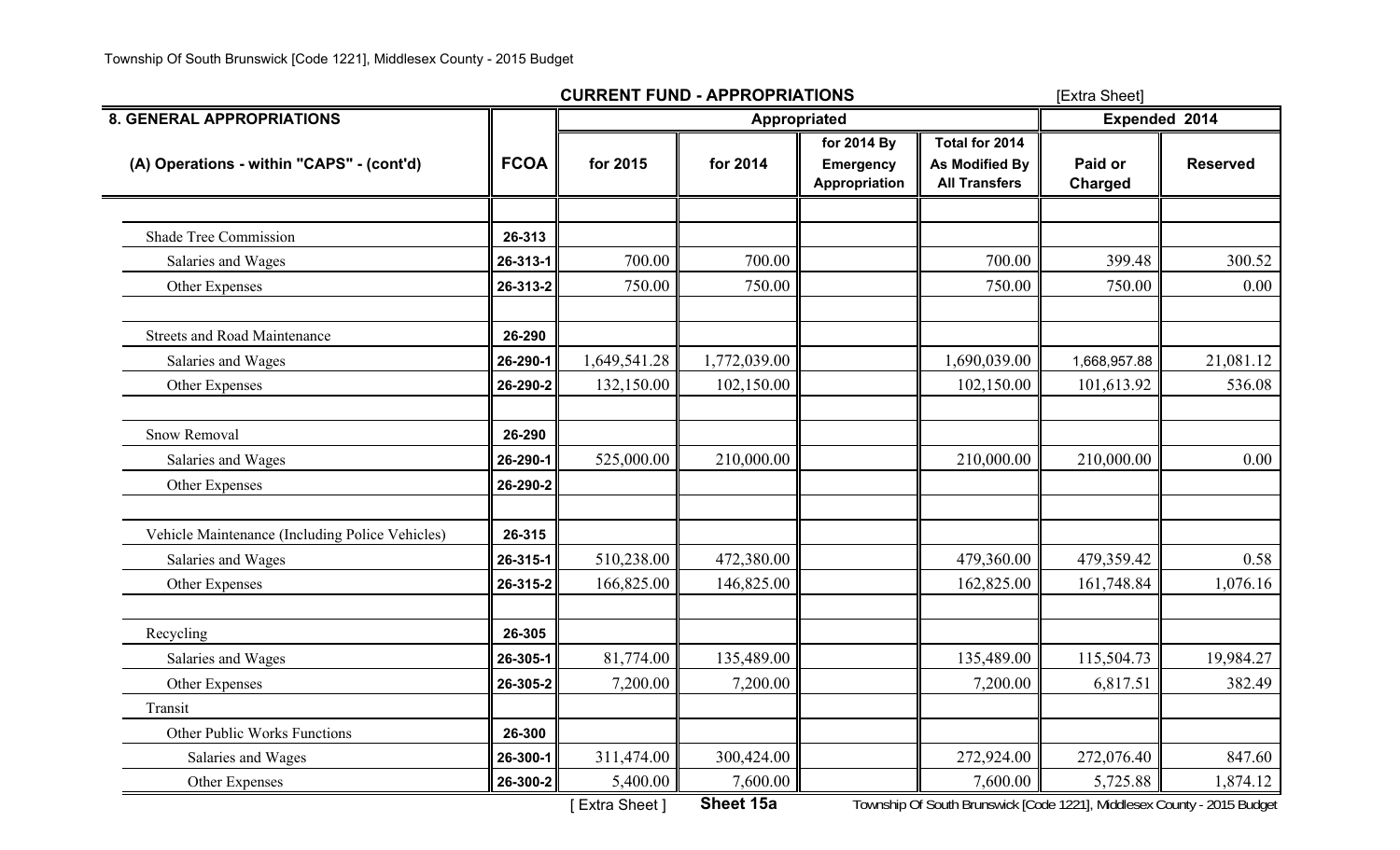## CURRENT FUND - APPROPRIATIONS

[Extra Sheet]

| 8. GENERAL APPROPRIATIONS | | Appropriated | | | | Expended 2014 | |
|---|---|---|---|---|---|---|---|
| (A) Operations - within "CAPS" - (cont'd) | FCOA | for 2015 | for 2014 | for 2014 By Emergency Appropriation | Total for 2014 As Modified By All Transfers | Paid or Charged | Reserved |
| | | | | | | | |
| Shade Tree Commission | 26-313 | | | | | | |
| Salaries and Wages | 26-313-1 | 700.00 | 700.00 | | 700.00 | 399.48 | 300.52 |
| Other Expenses | 26-313-2 | 750.00 | 750.00 | | 750.00 | 750.00 | 0.00 |
| | | | | | | | |
| Streets and Road Maintenance | 26-290 | | | | | | |
| Salaries and Wages | 26-290-1 | 1,649,541.28 | 1,772,039.00 | | 1,690,039.00 | 1,668,957.88 | 21,081.12 |
| Other Expenses | 26-290-2 | 132,150.00 | 102,150.00 | | 102,150.00 | 101,613.92 | 536.08 |
| | | | | | | | |
| Snow Removal | 26-290 | | | | | | |
| Salaries and Wages | 26-290-1 | 525,000.00 | 210,000.00 | | 210,000.00 | 210,000.00 | 0.00 |
| Other Expenses | 26-290-2 | | | | | | |
| | | | | | | | |
| Vehicle Maintenance (Including Police Vehicles) | 26-315 | | | | | | |
| Salaries and Wages | 26-315-1 | 510,238.00 | 472,380.00 | | 479,360.00 | 479,359.42 | 0.58 |
| Other Expenses | 26-315-2 | 166,825.00 | 146,825.00 | | 162,825.00 | 161,748.84 | 1,076.16 |
| | | | | | | | |
| Recycling | 26-305 | | | | | | |
| Salaries and Wages | 26-305-1 | 81,774.00 | 135,489.00 | | 135,489.00 | 115,504.73 | 19,984.27 |
| Other Expenses | 26-305-2 | 7,200.00 | 7,200.00 | | 7,200.00 | 6,817.51 | 382.49 |
| Transit | | | | | | | |
| Other Public Works Functions | 26-300 | | | | | | |
| Salaries and Wages | 26-300-1 | 311,474.00 | 300,424.00 | | 272,924.00 | 272,076.40 | 847.60 |
| Other Expenses | 26-300-2 | 5,400.00 | 7,600.00 | | 7,600.00 | 5,725.88 | 1,874.12 |

[ Extra Sheet ] **Sheet 15a**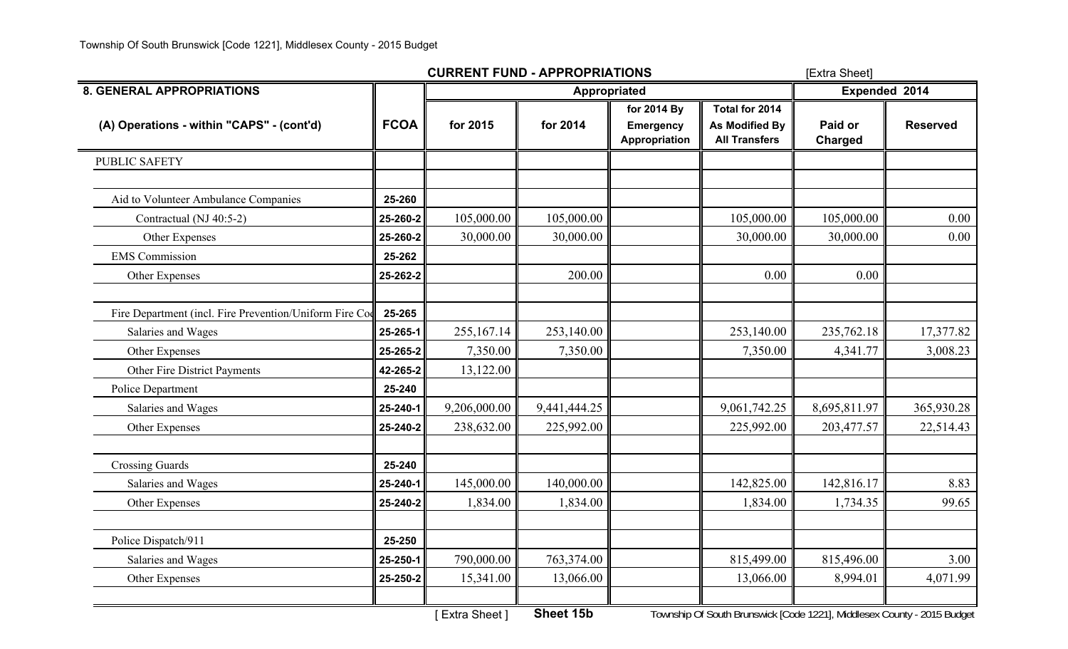**CURRENT FUND - APPROPRIATIONS** [Extra Sheet]

| 8. GENERAL APPROPRIATIONS | | Appropriated | | | | Expended 2014 | |
|---|---|---|---|---|---|---|---|
| (A) Operations - within "CAPS" - (cont'd) | FCOA | for 2015 | for 2014 | for 2014 By Emergency Appropriation | Total for 2014 As Modified By All Transfers | Paid or Charged | Reserved |
| PUBLIC SAFETY | | | | | | | |
| | | | | | | | |
| Aid to Volunteer Ambulance Companies | 25-260 | | | | | | |
| Contractual (NJ 40:5-2) | 25-260-2 | 105,000.00 | 105,000.00 | | 105,000.00 | 105,000.00 | 0.00 |
| Other Expenses | 25-260-2 | 30,000.00 | 30,000.00 | | 30,000.00 | 30,000.00 | 0.00 |
| EMS Commission | 25-262 | | | | | | |
| Other Expenses | 25-262-2 | | 200.00 | | 0.00 | 0.00 | |
| | | | | | | | |
| Fire Department (incl. Fire Prevention/Uniform Fire Co | 25-265 | | | | | | |
| Salaries and Wages | 25-265-1 | 255,167.14 | 253,140.00 | | 253,140.00 | 235,762.18 | 17,377.82 |
| Other Expenses | 25-265-2 | 7,350.00 | 7,350.00 | | 7,350.00 | 4,341.77 | 3,008.23 |
| Other Fire District Payments | 42-265-2 | 13,122.00 | | | | | |
| Police Department | 25-240 | | | | | | |
| Salaries and Wages | 25-240-1 | 9,206,000.00 | 9,441,444.25 | | 9,061,742.25 | 8,695,811.97 | 365,930.28 |
| Other Expenses | 25-240-2 | 238,632.00 | 225,992.00 | | 225,992.00 | 203,477.57 | 22,514.43 |
| | | | | | | | |
| Crossing Guards | 25-240 | | | | | | |
| Salaries and Wages | 25-240-1 | 145,000.00 | 140,000.00 | | 142,825.00 | 142,816.17 | 8.83 |
| Other Expenses | 25-240-2 | 1,834.00 | 1,834.00 | | 1,834.00 | 1,734.35 | 99.65 |
| | | | | | | | |
| Police Dispatch/911 | 25-250 | | | | | | |
| Salaries and Wages | 25-250-1 | 790,000.00 | 763,374.00 | | 815,499.00 | 815,496.00 | 3.00 |
| Other Expenses | 25-250-2 | 15,341.00 | 13,066.00 | | 13,066.00 | 8,994.01 | 4,071.99 |

[ Extra Sheet ] **Sheet 15b**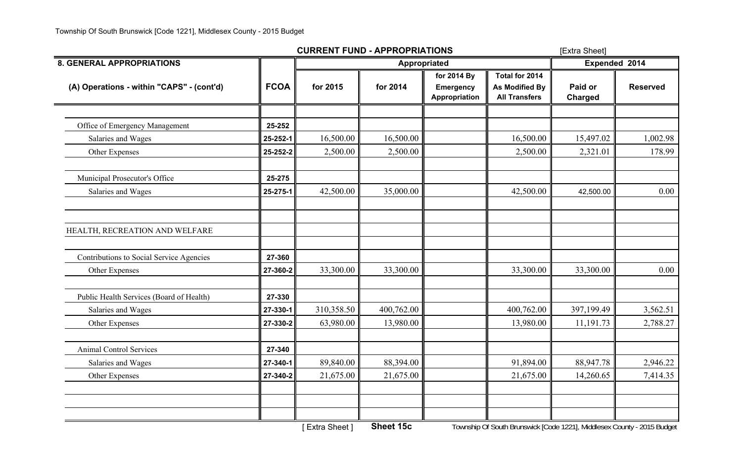## CURRENT FUND - APPROPRIATIONS

[Extra Sheet]

| 8. GENERAL APPROPRIATIONS | | Appropriated | | | | Expended 2014 | |
|---|---|---|---|---|---|---|---|
| (A) Operations - within "CAPS" - (cont'd) | FCOA | for 2015 | for 2014 | for 2014 By Emergency Appropriation | Total for 2014 As Modified By All Transfers | Paid or Charged | Reserved |
| | | | | | | | |
| Office of Emergency Management | 25-252 | | | | | | |
| Salaries and Wages | 25-252-1 | 16,500.00 | 16,500.00 | | 16,500.00 | 15,497.02 | 1,002.98 |
| Other Expenses | 25-252-2 | 2,500.00 | 2,500.00 | | 2,500.00 | 2,321.01 | 178.99 |
| | | | | | | | |
| Municipal Prosecutor's Office | 25-275 | | | | | | |
| Salaries and Wages | 25-275-1 | 42,500.00 | 35,000.00 | | 42,500.00 | 42,500.00 | 0.00 |
| | | | | | | | |
| | | | | | | | |
| HEALTH, RECREATION AND WELFARE | | | | | | | |
| | | | | | | | |
| Contributions to Social Service Agencies | 27-360 | | | | | | |
| Other Expenses | 27-360-2 | 33,300.00 | 33,300.00 | | 33,300.00 | 33,300.00 | 0.00 |
| | | | | | | | |
| Public Health Services (Board of Health) | 27-330 | | | | | | |
| Salaries and Wages | 27-330-1 | 310,358.50 | 400,762.00 | | 400,762.00 | 397,199.49 | 3,562.51 |
| Other Expenses | 27-330-2 | 63,980.00 | 13,980.00 | | 13,980.00 | 11,191.73 | 2,788.27 |
| | | | | | | | |
| Animal Control Services | 27-340 | | | | | | |
| Salaries and Wages | 27-340-1 | 89,840.00 | 88,394.00 | | 91,894.00 | 88,947.78 | 2,946.22 |
| Other Expenses | 27-340-2 | 21,675.00 | 21,675.00 | | 21,675.00 | 14,260.65 | 7,414.35 |
| | | | | | | | |
| | | | | | | | |
| | | | | | | | |

[ Extra Sheet ] **Sheet 15c**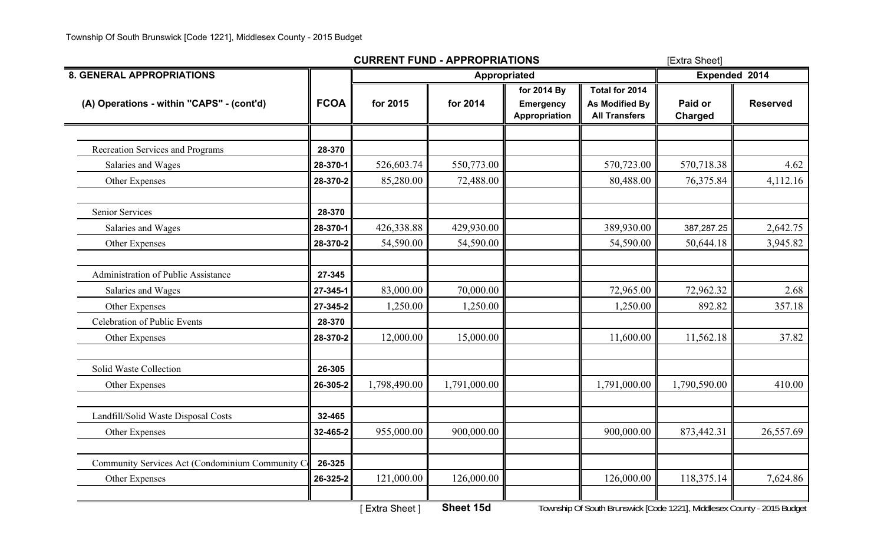## CURRENT FUND - APPROPRIATIONS

[Extra Sheet]

| 8. GENERAL APPROPRIATIONS | | Appropriated | | | | Expended 2014 | |
|---|---|---|---|---|---|---|---|
| (A) Operations - within "CAPS" - (cont'd) | FCOA | for 2015 | for 2014 | for 2014 By Emergency Appropriation | Total for 2014 As Modified By All Transfers | Paid or Charged | Reserved |
| | | | | | | | |
| Recreation Services and Programs | 28-370 | | | | | | |
| Salaries and Wages | 28-370-1 | 526,603.74 | 550,773.00 | | 570,723.00 | 570,718.38 | 4.62 |
| Other Expenses | 28-370-2 | 85,280.00 | 72,488.00 | | 80,488.00 | 76,375.84 | 4,112.16 |
| | | | | | | | |
| Senior Services | 28-370 | | | | | | |
| Salaries and Wages | 28-370-1 | 426,338.88 | 429,930.00 | | 389,930.00 | 387,287.25 | 2,642.75 |
| Other Expenses | 28-370-2 | 54,590.00 | 54,590.00 | | 54,590.00 | 50,644.18 | 3,945.82 |
| | | | | | | | |
| Administration of Public Assistance | 27-345 | | | | | | |
| Salaries and Wages | 27-345-1 | 83,000.00 | 70,000.00 | | 72,965.00 | 72,962.32 | 2.68 |
| Other Expenses | 27-345-2 | 1,250.00 | 1,250.00 | | 1,250.00 | 892.82 | 357.18 |
| Celebration of Public Events | 28-370 | | | | | | |
| Other Expenses | 28-370-2 | 12,000.00 | 15,000.00 | | 11,600.00 | 11,562.18 | 37.82 |
| | | | | | | | |
| Solid Waste Collection | 26-305 | | | | | | |
| Other Expenses | 26-305-2 | 1,798,490.00 | 1,791,000.00 | | 1,791,000.00 | 1,790,590.00 | 410.00 |
| | | | | | | | |
| Landfill/Solid Waste Disposal Costs | 32-465 | | | | | | |
| Other Expenses | 32-465-2 | 955,000.00 | 900,000.00 | | 900,000.00 | 873,442.31 | 26,557.69 |
| | | | | | | | |
| Community Services Act (Condominium Community C | 26-325 | | | | | | |
| Other Expenses | 26-325-2 | 121,000.00 | 126,000.00 | | 126,000.00 | 118,375.14 | 7,624.86 |
| | | | | | | | |

[ Extra Sheet ] **Sheet 15d**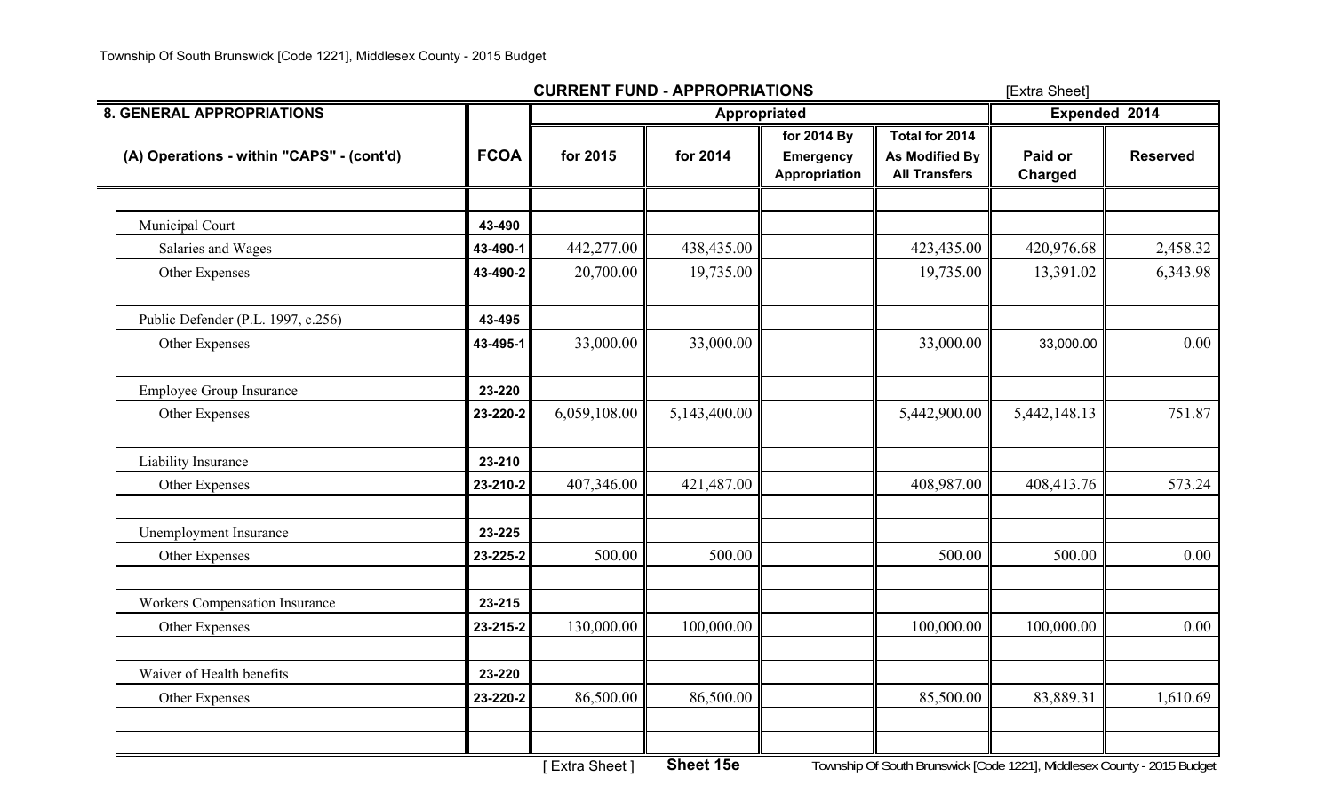## CURRENT FUND - APPROPRIATIONS

[Extra Sheet]

| 8. GENERAL APPROPRIATIONS | | Appropriated | | | | Expended 2014 | |
|---|---|---|---|---|---|---|---|
| (A) Operations - within "CAPS" - (cont'd) | FCOA | for 2015 | for 2014 | for 2014 By Emergency Appropriation | Total for 2014 As Modified By All Transfers | Paid or Charged | Reserved |
| | | | | | | | |
| Municipal Court | 43-490 | | | | | | |
| Salaries and Wages | 43-490-1 | 442,277.00 | 438,435.00 | | 423,435.00 | 420,976.68 | 2,458.32 |
| Other Expenses | 43-490-2 | 20,700.00 | 19,735.00 | | 19,735.00 | 13,391.02 | 6,343.98 |
| | | | | | | | |
| Public Defender (P.L. 1997, c.256) | 43-495 | | | | | | |
| Other Expenses | 43-495-1 | 33,000.00 | 33,000.00 | | 33,000.00 | 33,000.00 | 0.00 |
| | | | | | | | |
| Employee Group Insurance | 23-220 | | | | | | |
| Other Expenses | 23-220-2 | 6,059,108.00 | 5,143,400.00 | | 5,442,900.00 | 5,442,148.13 | 751.87 |
| | | | | | | | |
| Liability Insurance | 23-210 | | | | | | |
| Other Expenses | 23-210-2 | 407,346.00 | 421,487.00 | | 408,987.00 | 408,413.76 | 573.24 |
| | | | | | | | |
| Unemployment Insurance | 23-225 | | | | | | |
| Other Expenses | 23-225-2 | 500.00 | 500.00 | | 500.00 | 500.00 | 0.00 |
| | | | | | | | |
| Workers Compensation Insurance | 23-215 | | | | | | |
| Other Expenses | 23-215-2 | 130,000.00 | 100,000.00 | | 100,000.00 | 100,000.00 | 0.00 |
| | | | | | | | |
| Waiver of Health benefits | 23-220 | | | | | | |
| Other Expenses | 23-220-2 | 86,500.00 | 86,500.00 | | 85,500.00 | 83,889.31 | 1,610.69 |

[ Extra Sheet ] **Sheet 15e**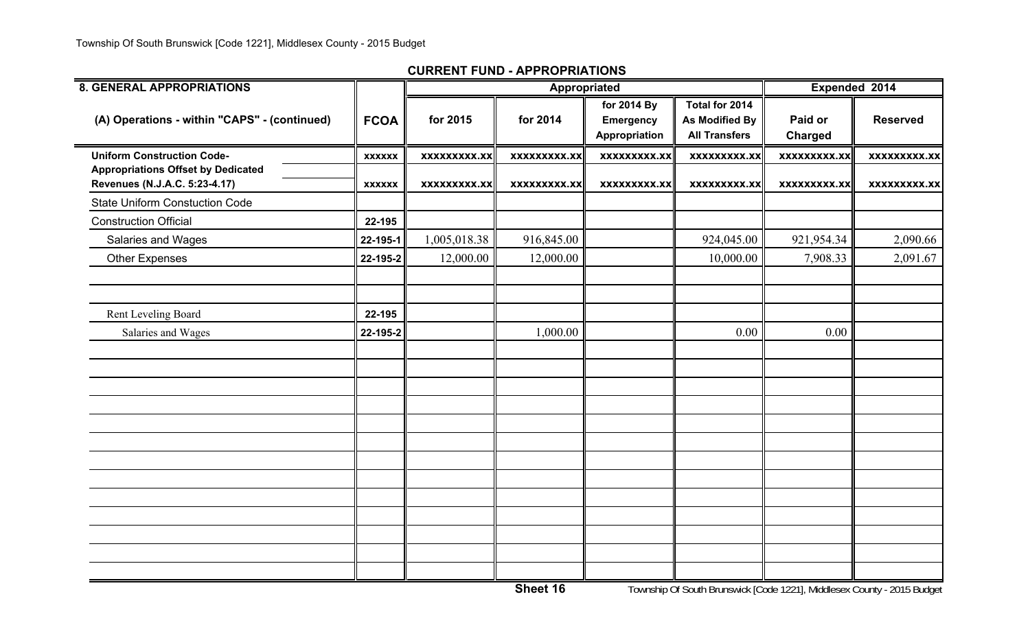## CURRENT FUND - APPROPRIATIONS

| 8. GENERAL APPROPRIATIONS | | Appropriated | | | | Expended 2014 | |
|---|---|---|---|---|---|---|---|
| (A) Operations - within "CAPS" - (continued) | FCOA | for 2015 | for 2014 | for 2014 By Emergency Appropriation | Total for 2014 As Modified By All Transfers | Paid or Charged | Reserved |
| **Uniform Construction Code-** | xxxxxx | xxxxxxxxx.xx | xxxxxxxxx.xx | xxxxxxxxx.xx | xxxxxxxxx.xx | xxxxxxxxx.xx | xxxxxxxxx.xx |
| **Appropriations Offset by Dedicated Revenues (N.J.A.C. 5:23-4.17)** | xxxxxx | xxxxxxxxx.xx | xxxxxxxxx.xx | xxxxxxxxx.xx | xxxxxxxxx.xx | xxxxxxxxx.xx | xxxxxxxxx.xx |
| State Uniform Constuction Code | | | | | | | |
| Construction Official | 22-195 | | | | | | |
| Salaries and Wages | 22-195-1 | 1,005,018.38 | 916,845.00 | | 924,045.00 | 921,954.34 | 2,090.66 |
| Other Expenses | 22-195-2 | 12,000.00 | 12,000.00 | | 10,000.00 | 7,908.33 | 2,091.67 |
| | | | | | | | |
| | | | | | | | |
| Rent Leveling Board | 22-195 | | | | | | |
| Salaries and Wages | 22-195-2 | | 1,000.00 | | 0.00 | 0.00 | |

Sheet 16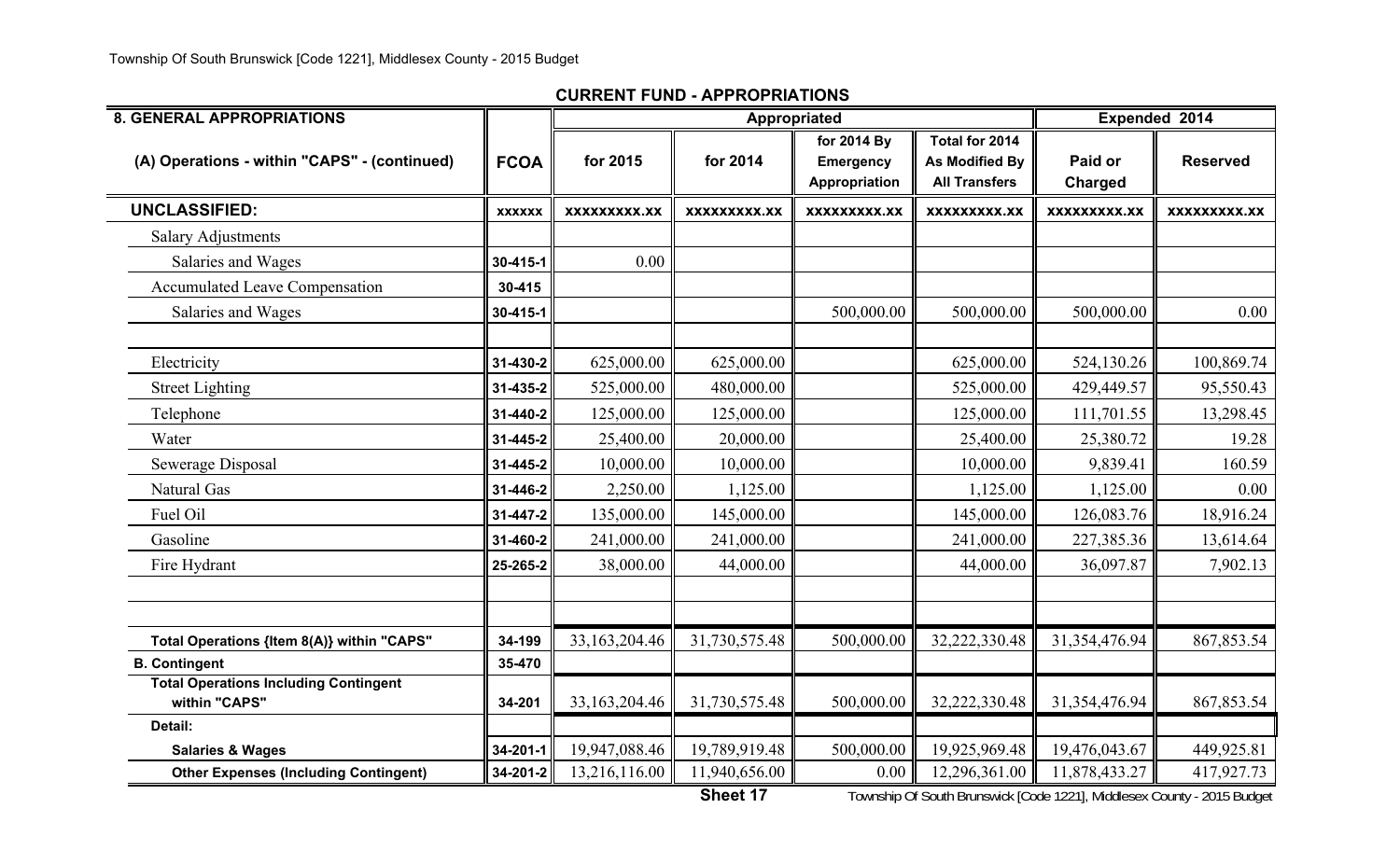## CURRENT FUND - APPROPRIATIONS

| 8. GENERAL APPROPRIATIONS | | Appropriated | | | | Expended 2014 | |
|---|---|---|---|---|---|---|---|
| (A) Operations - within "CAPS" - (continued) | FCOA | for 2015 | for 2014 | for 2014 By Emergency Appropriation | Total for 2014 As Modified By All Transfers | Paid or Charged | Reserved |
| **UNCLASSIFIED:** | xxxxxx | xxxxxxxxx.xx | xxxxxxxxx.xx | xxxxxxxxx.xx | xxxxxxxxx.xx | xxxxxxxxx.xx | xxxxxxxxx.xx |
| Salary Adjustments | | | | | | | |
| Salaries and Wages | 30-415-1 | 0.00 | | | | | |
| Accumulated Leave Compensation | 30-415 | | | | | | |
| Salaries and Wages | 30-415-1 | | | 500,000.00 | 500,000.00 | 500,000.00 | 0.00 |
| | | | | | | | |
| Electricity | 31-430-2 | 625,000.00 | 625,000.00 | | 625,000.00 | 524,130.26 | 100,869.74 |
| Street Lighting | 31-435-2 | 525,000.00 | 480,000.00 | | 525,000.00 | 429,449.57 | 95,550.43 |
| Telephone | 31-440-2 | 125,000.00 | 125,000.00 | | 125,000.00 | 111,701.55 | 13,298.45 |
| Water | 31-445-2 | 25,400.00 | 20,000.00 | | 25,400.00 | 25,380.72 | 19.28 |
| Sewerage Disposal | 31-445-2 | 10,000.00 | 10,000.00 | | 10,000.00 | 9,839.41 | 160.59 |
| Natural Gas | 31-446-2 | 2,250.00 | 1,125.00 | | 1,125.00 | 1,125.00 | 0.00 |
| Fuel Oil | 31-447-2 | 135,000.00 | 145,000.00 | | 145,000.00 | 126,083.76 | 18,916.24 |
| Gasoline | 31-460-2 | 241,000.00 | 241,000.00 | | 241,000.00 | 227,385.36 | 13,614.64 |
| Fire Hydrant | 25-265-2 | 38,000.00 | 44,000.00 | | 44,000.00 | 36,097.87 | 7,902.13 |
| | | | | | | | |
| | | | | | | | |
| **Total Operations {Item 8(A)} within "CAPS"** | 34-199 | 33,163,204.46 | 31,730,575.48 | 500,000.00 | 32,222,330.48 | 31,354,476.94 | 867,853.54 |
| **B. Contingent** | 35-470 | | | | | | |
| **Total Operations Including Contingent within "CAPS"** | 34-201 | 33,163,204.46 | 31,730,575.48 | 500,000.00 | 32,222,330.48 | 31,354,476.94 | 867,853.54 |
| **Detail:** | | | | | | | |
| **Salaries & Wages** | 34-201-1 | 19,947,088.46 | 19,789,919.48 | 500,000.00 | 19,925,969.48 | 19,476,043.67 | 449,925.81 |
| **Other Expenses (Including Contingent)** | 34-201-2 | 13,216,116.00 | 11,940,656.00 | 0.00 | 12,296,361.00 | 11,878,433.27 | 417,927.73 |

**Sheet 17**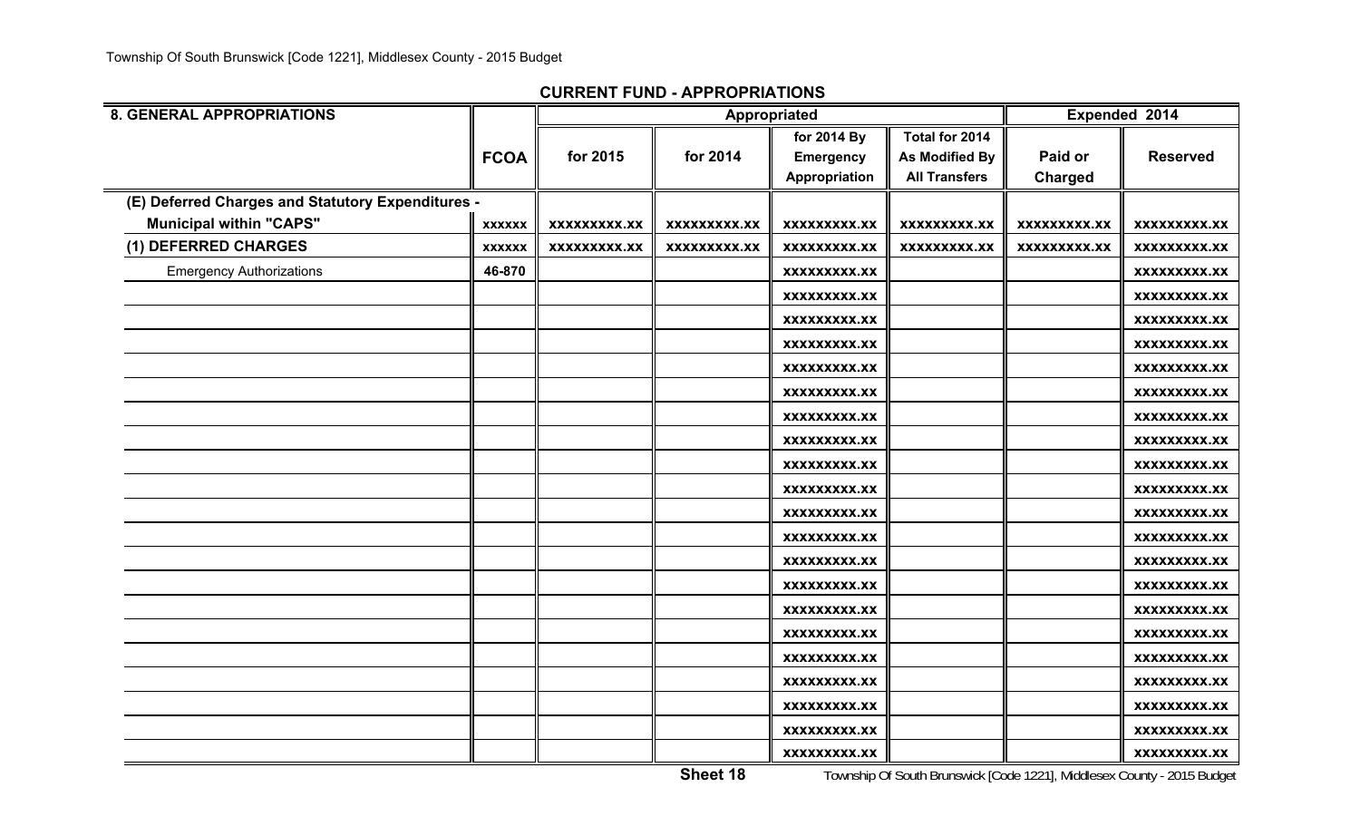## CURRENT FUND - APPROPRIATIONS

| 8. GENERAL APPROPRIATIONS | FCOA | Appropriated | | | | Expended 2014 | |
|---|---|---|---|---|---|---|---|
| | | for 2015 | for 2014 | for 2014 By Emergency Appropriation | Total for 2014 As Modified By All Transfers | Paid or Charged | Reserved |
| (E) Deferred Charges and Statutory Expenditures - Municipal within "CAPS" | xxxxxx | xxxxxxxxx.xx | xxxxxxxxx.xx | xxxxxxxxx.xx | xxxxxxxxx.xx | xxxxxxxxx.xx | xxxxxxxxx.xx |
| (1) DEFERRED CHARGES | xxxxxx | xxxxxxxxx.xx | xxxxxxxxx.xx | xxxxxxxxx.xx | xxxxxxxxx.xx | xxxxxxxxx.xx | xxxxxxxxx.xx |
| Emergency Authorizations | 46-870 | | | xxxxxxxxx.xx | | | xxxxxxxxx.xx |
| | | | | xxxxxxxxx.xx | | | xxxxxxxxx.xx |
| | | | | xxxxxxxxx.xx | | | xxxxxxxxx.xx |
| | | | | xxxxxxxxx.xx | | | xxxxxxxxx.xx |
| | | | | xxxxxxxxx.xx | | | xxxxxxxxx.xx |
| | | | | xxxxxxxxx.xx | | | xxxxxxxxx.xx |
| | | | | xxxxxxxxx.xx | | | xxxxxxxxx.xx |
| | | | | xxxxxxxxx.xx | | | xxxxxxxxx.xx |
| | | | | xxxxxxxxx.xx | | | xxxxxxxxx.xx |
| | | | | xxxxxxxxx.xx | | | xxxxxxxxx.xx |
| | | | | xxxxxxxxx.xx | | | xxxxxxxxx.xx |
| | | | | xxxxxxxxx.xx | | | xxxxxxxxx.xx |
| | | | | xxxxxxxxx.xx | | | xxxxxxxxx.xx |
| | | | | xxxxxxxxx.xx | | | xxxxxxxxx.xx |
| | | | | xxxxxxxxx.xx | | | xxxxxxxxx.xx |
| | | | | xxxxxxxxx.xx | | | xxxxxxxxx.xx |
| | | | | xxxxxxxxx.xx | | | xxxxxxxxx.xx |
| | | | | xxxxxxxxx.xx | | | xxxxxxxxx.xx |
| | | | | xxxxxxxxx.xx | | | xxxxxxxxx.xx |
| | | | | xxxxxxxxx.xx | | | xxxxxxxxx.xx |
| | | | | xxxxxxxxx.xx | | | xxxxxxxxx.xx |

Sheet 18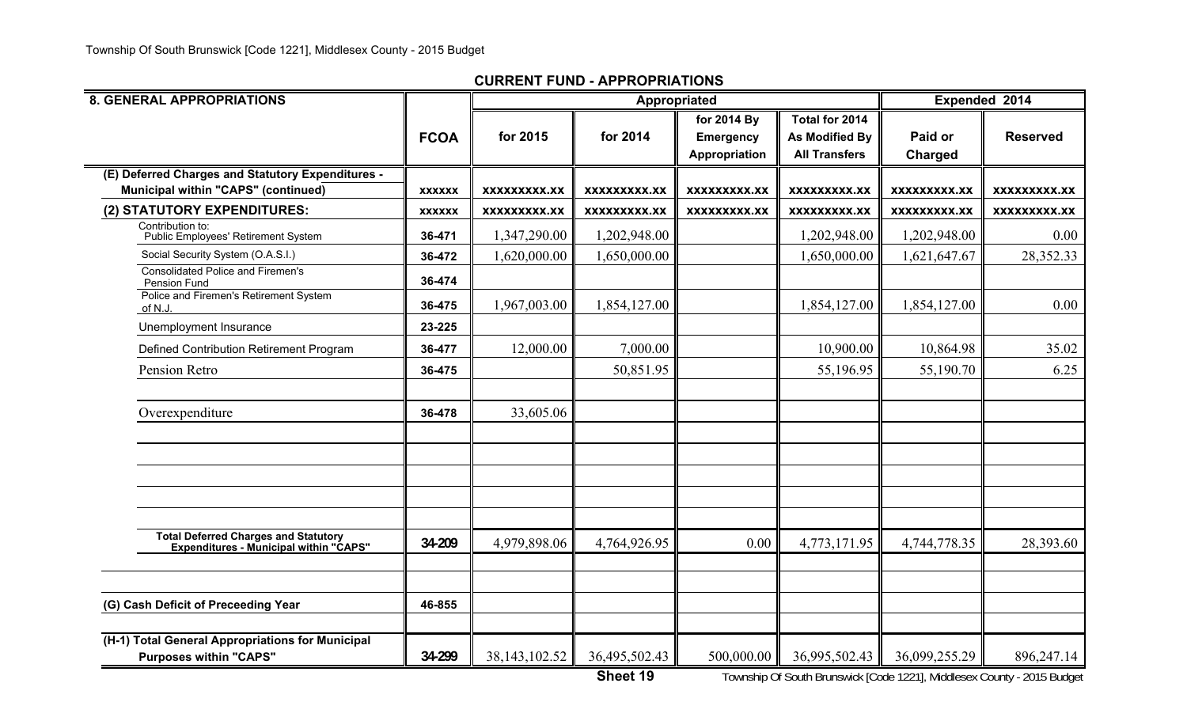## CURRENT FUND - APPROPRIATIONS

| 8. GENERAL APPROPRIATIONS | FCOA | Appropriated for 2015 | Appropriated for 2014 | Appropriated for 2014 By Emergency Appropriation | Total for 2014 As Modified By All Transfers | Expended 2014 Paid or Charged | Expended 2014 Reserved |
|---|---|---|---|---|---|---|---|
| (E) Deferred Charges and Statutory Expenditures - Municipal within "CAPS" (continued) | xxxxxx | xxxxxxxxx.xx | xxxxxxxxx.xx | xxxxxxxxx.xx | xxxxxxxxx.xx | xxxxxxxxx.xx | xxxxxxxxx.xx |
| (2) STATUTORY EXPENDITURES: | xxxxxx | xxxxxxxxx.xx | xxxxxxxxx.xx | xxxxxxxxx.xx | xxxxxxxxx.xx | xxxxxxxxx.xx | xxxxxxxxx.xx |
| Contribution to: Public Employees' Retirement System | 36-471 | 1,347,290.00 | 1,202,948.00 | | 1,202,948.00 | 1,202,948.00 | 0.00 |
| Social Security System (O.A.S.I.) | 36-472 | 1,620,000.00 | 1,650,000.00 | | 1,650,000.00 | 1,621,647.67 | 28,352.33 |
| Consolidated Police and Firemen's Pension Fund | 36-474 | | | | | | |
| Police and Firemen's Retirement System of N.J. | 36-475 | 1,967,003.00 | 1,854,127.00 | | 1,854,127.00 | 1,854,127.00 | 0.00 |
| Unemployment Insurance | 23-225 | | | | | | |
| Defined Contribution Retirement Program | 36-477 | 12,000.00 | 7,000.00 | | 10,900.00 | 10,864.98 | 35.02 |
| Pension Retro | 36-475 | | 50,851.95 | | 55,196.95 | 55,190.70 | 6.25 |
| Overexpenditure | 36-478 | 33,605.06 | | | | | |
| Total Deferred Charges and Statutory Expenditures - Municipal within "CAPS" | 34-209 | 4,979,898.06 | 4,764,926.95 | 0.00 | 4,773,171.95 | 4,744,778.35 | 28,393.60 |
| (G) Cash Deficit of Preceeding Year | 46-855 | | | | | | |
| (H-1) Total General Appropriations for Municipal Purposes within "CAPS" | 34-299 | 38,143,102.52 | 36,495,502.43 | 500,000.00 | 36,995,502.43 | 36,099,255.29 | 896,247.14 |

Sheet 19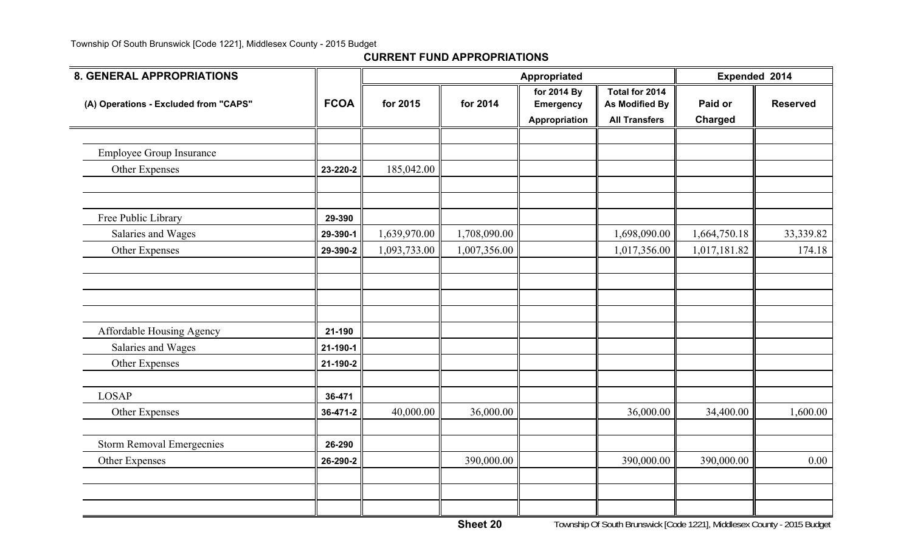## CURRENT FUND APPROPRIATIONS

| 8. GENERAL APPROPRIATIONS | | Appropriated | | | | Expended 2014 | |
|---|---|---|---|---|---|---|---|
| (A) Operations - Excluded from "CAPS" | FCOA | for 2015 | for 2014 | for 2014 By Emergency Appropriation | Total for 2014 As Modified By All Transfers | Paid or Charged | Reserved |
| | | | | | | | |
| Employee Group Insurance | | | | | | | |
| Other Expenses | 23-220-2 | 185,042.00 | | | | | |
| | | | | | | | |
| | | | | | | | |
| Free Public Library | 29-390 | | | | | | |
| Salaries and Wages | 29-390-1 | 1,639,970.00 | 1,708,090.00 | | 1,698,090.00 | 1,664,750.18 | 33,339.82 |
| Other Expenses | 29-390-2 | 1,093,733.00 | 1,007,356.00 | | 1,017,356.00 | 1,017,181.82 | 174.18 |
| | | | | | | | |
| | | | | | | | |
| | | | | | | | |
| | | | | | | | |
| Affordable Housing Agency | 21-190 | | | | | | |
| Salaries and Wages | 21-190-1 | | | | | | |
| Other Expenses | 21-190-2 | | | | | | |
| | | | | | | | |
| LOSAP | 36-471 | | | | | | |
| Other Expenses | 36-471-2 | 40,000.00 | 36,000.00 | | 36,000.00 | 34,400.00 | 1,600.00 |
| | | | | | | | |
| Storm Removal Emergecnies | 26-290 | | | | | | |
| Other Expenses | 26-290-2 | | 390,000.00 | | 390,000.00 | 390,000.00 | 0.00 |
| | | | | | | | |
| | | | | | | | |
| | | | | | | | |

Sheet 20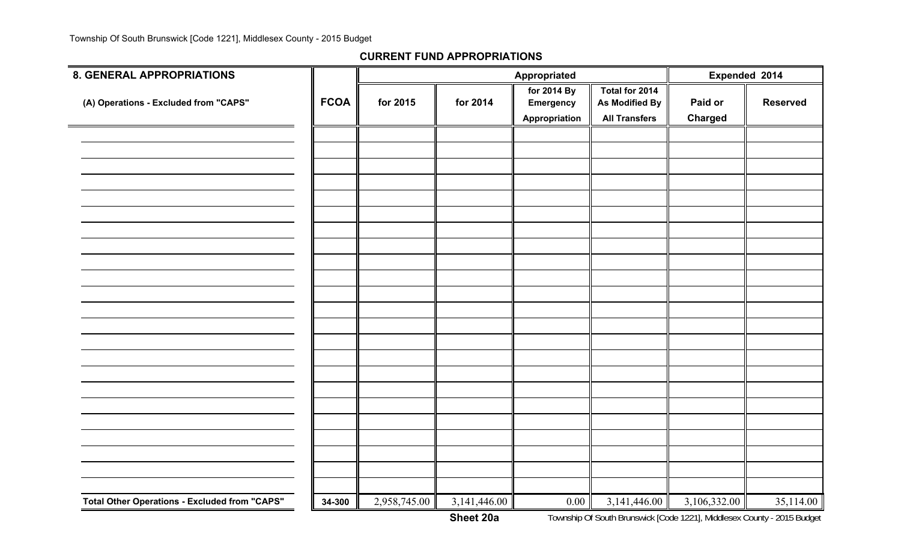## CURRENT FUND APPROPRIATIONS

| 8. GENERAL APPROPRIATIONS | | Appropriated | | | | Expended 2014 | |
|---|---|---|---|---|---|---|---|
| (A) Operations - Excluded from "CAPS" | FCOA | for 2015 | for 2014 | for 2014 By Emergency Appropriation | Total for 2014 As Modified By All Transfers | Paid or Charged | Reserved |
| | | | | | | | |
| | | | | | | | |
| | | | | | | | |
| | | | | | | | |
| | | | | | | | |
| | | | | | | | |
| | | | | | | | |
| | | | | | | | |
| | | | | | | | |
| | | | | | | | |
| | | | | | | | |
| | | | | | | | |
| | | | | | | | |
| | | | | | | | |
| | | | | | | | |
| | | | | | | | |
| | | | | | | | |
| | | | | | | | |
| | | | | | | | |
| | | | | | | | |
| | | | | | | | |
| | | | | | | | |
| | | | | | | | |
| | | | | | | | |
| **Total Other Operations - Excluded from "CAPS"** | 34-300 | 2,958,745.00 | 3,141,446.00 | 0.00 | 3,141,446.00 | 3,106,332.00 | 35,114.00 |

Sheet 20a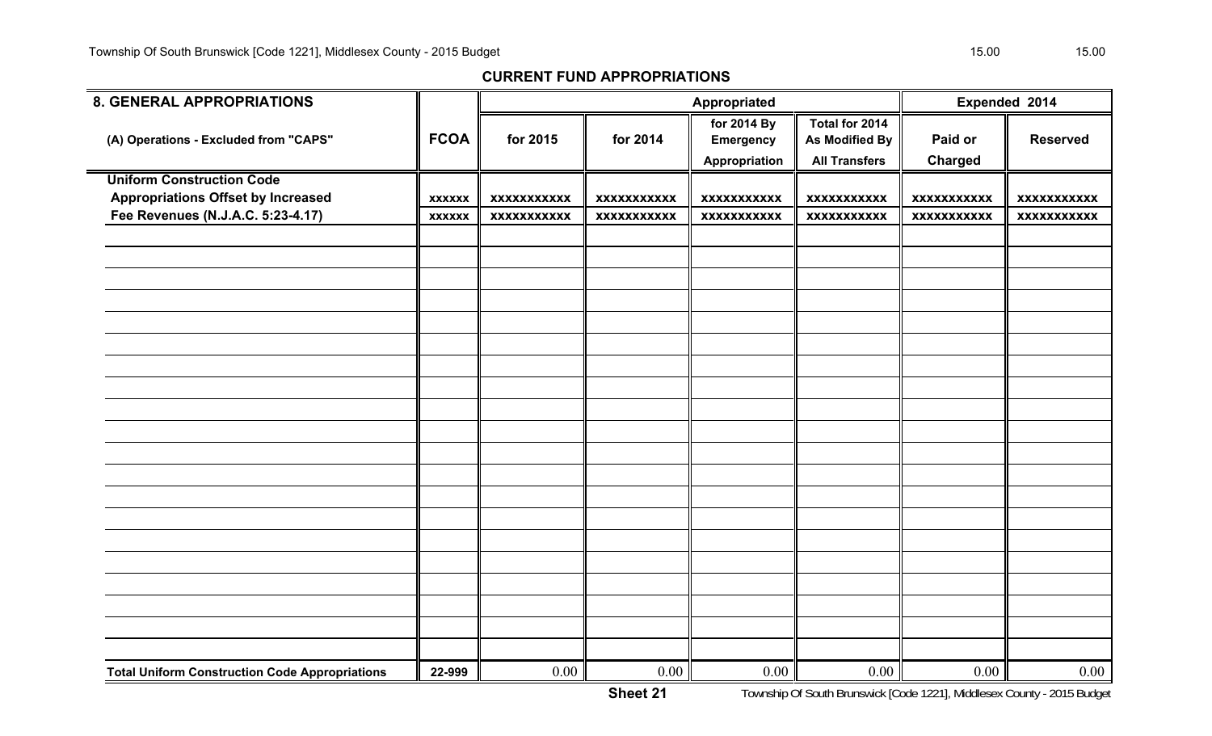## CURRENT FUND APPROPRIATIONS

| 8. GENERAL APPROPRIATIONS | | Appropriated | | | | Expended 2014 | |
|---|---|---|---|---|---|---|---|
| (A) Operations - Excluded from "CAPS" | FCOA | for 2015 | for 2014 | for 2014 By Emergency Appropriation | Total for 2014 As Modified By All Transfers | Paid or Charged | Reserved |
| **Uniform Construction Code Appropriations Offset by Increased Fee Revenues (N.J.A.C. 5:23-4.17)** | xxxxxx | xxxxxxxxxxx | xxxxxxxxxxx | xxxxxxxxxxx | xxxxxxxxxxx | xxxxxxxxxxx | xxxxxxxxxxx |
| | | | | | | | |
| | | | | | | | |
| | | | | | | | |
| | | | | | | | |
| | | | | | | | |
| | | | | | | | |
| | | | | | | | |
| | | | | | | | |
| | | | | | | | |
| | | | | | | | |
| | | | | | | | |
| | | | | | | | |
| | | | | | | | |
| | | | | | | | |
| | | | | | | | |
| | | | | | | | |
| | | | | | | | |
| | | | | | | | |
| | | | | | | | |
| **Total Uniform Construction Code Appropriations** | 22-999 | 0.00 | 0.00 | 0.00 | 0.00 | 0.00 | 0.00 |

**Sheet 21**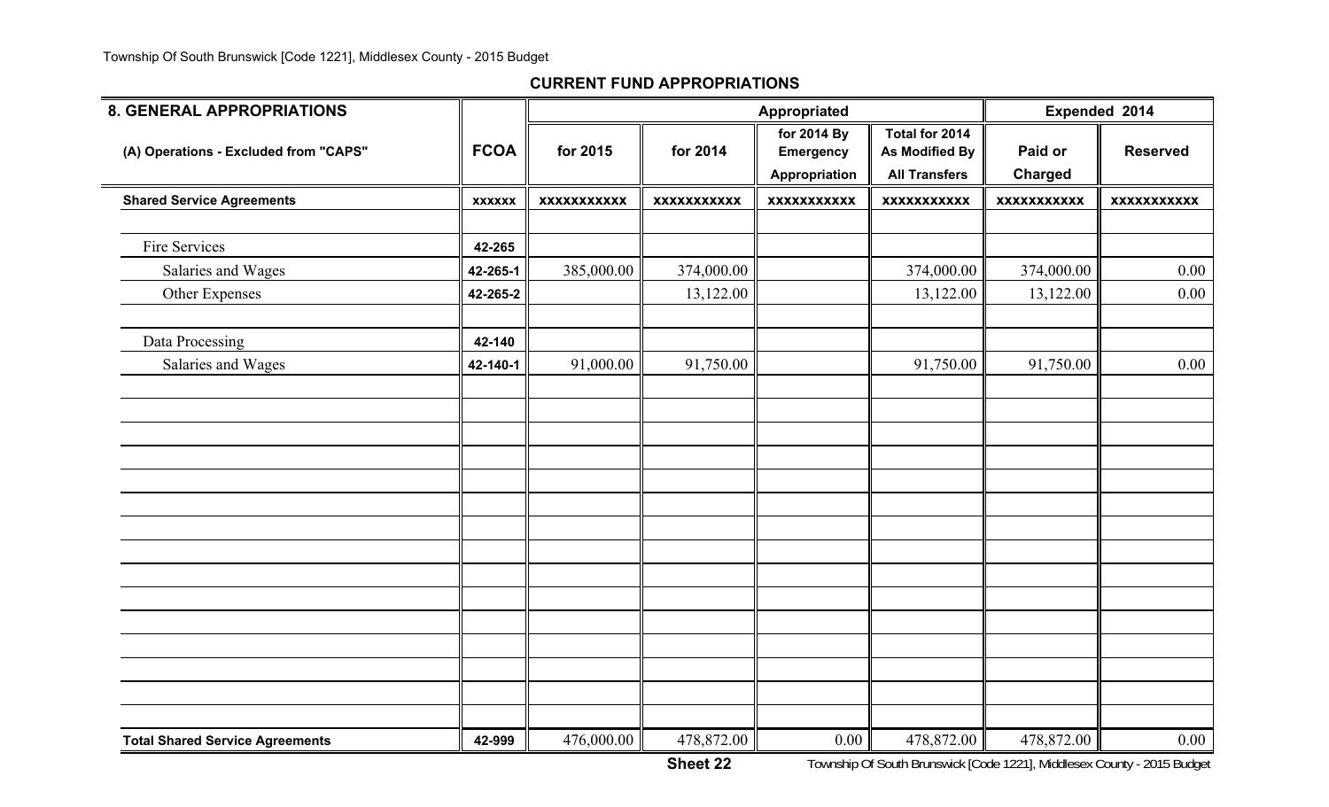Township Of South Brunswick [Code 1221], Middlesex County - 2015 Budget

## CURRENT FUND APPROPRIATIONS

| 8. GENERAL APPROPRIATIONS | | Appropriated | | | | Expended 2014 | |
|---|---|---|---|---|---|---|---|
| (A) Operations - Excluded from "CAPS" | FCOA | for 2015 | for 2014 | for 2014 By Emergency Appropriation | Total for 2014 As Modified By All Transfers | Paid or Charged | Reserved |
| **Shared Service Agreements** | xxxxxx | xxxxxxxxxxx | xxxxxxxxxxx | xxxxxxxxxxx | xxxxxxxxxxx | xxxxxxxxxxx | xxxxxxxxxxx |
| | | | | | | | |
| Fire Services | 42-265 | | | | | | |
| Salaries and Wages | 42-265-1 | 385,000.00 | 374,000.00 | | 374,000.00 | 374,000.00 | 0.00 |
| Other Expenses | 42-265-2 | | 13,122.00 | | 13,122.00 | 13,122.00 | 0.00 |
| | | | | | | | |
| Data Processing | 42-140 | | | | | | |
| Salaries and Wages | 42-140-1 | 91,000.00 | 91,750.00 | | 91,750.00 | 91,750.00 | 0.00 |
| **Total Shared Service Agreements** | 42-999 | 476,000.00 | 478,872.00 | 0.00 | 478,872.00 | 478,872.00 | 0.00 |

**Sheet 22**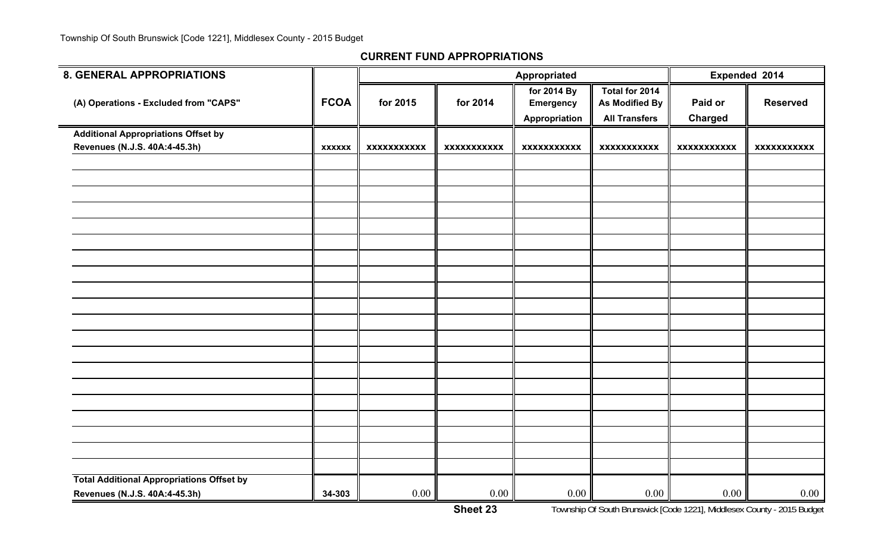## CURRENT FUND APPROPRIATIONS

| 8. GENERAL APPROPRIATIONS | | Appropriated | | | | Expended 2014 | |
|---|---|---|---|---|---|---|---|
| (A) Operations - Excluded from "CAPS" | FCOA | for 2015 | for 2014 | for 2014 By Emergency Appropriation | Total for 2014 As Modified By All Transfers | Paid or Charged | Reserved |
| **Additional Appropriations Offset by Revenues (N.J.S. 40A:4-45.3h)** | xxxxxx | xxxxxxxxxxx | xxxxxxxxxxx | xxxxxxxxxxx | xxxxxxxxxxx | xxxxxxxxxxx | xxxxxxxxxxx |
| | | | | | | | |
| | | | | | | | |
| | | | | | | | |
| | | | | | | | |
| | | | | | | | |
| | | | | | | | |
| | | | | | | | |
| | | | | | | | |
| | | | | | | | |
| | | | | | | | |
| | | | | | | | |
| | | | | | | | |
| | | | | | | | |
| | | | | | | | |
| | | | | | | | |
| | | | | | | | |
| | | | | | | | |
| | | | | | | | |
| | | | | | | | |
| | | | | | | | |
| **Total Additional Appropriations Offset by Revenues (N.J.S. 40A:4-45.3h)** | 34-303 | 0.00 | 0.00 | 0.00 | 0.00 | 0.00 | 0.00 |

**Sheet 23**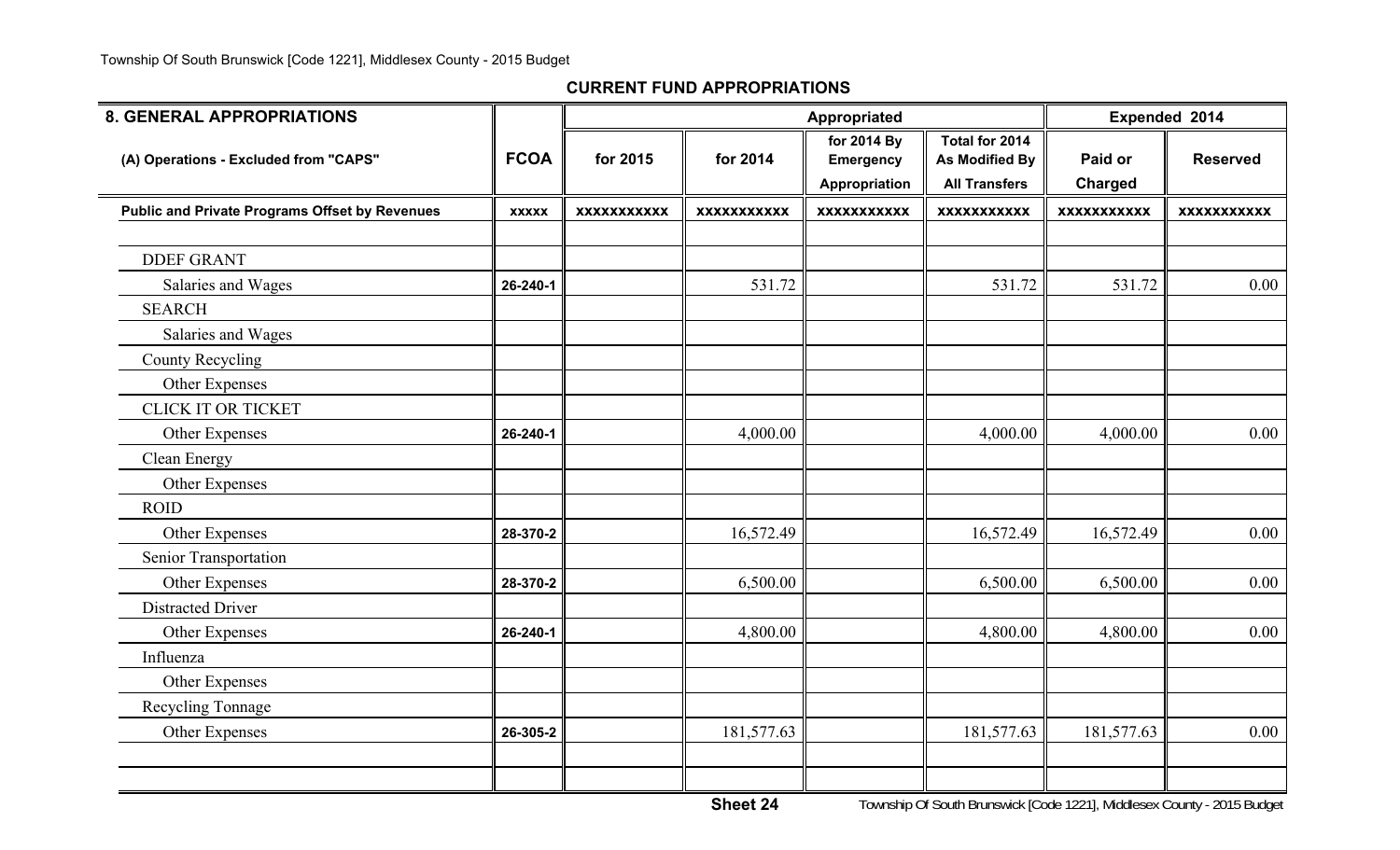## CURRENT FUND APPROPRIATIONS

| 8. GENERAL APPROPRIATIONS | | Appropriated | | | | Expended 2014 | |
|---|---|---|---|---|---|---|---|
| (A) Operations - Excluded from "CAPS" | FCOA | for 2015 | for 2014 | for 2014 By Emergency Appropriation | Total for 2014 As Modified By All Transfers | Paid or Charged | Reserved |
| **Public and Private Programs Offset by Revenues** | xxxxx | xxxxxxxxxxx | xxxxxxxxxxx | xxxxxxxxxxx | xxxxxxxxxxx | xxxxxxxxxxx | xxxxxxxxxxx |
| | | | | | | | |
| DDEF GRANT | | | | | | | |
| Salaries and Wages | 26-240-1 | | 531.72 | | 531.72 | 531.72 | 0.00 |
| SEARCH | | | | | | | |
| Salaries and Wages | | | | | | | |
| County Recycling | | | | | | | |
| Other Expenses | | | | | | | |
| CLICK IT OR TICKET | | | | | | | |
| Other Expenses | 26-240-1 | | 4,000.00 | | 4,000.00 | 4,000.00 | 0.00 |
| Clean Energy | | | | | | | |
| Other Expenses | | | | | | | |
| ROID | | | | | | | |
| Other Expenses | 28-370-2 | | 16,572.49 | | 16,572.49 | 16,572.49 | 0.00 |
| Senior Transportation | | | | | | | |
| Other Expenses | 28-370-2 | | 6,500.00 | | 6,500.00 | 6,500.00 | 0.00 |
| Distracted Driver | | | | | | | |
| Other Expenses | 26-240-1 | | 4,800.00 | | 4,800.00 | 4,800.00 | 0.00 |
| Influenza | | | | | | | |
| Other Expenses | | | | | | | |
| Recycling Tonnage | | | | | | | |
| Other Expenses | 26-305-2 | | 181,577.63 | | 181,577.63 | 181,577.63 | 0.00 |
| | | | | | | | |
| | | | | | | | |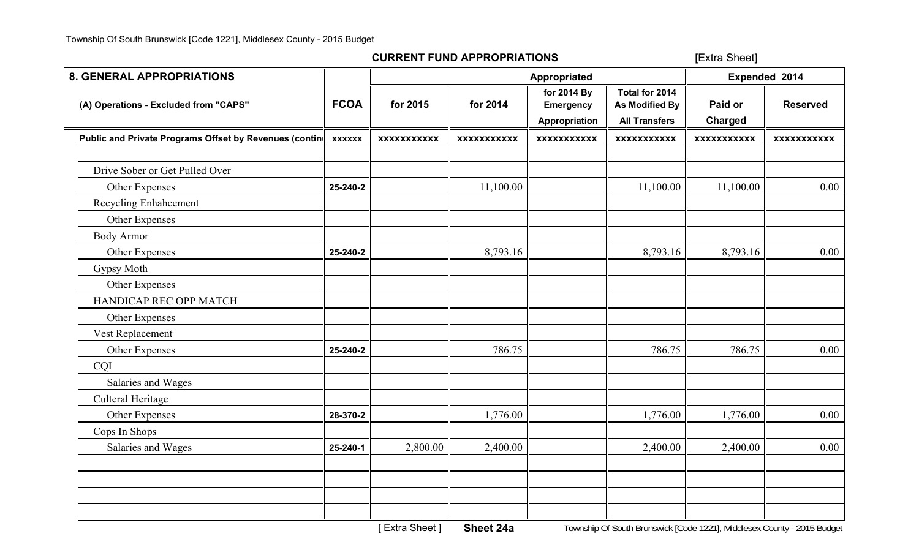**CURRENT FUND APPROPRIATIONS** [Extra Sheet]

| 8. GENERAL APPROPRIATIONS | | Appropriated | | | | Expended 2014 | |
|---|---|---|---|---|---|---|---|
| (A) Operations - Excluded from "CAPS" | FCOA | for 2015 | for 2014 | for 2014 By Emergency Appropriation | Total for 2014 As Modified By All Transfers | Paid or Charged | Reserved |
| Public and Private Programs Offset by Revenues (contin | xxxxxx | xxxxxxxxxxx | xxxxxxxxxxx | xxxxxxxxxxx | xxxxxxxxxxx | xxxxxxxxxxx | xxxxxxxxxxx |
| | | | | | | | |
| Drive Sober or Get Pulled Over | | | | | | | |
| Other Expenses | 25-240-2 | | 11,100.00 | | 11,100.00 | 11,100.00 | 0.00 |
| Recycling Enhahcement | | | | | | | |
| Other Expenses | | | | | | | |
| Body Armor | | | | | | | |
| Other Expenses | 25-240-2 | | 8,793.16 | | 8,793.16 | 8,793.16 | 0.00 |
| Gypsy Moth | | | | | | | |
| Other Expenses | | | | | | | |
| HANDICAP REC OPP MATCH | | | | | | | |
| Other Expenses | | | | | | | |
| Vest Replacement | | | | | | | |
| Other Expenses | 25-240-2 | | 786.75 | | 786.75 | 786.75 | 0.00 |
| CQI | | | | | | | |
| Salaries and Wages | | | | | | | |
| Culteral Heritage | | | | | | | |
| Other Expenses | 28-370-2 | | 1,776.00 | | 1,776.00 | 1,776.00 | 0.00 |
| Cops In Shops | | | | | | | |
| Salaries and Wages | 25-240-1 | 2,800.00 | 2,400.00 | | 2,400.00 | 2,400.00 | 0.00 |
| | | | | | | | |
| | | | | | | | |
| | | | | | | | |
| | | | | | | | |

[ Extra Sheet ] **Sheet 24a**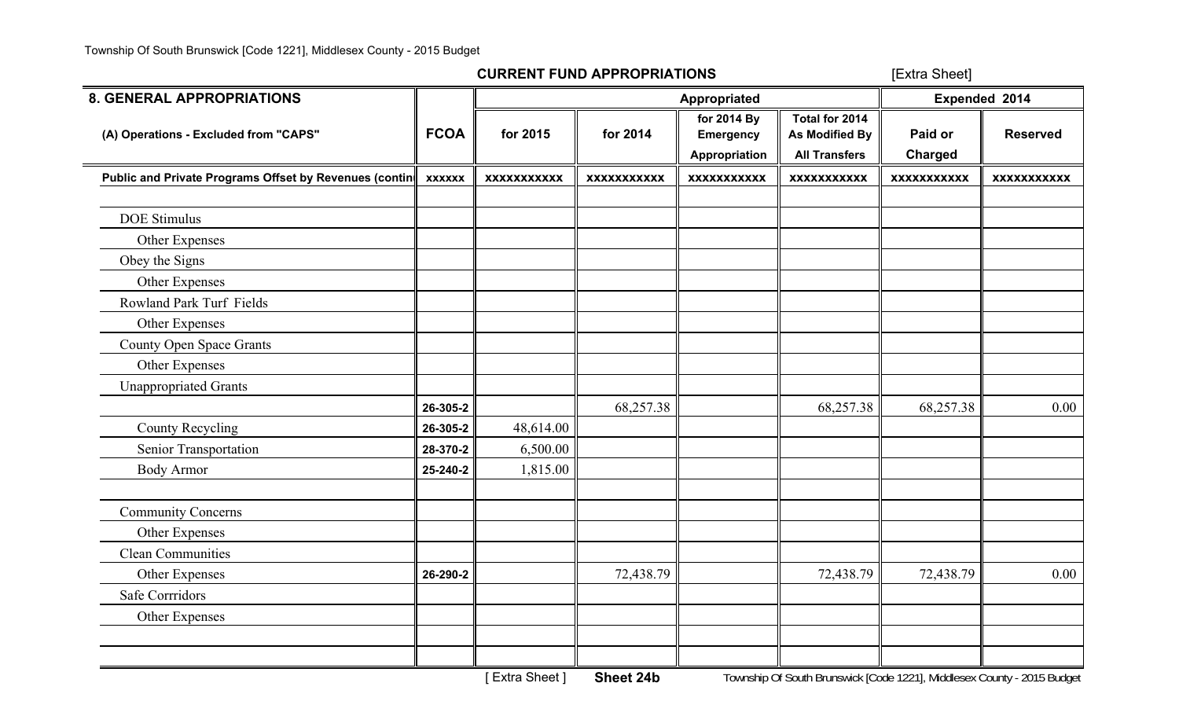**CURRENT FUND APPROPRIATIONS** [Extra Sheet]

| 8. GENERAL APPROPRIATIONS | | Appropriated | | | | Expended 2014 | |
|---|---|---|---|---|---|---|---|
| (A) Operations - Excluded from "CAPS" | FCOA | for 2015 | for 2014 | for 2014 By Emergency Appropriation | Total for 2014 As Modified By All Transfers | Paid or Charged | Reserved |
| **Public and Private Programs Offset by Revenues (contin** | xxxxxx | xxxxxxxxxxx | xxxxxxxxxxx | xxxxxxxxxxx | xxxxxxxxxxx | xxxxxxxxxxx | xxxxxxxxxxx |
| | | | | | | | |
| DOE Stimulus | | | | | | | |
| Other Expenses | | | | | | | |
| Obey the Signs | | | | | | | |
| Other Expenses | | | | | | | |
| Rowland Park Turf Fields | | | | | | | |
| Other Expenses | | | | | | | |
| County Open Space Grants | | | | | | | |
| Other Expenses | | | | | | | |
| Unappropriated Grants | | | | | | | |
| | 26-305-2 | | 68,257.38 | | 68,257.38 | 68,257.38 | 0.00 |
| County Recycling | 26-305-2 | 48,614.00 | | | | | |
| Senior Transportation | 28-370-2 | 6,500.00 | | | | | |
| Body Armor | 25-240-2 | 1,815.00 | | | | | |
| | | | | | | | |
| Community Concerns | | | | | | | |
| Other Expenses | | | | | | | |
| Clean Communities | | | | | | | |
| Other Expenses | 26-290-2 | | 72,438.79 | | 72,438.79 | 72,438.79 | 0.00 |
| Safe Corrridors | | | | | | | |
| Other Expenses | | | | | | | |
| | | | | | | | |
| | | | | | | | |

[ Extra Sheet ] **Sheet 24b**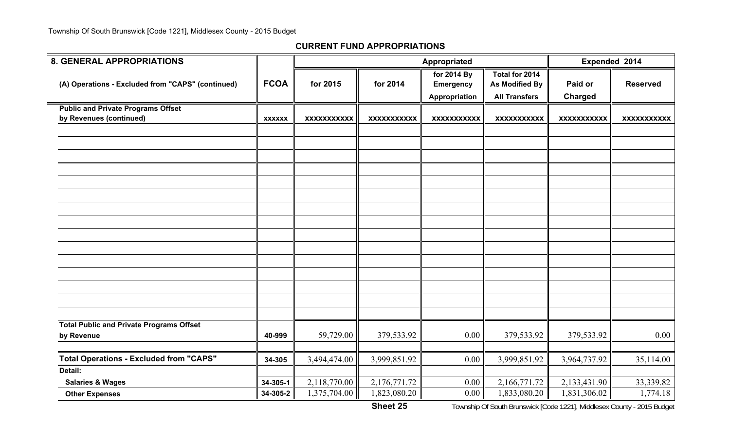## CURRENT FUND APPROPRIATIONS

| 8. GENERAL APPROPRIATIONS | | Appropriated | | | | Expended 2014 | |
|---|---|---|---|---|---|---|---|
| (A) Operations - Excluded from "CAPS" (continued) | FCOA | for 2015 | for 2014 | for 2014 By Emergency Appropriation | Total for 2014 As Modified By All Transfers | Paid or Charged | Reserved |
| **Public and Private Programs Offset by Revenues (continued)** | xxxxxx | xxxxxxxxxxx | xxxxxxxxxxx | xxxxxxxxxxx | xxxxxxxxxxx | xxxxxxxxxxx | xxxxxxxxxxx |
| | | | | | | | |
| | | | | | | | |
| | | | | | | | |
| | | | | | | | |
| | | | | | | | |
| | | | | | | | |
| | | | | | | | |
| | | | | | | | |
| | | | | | | | |
| | | | | | | | |
| | | | | | | | |
| | | | | | | | |
| | | | | | | | |
| | | | | | | | |
| | | | | | | | |
| **Total Public and Private Programs Offset by Revenue** | 40-999 | 59,729.00 | 379,533.92 | 0.00 | 379,533.92 | 379,533.92 | 0.00 |
| | | | | | | | |
| **Total Operations - Excluded from "CAPS"** | 34-305 | 3,494,474.00 | 3,999,851.92 | 0.00 | 3,999,851.92 | 3,964,737.92 | 35,114.00 |
| **Detail:** | | | | | | | |
| **Salaries & Wages** | 34-305-1 | 2,118,770.00 | 2,176,771.72 | 0.00 | 2,166,771.72 | 2,133,431.90 | 33,339.82 |
| **Other Expenses** | 34-305-2 | 1,375,704.00 | 1,823,080.20 | 0.00 | 1,833,080.20 | 1,831,306.02 | 1,774.18 |

**Sheet 25**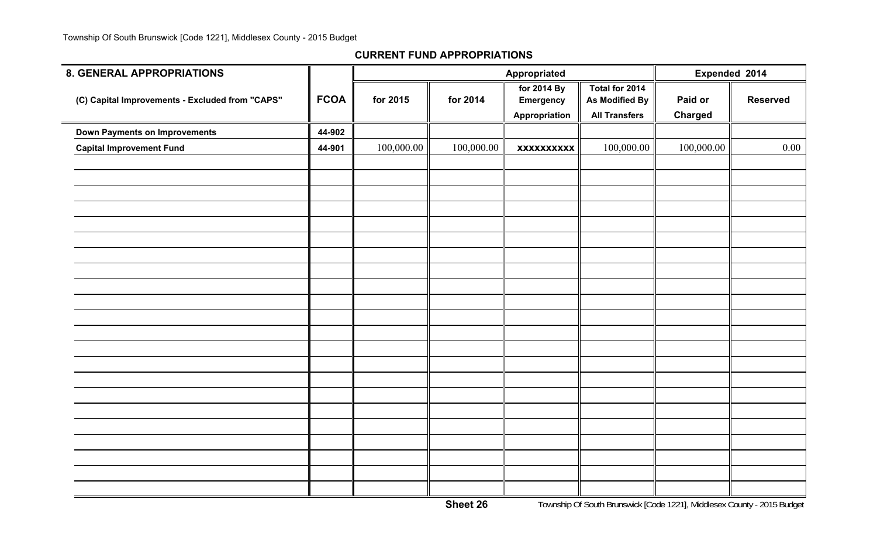## CURRENT FUND APPROPRIATIONS

| 8. GENERAL APPROPRIATIONS | | Appropriated | | | | Expended 2014 | |
|---|---|---|---|---|---|---|---|
| (C) Capital Improvements - Excluded from "CAPS" | FCOA | for 2015 | for 2014 | for 2014 By Emergency Appropriation | Total for 2014 As Modified By All Transfers | Paid or Charged | Reserved |
| Down Payments on Improvements | 44-902 | | | | | | |
| Capital Improvement Fund | 44-901 | 100,000.00 | 100,000.00 | xxxxxxxxxx | 100,000.00 | 100,000.00 | 0.00 |
| | | | | | | | |
| | | | | | | | |
| | | | | | | | |
| | | | | | | | |
| | | | | | | | |
| | | | | | | | |
| | | | | | | | |
| | | | | | | | |
| | | | | | | | |
| | | | | | | | |
| | | | | | | | |
| | | | | | | | |
| | | | | | | | |
| | | | | | | | |
| | | | | | | | |
| | | | | | | | |
| | | | | | | | |
| | | | | | | | |
| | | | | | | | |
| | | | | | | | |
| | | | | | | | |
| | | | | | | | |

Sheet 26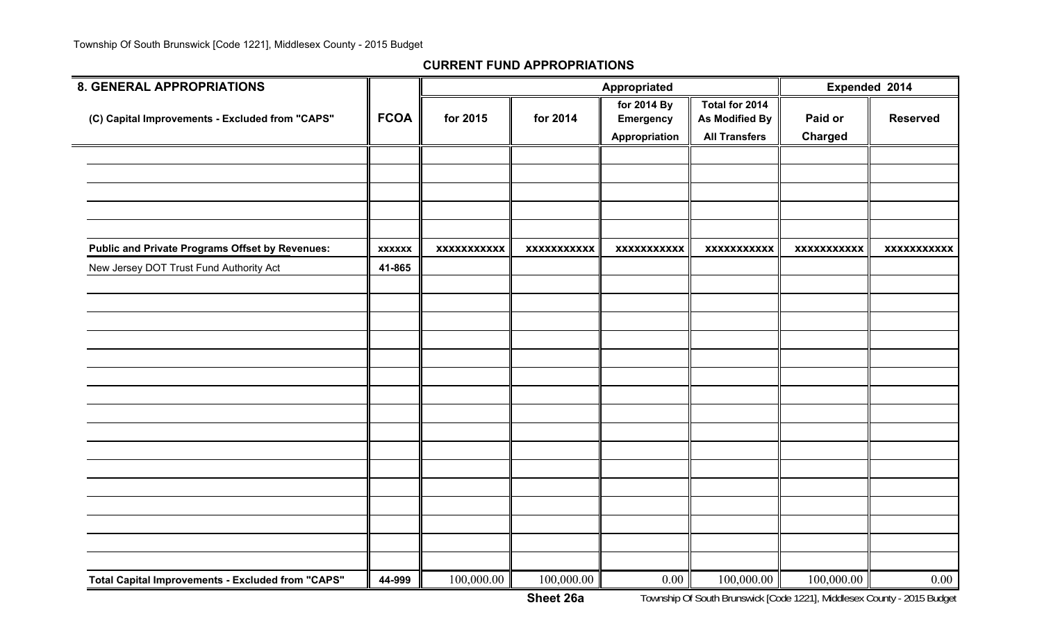## CURRENT FUND APPROPRIATIONS

| 8. GENERAL APPROPRIATIONS | | Appropriated | | | | Expended 2014 | |
|---|---|---|---|---|---|---|---|
| (C) Capital Improvements - Excluded from "CAPS" | FCOA | for 2015 | for 2014 | for 2014 By Emergency Appropriation | Total for 2014 As Modified By All Transfers | Paid or Charged | Reserved |
| | | | | | | | |
| | | | | | | | |
| | | | | | | | |
| | | | | | | | |
| | | | | | | | |
| **Public and Private Programs Offset by Revenues:** | xxxxxx | xxxxxxxxxxx | xxxxxxxxxxx | xxxxxxxxxxx | xxxxxxxxxxx | xxxxxxxxxxx | xxxxxxxxxxx |
| New Jersey DOT Trust Fund Authority Act | 41-865 | | | | | | |
| | | | | | | | |
| | | | | | | | |
| | | | | | | | |
| | | | | | | | |
| | | | | | | | |
| | | | | | | | |
| | | | | | | | |
| | | | | | | | |
| | | | | | | | |
| | | | | | | | |
| | | | | | | | |
| | | | | | | | |
| | | | | | | | |
| | | | | | | | |
| | | | | | | | |
| | | | | | | | |
| **Total Capital Improvements - Excluded from "CAPS"** | 44-999 | 100,000.00 | 100,000.00 | 0.00 | 100,000.00 | 100,000.00 | 0.00 |

Sheet 26a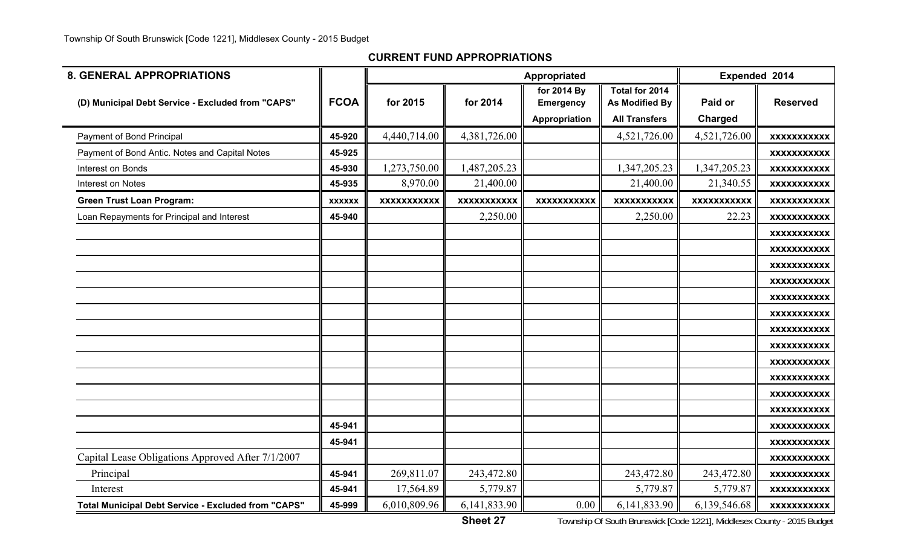## CURRENT FUND APPROPRIATIONS

| 8. GENERAL APPROPRIATIONS | | Appropriated | | | | Expended 2014 | |
|---|---|---|---|---|---|---|---|
| (D) Municipal Debt Service - Excluded from "CAPS" | FCOA | for 2015 | for 2014 | for 2014 By Emergency Appropriation | Total for 2014 As Modified By All Transfers | Paid or Charged | Reserved |
| Payment of Bond Principal | 45-920 | 4,440,714.00 | 4,381,726.00 | | 4,521,726.00 | 4,521,726.00 | xxxxxxxxxxx |
| Payment of Bond Antic. Notes and Capital Notes | 45-925 | | | | | | xxxxxxxxxxx |
| Interest on Bonds | 45-930 | 1,273,750.00 | 1,487,205.23 | | 1,347,205.23 | 1,347,205.23 | xxxxxxxxxxx |
| Interest on Notes | 45-935 | 8,970.00 | 21,400.00 | | 21,400.00 | 21,340.55 | xxxxxxxxxxx |
| **Green Trust Loan Program:** | xxxxxx | xxxxxxxxxxx | xxxxxxxxxxx | xxxxxxxxxxx | xxxxxxxxxxx | xxxxxxxxxxx | xxxxxxxxxxx |
| Loan Repayments for Principal and Interest | 45-940 | | 2,250.00 | | 2,250.00 | 22.23 | xxxxxxxxxxx |
| | | | | | | | xxxxxxxxxxx |
| | | | | | | | xxxxxxxxxxx |
| | | | | | | | xxxxxxxxxxx |
| | | | | | | | xxxxxxxxxxx |
| | | | | | | | xxxxxxxxxxx |
| | | | | | | | xxxxxxxxxxx |
| | | | | | | | xxxxxxxxxxx |
| | | | | | | | xxxxxxxxxxx |
| | | | | | | | xxxxxxxxxxx |
| | | | | | | | xxxxxxxxxxx |
| | | | | | | | xxxxxxxxxxx |
| | | | | | | | xxxxxxxxxxx |
| | 45-941 | | | | | | xxxxxxxxxxx |
| | 45-941 | | | | | | xxxxxxxxxxx |
| Capital Lease Obligations Approved After 7/1/2007 | | | | | | | xxxxxxxxxxx |
| Principal | 45-941 | 269,811.07 | 243,472.80 | | 243,472.80 | 243,472.80 | xxxxxxxxxxx |
| Interest | 45-941 | 17,564.89 | 5,779.87 | | 5,779.87 | 5,779.87 | xxxxxxxxxxx |
| **Total Municipal Debt Service - Excluded from "CAPS"** | 45-999 | 6,010,809.96 | 6,141,833.90 | 0.00 | 6,141,833.90 | 6,139,546.68 | xxxxxxxxxxx |

Sheet 27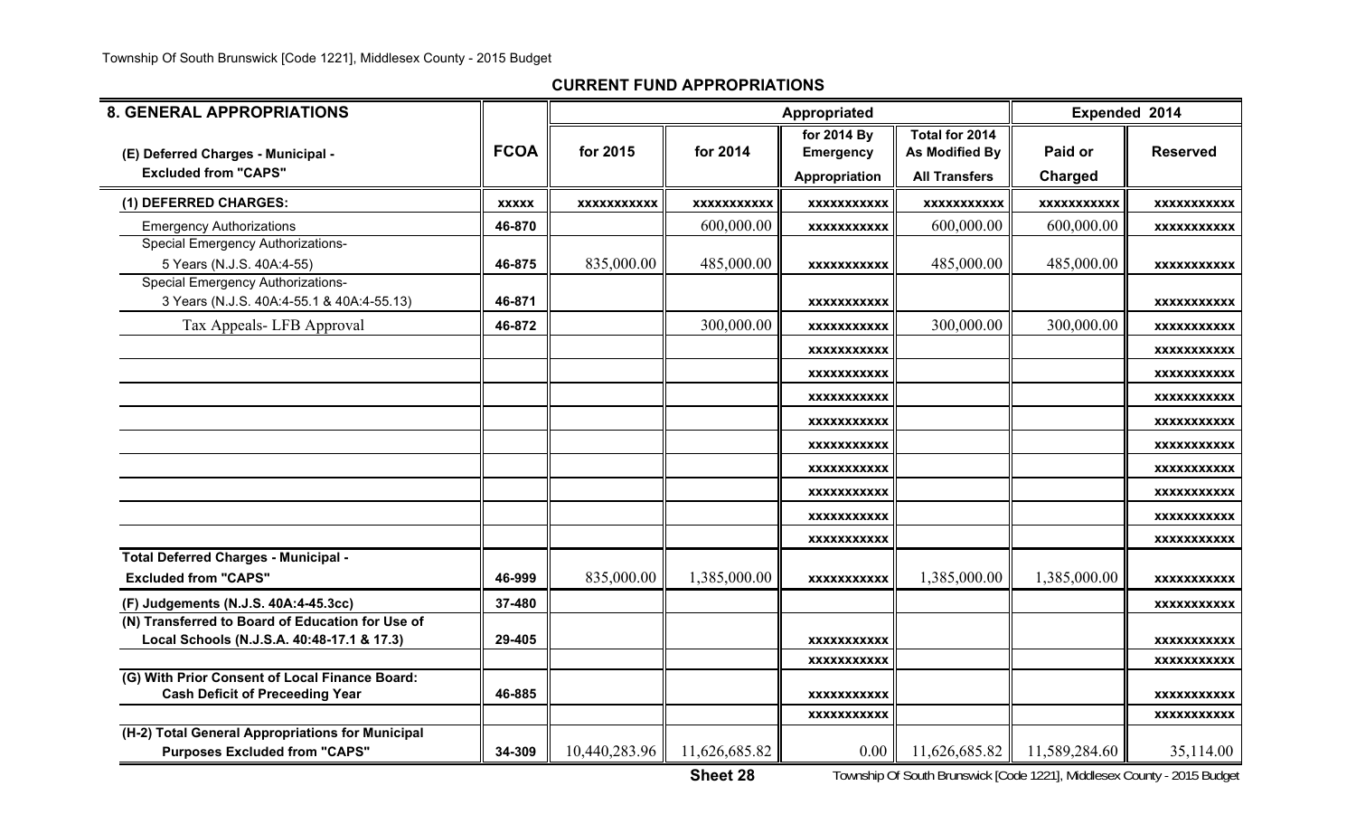## CURRENT FUND APPROPRIATIONS

| 8. GENERAL APPROPRIATIONS | | Appropriated | | | | Expended 2014 | |
|---|---|---|---|---|---|---|---|
| (E) Deferred Charges - Municipal - Excluded from "CAPS" | FCOA | for 2015 | for 2014 | for 2014 By Emergency Appropriation | Total for 2014 As Modified By All Transfers | Paid or Charged | Reserved |
| **(1) DEFERRED CHARGES:** | xxxxx | xxxxxxxxxxx | xxxxxxxxxxx | xxxxxxxxxxx | xxxxxxxxxxx | xxxxxxxxxxx | xxxxxxxxxxx |
| Emergency Authorizations | 46-870 | | 600,000.00 | xxxxxxxxxxx | 600,000.00 | 600,000.00 | xxxxxxxxxxx |
| Special Emergency Authorizations- 5 Years (N.J.S. 40A:4-55) | 46-875 | 835,000.00 | 485,000.00 | xxxxxxxxxxx | 485,000.00 | 485,000.00 | xxxxxxxxxxx |
| Special Emergency Authorizations- 3 Years (N.J.S. 40A:4-55.1 & 40A:4-55.13) | 46-871 | | | xxxxxxxxxxx | | | xxxxxxxxxxx |
| Tax Appeals- LFB Approval | 46-872 | | 300,000.00 | xxxxxxxxxxx | 300,000.00 | 300,000.00 | xxxxxxxxxxx |
| | | | | xxxxxxxxxxx | | | xxxxxxxxxxx |
| | | | | xxxxxxxxxxx | | | xxxxxxxxxxx |
| | | | | xxxxxxxxxxx | | | xxxxxxxxxxx |
| | | | | xxxxxxxxxxx | | | xxxxxxxxxxx |
| | | | | xxxxxxxxxxx | | | xxxxxxxxxxx |
| | | | | xxxxxxxxxxx | | | xxxxxxxxxxx |
| | | | | xxxxxxxxxxx | | | xxxxxxxxxxx |
| | | | | xxxxxxxxxxx | | | xxxxxxxxxxx |
| | | | | xxxxxxxxxxx | | | xxxxxxxxxxx |
| **Total Deferred Charges - Municipal - Excluded from "CAPS"** | 46-999 | 835,000.00 | 1,385,000.00 | xxxxxxxxxxx | 1,385,000.00 | 1,385,000.00 | xxxxxxxxxxx |
| **(F) Judgements (N.J.S. 40A:4-45.3cc)** | 37-480 | | | | | | xxxxxxxxxxx |
| **(N) Transferred to Board of Education for Use of Local Schools (N.J.S.A. 40:48-17.1 & 17.3)** | 29-405 | | | xxxxxxxxxxx | | | xxxxxxxxxxx |
| | | | | xxxxxxxxxxx | | | xxxxxxxxxxx |
| **(G) With Prior Consent of Local Finance Board: Cash Deficit of Preceeding Year** | 46-885 | | | xxxxxxxxxxx | | | xxxxxxxxxxx |
| | | | | xxxxxxxxxxx | | | xxxxxxxxxxx |
| **(H-2) Total General Appropriations for Municipal Purposes Excluded from "CAPS"** | 34-309 | 10,440,283.96 | 11,626,685.82 | 0.00 | 11,626,685.82 | 11,589,284.60 | 35,114.00 |

**Sheet 28**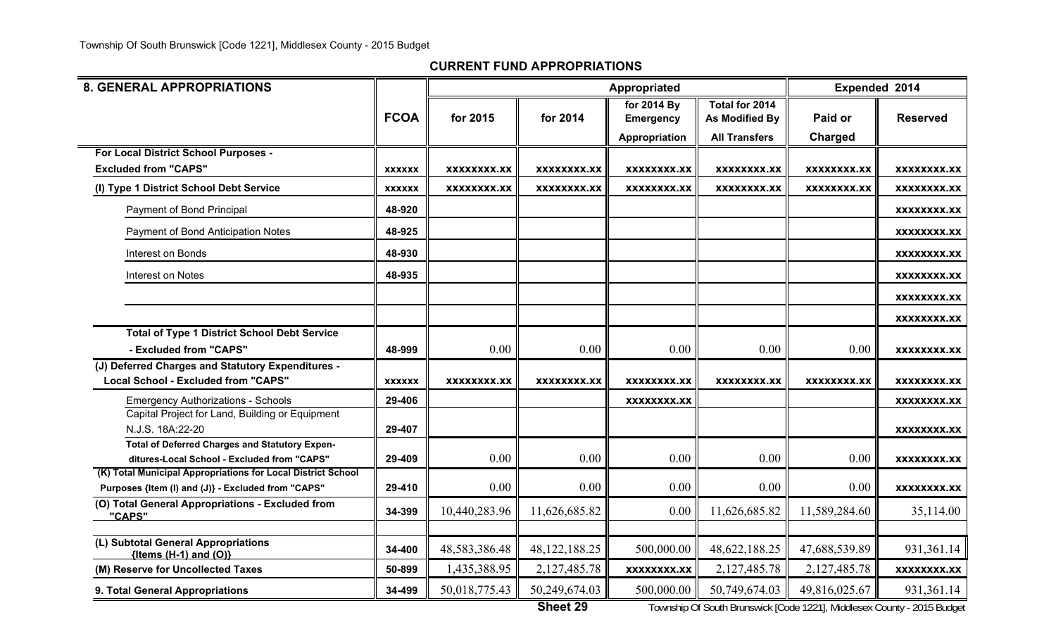## CURRENT FUND APPROPRIATIONS

| 8. GENERAL APPROPRIATIONS | FCOA | Appropriated | | | | Expended 2014 | |
|---|---|---|---|---|---|---|---|
| | | for 2015 | for 2014 | for 2014 By Emergency Appropriation | Total for 2014 As Modified By All Transfers | Paid or Charged | Reserved |
| For Local District School Purposes - Excluded from "CAPS" | xxxxxx | xxxxxxxx.xx | xxxxxxxx.xx | xxxxxxxx.xx | xxxxxxxx.xx | xxxxxxxx.xx | xxxxxxxx.xx |
| (I) Type 1 District School Debt Service | xxxxxx | xxxxxxxx.xx | xxxxxxxx.xx | xxxxxxxx.xx | xxxxxxxx.xx | xxxxxxxx.xx | xxxxxxxx.xx |
| Payment of Bond Principal | 48-920 | | | | | | xxxxxxxx.xx |
| Payment of Bond Anticipation Notes | 48-925 | | | | | | xxxxxxxx.xx |
| Interest on Bonds | 48-930 | | | | | | xxxxxxxx.xx |
| Interest on Notes | 48-935 | | | | | | xxxxxxxx.xx |
| | | | | | | | xxxxxxxx.xx |
| | | | | | | | xxxxxxxx.xx |
| Total of Type 1 District School Debt Service - Excluded from "CAPS" | 48-999 | 0.00 | 0.00 | 0.00 | 0.00 | 0.00 | xxxxxxxx.xx |
| (J) Deferred Charges and Statutory Expenditures - Local School - Excluded from "CAPS" | xxxxxx | xxxxxxxx.xx | xxxxxxxx.xx | xxxxxxxx.xx | xxxxxxxx.xx | xxxxxxxx.xx | xxxxxxxx.xx |
| Emergency Authorizations - Schools | 29-406 | | | xxxxxxxx.xx | | | xxxxxxxx.xx |
| Capital Project for Land, Building or Equipment N.J.S. 18A:22-20 | 29-407 | | | | | | xxxxxxxx.xx |
| Total of Deferred Charges and Statutory Expenditures-Local School - Excluded from "CAPS" | 29-409 | 0.00 | 0.00 | 0.00 | 0.00 | 0.00 | xxxxxxxx.xx |
| (K) Total Municipal Appropriations for Local District School Purposes {Item (I) and (J)} - Excluded from "CAPS" | 29-410 | 0.00 | 0.00 | 0.00 | 0.00 | 0.00 | xxxxxxxx.xx |
| (O) Total General Appropriations - Excluded from "CAPS" | 34-399 | 10,440,283.96 | 11,626,685.82 | 0.00 | 11,626,685.82 | 11,589,284.60 | 35,114.00 |
| | | | | | | | |
| (L) Subtotal General Appropriations {Items (H-1) and (O)} | 34-400 | 48,583,386.48 | 48,122,188.25 | 500,000.00 | 48,622,188.25 | 47,688,539.89 | 931,361.14 |
| (M) Reserve for Uncollected Taxes | 50-899 | 1,435,388.95 | 2,127,485.78 | xxxxxxxx.xx | 2,127,485.78 | 2,127,485.78 | xxxxxxxx.xx |
| 9. Total General Appropriations | 34-499 | 50,018,775.43 | 50,249,674.03 | 500,000.00 | 50,749,674.03 | 49,816,025.67 | 931,361.14 |

Sheet 29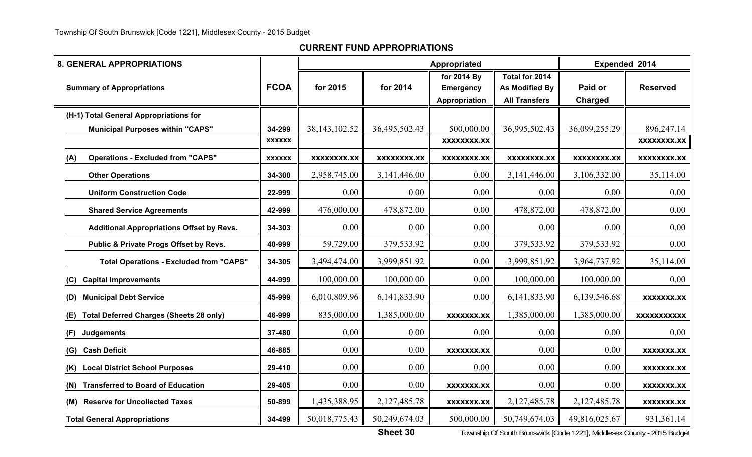Township Of South Brunswick [Code 1221], Middlesex County - 2015 Budget

## CURRENT FUND APPROPRIATIONS

| 8. GENERAL APPROPRIATIONS | | Appropriated | | | | Expended 2014 | |
|---|---|---|---|---|---|---|---|
| Summary of Appropriations | FCOA | for 2015 | for 2014 | for 2014 By Emergency Appropriation | Total for 2014 As Modified By All Transfers | Paid or Charged | Reserved |
| (H-1) Total General Appropriations for Municipal Purposes within "CAPS" | 34-299 | 38,143,102.52 | 36,495,502.43 | 500,000.00 | 36,995,502.43 | 36,099,255.29 | 896,247.14 |
| | xxxxxx | | | xxxxxxxx.xx | | | xxxxxxxx.xx |
| (A) Operations - Excluded from "CAPS" | xxxxxx | xxxxxxxx.xx | xxxxxxxx.xx | xxxxxxxx.xx | xxxxxxxx.xx | xxxxxxxx.xx | xxxxxxxx.xx |
| Other Operations | 34-300 | 2,958,745.00 | 3,141,446.00 | 0.00 | 3,141,446.00 | 3,106,332.00 | 35,114.00 |
| Uniform Construction Code | 22-999 | 0.00 | 0.00 | 0.00 | 0.00 | 0.00 | 0.00 |
| Shared Service Agreements | 42-999 | 476,000.00 | 478,872.00 | 0.00 | 478,872.00 | 478,872.00 | 0.00 |
| Additional Appropriations Offset by Revs. | 34-303 | 0.00 | 0.00 | 0.00 | 0.00 | 0.00 | 0.00 |
| Public & Private Progs Offset by Revs. | 40-999 | 59,729.00 | 379,533.92 | 0.00 | 379,533.92 | 379,533.92 | 0.00 |
| Total Operations - Excluded from "CAPS" | 34-305 | 3,494,474.00 | 3,999,851.92 | 0.00 | 3,999,851.92 | 3,964,737.92 | 35,114.00 |
| (C) Capital Improvements | 44-999 | 100,000.00 | 100,000.00 | 0.00 | 100,000.00 | 100,000.00 | 0.00 |
| (D) Municipal Debt Service | 45-999 | 6,010,809.96 | 6,141,833.90 | 0.00 | 6,141,833.90 | 6,139,546.68 | xxxxxxx.xx |
| (E) Total Deferred Charges (Sheets 28 only) | 46-999 | 835,000.00 | 1,385,000.00 | xxxxxxx.xx | 1,385,000.00 | 1,385,000.00 | xxxxxxxxxxx |
| (F) Judgements | 37-480 | 0.00 | 0.00 | 0.00 | 0.00 | 0.00 | 0.00 |
| (G) Cash Deficit | 46-885 | 0.00 | 0.00 | xxxxxxx.xx | 0.00 | 0.00 | xxxxxxx.xx |
| (K) Local District School Purposes | 29-410 | 0.00 | 0.00 | 0.00 | 0.00 | 0.00 | xxxxxxx.xx |
| (N) Transferred to Board of Education | 29-405 | 0.00 | 0.00 | xxxxxxx.xx | 0.00 | 0.00 | xxxxxxx.xx |
| (M) Reserve for Uncollected Taxes | 50-899 | 1,435,388.95 | 2,127,485.78 | xxxxxxx.xx | 2,127,485.78 | 2,127,485.78 | xxxxxxx.xx |
| Total General Appropriations | 34-499 | 50,018,775.43 | 50,249,674.03 | 500,000.00 | 50,749,674.03 | 49,816,025.67 | 931,361.14 |

Sheet 30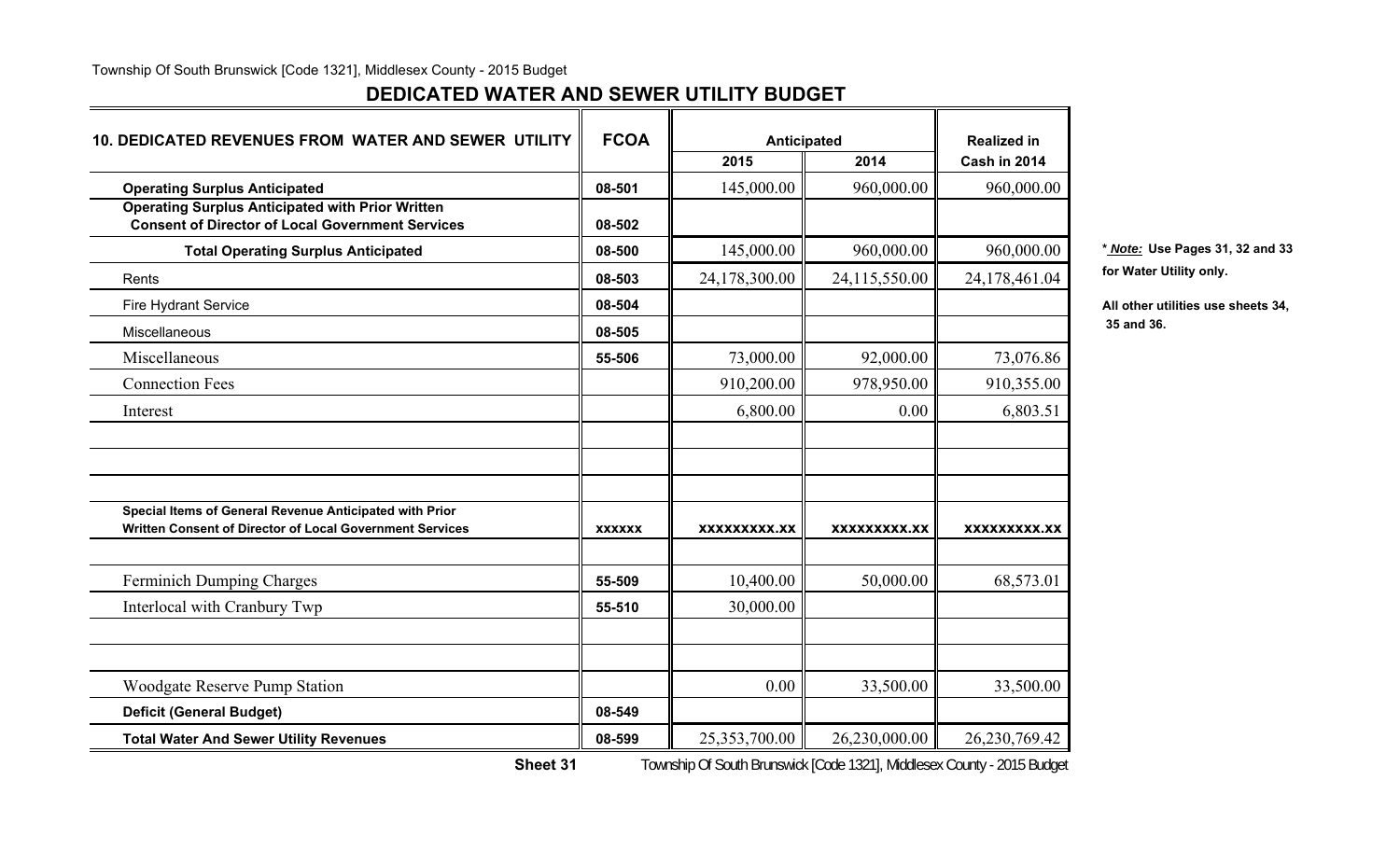# DEDICATED WATER AND SEWER UTILITY BUDGET

| 10. DEDICATED REVENUES FROM WATER AND SEWER UTILITY | FCOA | Anticipated 2015 | Anticipated 2014 | Realized in Cash in 2014 |
|---|---|---|---|---|
| **Operating Surplus Anticipated** | 08-501 | 145,000.00 | 960,000.00 | 960,000.00 |
| **Operating Surplus Anticipated with Prior Written Consent of Director of Local Government Services** | 08-502 | | | |
| **Total Operating Surplus Anticipated** | 08-500 | 145,000.00 | 960,000.00 | 960,000.00 |
| Rents | 08-503 | 24,178,300.00 | 24,115,550.00 | 24,178,461.04 |
| Fire Hydrant Service | 08-504 | | | |
| Miscellaneous | 08-505 | | | |
| Miscellaneous | 55-506 | 73,000.00 | 92,000.00 | 73,076.86 |
| Connection Fees | | 910,200.00 | 978,950.00 | 910,355.00 |
| Interest | | 6,800.00 | 0.00 | 6,803.51 |
| | | | | |
| | | | | |
| | | | | |
| **Special Items of General Revenue Anticipated with Prior Written Consent of Director of Local Government Services** | xxxxxx | xxxxxxxxx.xx | xxxxxxxxx.xx | xxxxxxxxx.xx |
| | | | | |
| Ferminich Dumping Charges | 55-509 | 10,400.00 | 50,000.00 | 68,573.01 |
| Interlocal with Cranbury Twp | 55-510 | 30,000.00 | | |
| | | | | |
| | | | | |
| Woodgate Reserve Pump Station | | 0.00 | 33,500.00 | 33,500.00 |
| **Deficit (General Budget)** | 08-549 | | | |
| **Total Water And Sewer Utility Revenues** | 08-599 | 25,353,700.00 | 26,230,000.00 | 26,230,769.42 |

**\* *Note:* Use Pages 31, 32 and 33 for Water Utility only.**

**All other utilities use sheets 34, 35 and 36.**

**Sheet 31**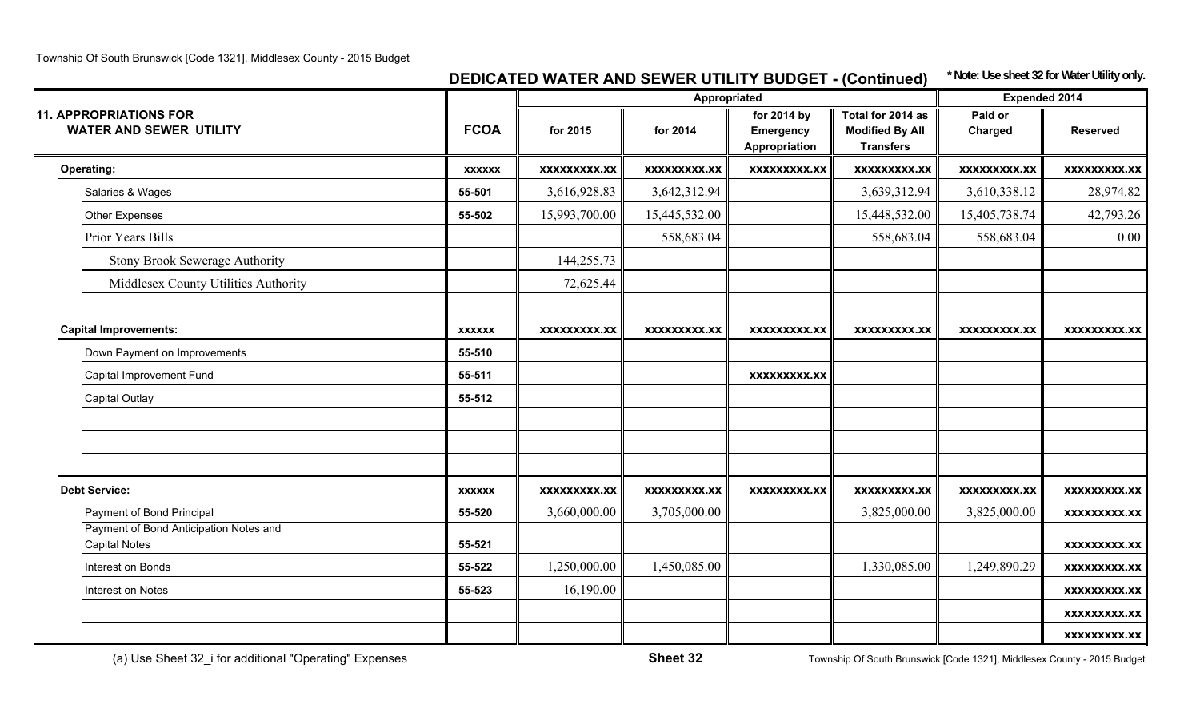# DEDICATED WATER AND SEWER UTILITY BUDGET - (Continued)

*** Note: Use sheet 32 for Water Utility only.**

| 11. APPROPRIATIONS FOR WATER AND SEWER UTILITY | FCOA | Appropriated for 2015 | Appropriated for 2014 | Appropriated for 2014 by Emergency Appropriation | Total for 2014 as Modified By All Transfers | Expended 2014 Paid or Charged | Expended 2014 Reserved |
|---|---|---|---|---|---|---|---|
| **Operating:** | **xxxxxx** | **xxxxxxxxx.xx** | **xxxxxxxxx.xx** | **xxxxxxxxx.xx** | **xxxxxxxxx.xx** | **xxxxxxxxx.xx** | **xxxxxxxxx.xx** |
| Salaries & Wages | 55-501 | 3,616,928.83 | 3,642,312.94 | | 3,639,312.94 | 3,610,338.12 | 28,974.82 |
| Other Expenses | 55-502 | 15,993,700.00 | 15,445,532.00 | | 15,448,532.00 | 15,405,738.74 | 42,793.26 |
| Prior Years Bills | | | 558,683.04 | | 558,683.04 | 558,683.04 | 0.00 |
| Stony Brook Sewerage Authority | | 144,255.73 | | | | | |
| Middlesex County Utilities Authority | | 72,625.44 | | | | | |
| | | | | | | | |
| **Capital Improvements:** | **xxxxxx** | **xxxxxxxxx.xx** | **xxxxxxxxx.xx** | **xxxxxxxxx.xx** | **xxxxxxxxx.xx** | **xxxxxxxxx.xx** | **xxxxxxxxx.xx** |
| Down Payment on Improvements | 55-510 | | | | | | |
| Capital Improvement Fund | 55-511 | | | **xxxxxxxxx.xx** | | | |
| Capital Outlay | 55-512 | | | | | | |
| | | | | | | | |
| | | | | | | | |
| | | | | | | | |
| **Debt Service:** | **xxxxxx** | **xxxxxxxxx.xx** | **xxxxxxxxx.xx** | **xxxxxxxxx.xx** | **xxxxxxxxx.xx** | **xxxxxxxxx.xx** | **xxxxxxxxx.xx** |
| Payment of Bond Principal | 55-520 | 3,660,000.00 | 3,705,000.00 | | 3,825,000.00 | 3,825,000.00 | **xxxxxxxxx.xx** |
| Payment of Bond Anticipation Notes and Capital Notes | 55-521 | | | | | | **xxxxxxxxx.xx** |
| Interest on Bonds | 55-522 | 1,250,000.00 | 1,450,085.00 | | 1,330,085.00 | 1,249,890.29 | **xxxxxxxxx.xx** |
| Interest on Notes | 55-523 | 16,190.00 | | | | | **xxxxxxxxx.xx** |
| | | | | | | | **xxxxxxxxx.xx** |
| | | | | | | | **xxxxxxxxx.xx** |

(a) Use Sheet 32_i for additional "Operating" Expenses

**Sheet 32**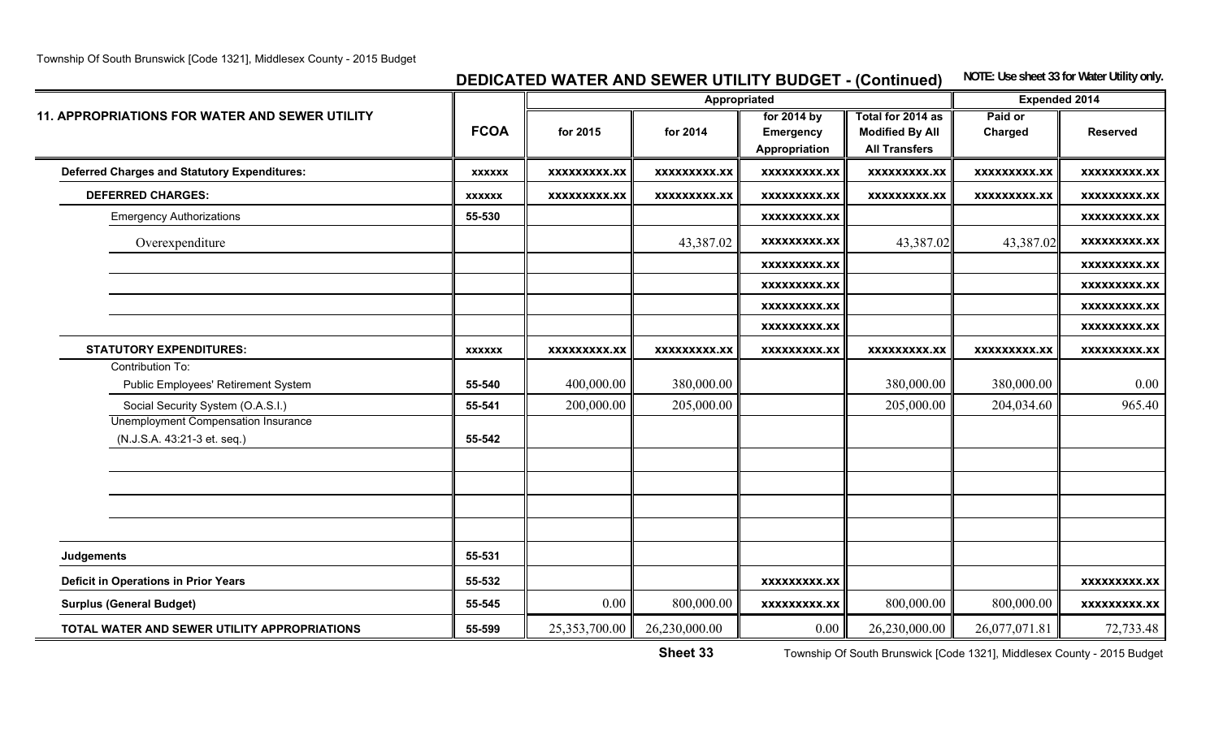Township Of South Brunswick [Code 1321], Middlesex County - 2015 Budget

## DEDICATED WATER AND SEWER UTILITY BUDGET - (Continued)

**NOTE: Use sheet 33 for Water Utility only.**

| 11. APPROPRIATIONS FOR WATER AND SEWER UTILITY | FCOA | Appropriated | | | | Expended 2014 | |
|---|---|---|---|---|---|---|---|
| | | for 2015 | for 2014 | for 2014 by Emergency Appropriation | Total for 2014 as Modified By All Transfers | Paid or Charged | Reserved |
| **Deferred Charges and Statutory Expenditures:** | xxxxxx | xxxxxxxxx.xx | xxxxxxxxx.xx | xxxxxxxxx.xx | xxxxxxxxx.xx | xxxxxxxxx.xx | xxxxxxxxx.xx |
| **DEFERRED CHARGES:** | xxxxxx | xxxxxxxxx.xx | xxxxxxxxx.xx | xxxxxxxxx.xx | xxxxxxxxx.xx | xxxxxxxxx.xx | xxxxxxxxx.xx |
| Emergency Authorizations | 55-530 | | | xxxxxxxxx.xx | | | xxxxxxxxx.xx |
| Overexpenditure | | | 43,387.02 | xxxxxxxxx.xx | 43,387.02 | 43,387.02 | xxxxxxxxx.xx |
| | | | | xxxxxxxxx.xx | | | xxxxxxxxx.xx |
| | | | | xxxxxxxxx.xx | | | xxxxxxxxx.xx |
| | | | | xxxxxxxxx.xx | | | xxxxxxxxx.xx |
| | | | | xxxxxxxxx.xx | | | xxxxxxxxx.xx |
| **STATUTORY EXPENDITURES:** | xxxxxx | xxxxxxxxx.xx | xxxxxxxxx.xx | xxxxxxxxx.xx | xxxxxxxxx.xx | xxxxxxxxx.xx | xxxxxxxxx.xx |
| Contribution To: Public Employees' Retirement System | 55-540 | 400,000.00 | 380,000.00 | | 380,000.00 | 380,000.00 | 0.00 |
| Social Security System (O.A.S.I.) | 55-541 | 200,000.00 | 205,000.00 | | 205,000.00 | 204,034.60 | 965.40 |
| Unemployment Compensation Insurance (N.J.S.A. 43:21-3 et. seq.) | 55-542 | | | | | | |
| | | | | | | | |
| | | | | | | | |
| | | | | | | | |
| | | | | | | | |
| **Judgements** | 55-531 | | | | | | |
| **Deficit in Operations in Prior Years** | 55-532 | | | xxxxxxxxx.xx | | | xxxxxxxxx.xx |
| **Surplus (General Budget)** | 55-545 | 0.00 | 800,000.00 | xxxxxxxxx.xx | 800,000.00 | 800,000.00 | xxxxxxxxx.xx |
| **TOTAL WATER AND SEWER UTILITY APPROPRIATIONS** | 55-599 | 25,353,700.00 | 26,230,000.00 | 0.00 | 26,230,000.00 | 26,077,071.81 | 72,733.48 |

**Sheet 33**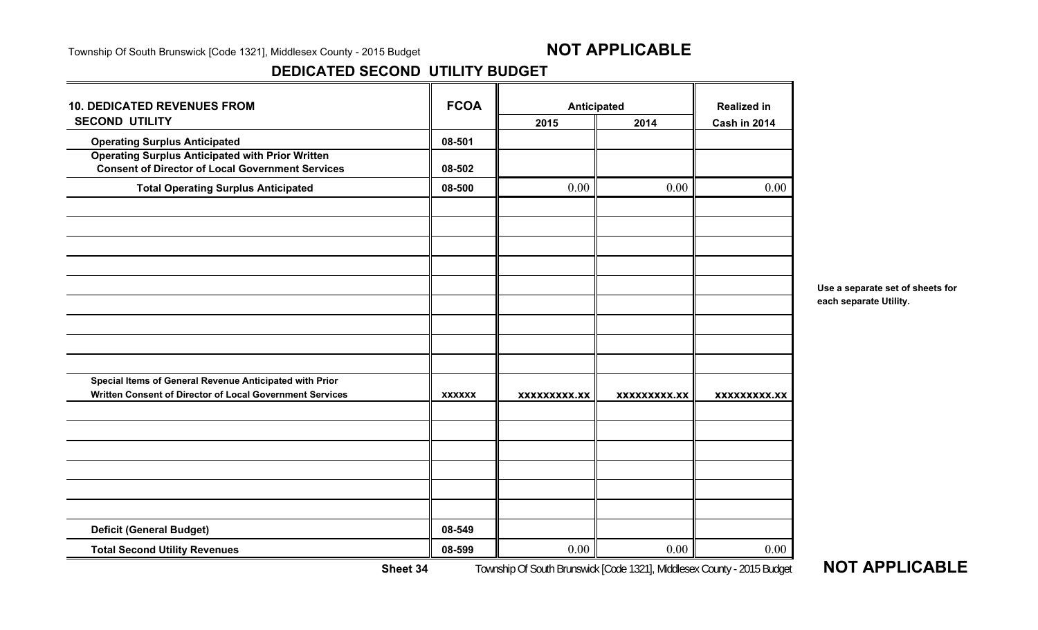**NOT APPLICABLE**

## DEDICATED SECOND UTILITY BUDGET

| 10. DEDICATED REVENUES FROM SECOND UTILITY | FCOA | Anticipated | | Realized in |
|---|---|---|---|---|
| | | 2015 | 2014 | Cash in 2014 |
| Operating Surplus Anticipated | 08-501 | | | |
| Operating Surplus Anticipated with Prior Written Consent of Director of Local Government Services | 08-502 | | | |
| Total Operating Surplus Anticipated | 08-500 | 0.00 | 0.00 | 0.00 |
| | | | | |
| | | | | |
| | | | | |
| | | | | |
| | | | | |
| | | | | |
| | | | | |
| | | | | |
| | | | | |
| Special Items of General Revenue Anticipated with Prior Written Consent of Director of Local Government Services | xxxxxx | xxxxxxxxx.xx | xxxxxxxxx.xx | xxxxxxxxx.xx |
| | | | | |
| | | | | |
| | | | | |
| | | | | |
| | | | | |
| | | | | |
| Deficit (General Budget) | 08-549 | | | |
| Total Second Utility Revenues | 08-599 | 0.00 | 0.00 | 0.00 |

**Use a separate set of sheets for each separate Utility.**

**Sheet 34**

**NOT APPLICABLE**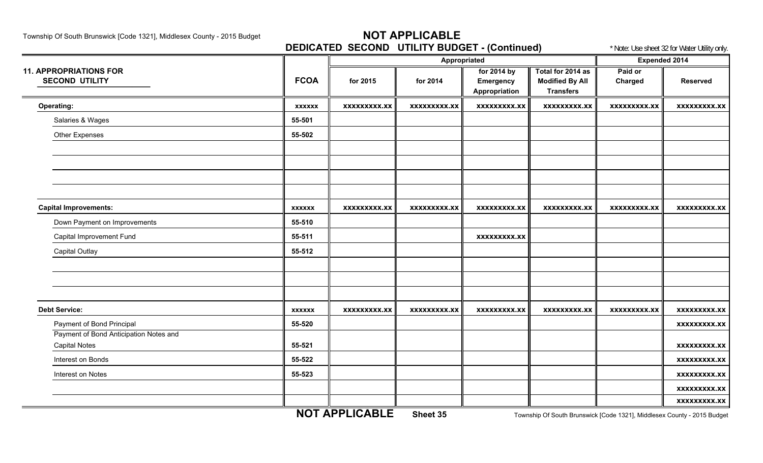## NOT APPLICABLE

## DEDICATED SECOND UTILITY BUDGET - (Continued)

* Note: Use sheet 32 for Water Utility only.

| 11. APPROPRIATIONS FOR SECOND UTILITY | FCOA | Appropriated for 2015 | Appropriated for 2014 | Appropriated for 2014 by Emergency Appropriation | Total for 2014 as Modified By All Transfers | Expended 2014 Paid or Charged | Expended 2014 Reserved |
|---|---|---|---|---|---|---|---|
| **Operating:** | **xxxxxx** | **xxxxxxxxx.xx** | **xxxxxxxxx.xx** | **xxxxxxxxx.xx** | **xxxxxxxxx.xx** | **xxxxxxxxx.xx** | **xxxxxxxxx.xx** |
| Salaries & Wages | 55-501 | | | | | | |
| Other Expenses | 55-502 | | | | | | |
| | | | | | | | |
| | | | | | | | |
| | | | | | | | |
| | | | | | | | |
| **Capital Improvements:** | **xxxxxx** | **xxxxxxxxx.xx** | **xxxxxxxxx.xx** | **xxxxxxxxx.xx** | **xxxxxxxxx.xx** | **xxxxxxxxx.xx** | **xxxxxxxxx.xx** |
| Down Payment on Improvements | 55-510 | | | | | | |
| Capital Improvement Fund | 55-511 | | | **xxxxxxxxx.xx** | | | |
| Capital Outlay | 55-512 | | | | | | |
| | | | | | | | |
| | | | | | | | |
| | | | | | | | |
| **Debt Service:** | **xxxxxx** | **xxxxxxxxx.xx** | **xxxxxxxxx.xx** | **xxxxxxxxx.xx** | **xxxxxxxxx.xx** | **xxxxxxxxx.xx** | **xxxxxxxxx.xx** |
| Payment of Bond Principal | 55-520 | | | | | | **xxxxxxxxx.xx** |
| Payment of Bond Anticipation Notes and Capital Notes | 55-521 | | | | | | **xxxxxxxxx.xx** |
| Interest on Bonds | 55-522 | | | | | | **xxxxxxxxx.xx** |
| Interest on Notes | 55-523 | | | | | | **xxxxxxxxx.xx** |
| | | | | | | | **xxxxxxxxx.xx** |
| | | | | | | | **xxxxxxxxx.xx** |

**NOT APPLICABLE** **Sheet 35**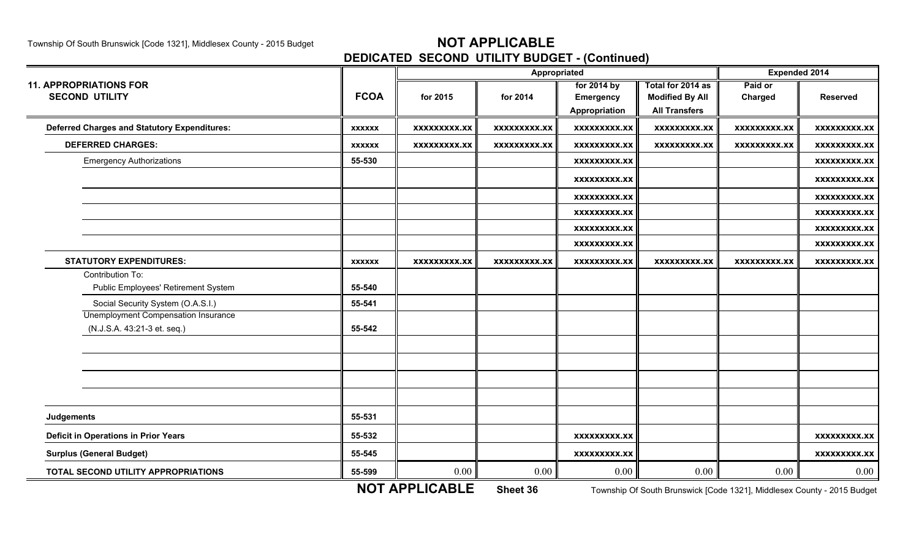# NOT APPLICABLE

## DEDICATED SECOND UTILITY BUDGET - (Continued)

| 11. APPROPRIATIONS FOR SECOND UTILITY | FCOA | Appropriated for 2015 | Appropriated for 2014 | for 2014 by Emergency Appropriation | Total for 2014 as Modified By All Transfers | Expended 2014 Paid or Charged | Expended 2014 Reserved |
|---|---|---|---|---|---|---|---|
| **Deferred Charges and Statutory Expenditures:** | xxxxxx | xxxxxxxxx.xx | xxxxxxxxx.xx | xxxxxxxxx.xx | xxxxxxxxx.xx | xxxxxxxxx.xx | xxxxxxxxx.xx |
| **DEFERRED CHARGES:** | xxxxxx | xxxxxxxxx.xx | xxxxxxxxx.xx | xxxxxxxxx.xx | xxxxxxxxx.xx | xxxxxxxxx.xx | xxxxxxxxx.xx |
| Emergency Authorizations | 55-530 | | | xxxxxxxxx.xx | | | xxxxxxxxx.xx |
| | | | | xxxxxxxxx.xx | | | xxxxxxxxx.xx |
| | | | | xxxxxxxxx.xx | | | xxxxxxxxx.xx |
| | | | | xxxxxxxxx.xx | | | xxxxxxxxx.xx |
| | | | | xxxxxxxxx.xx | | | xxxxxxxxx.xx |
| | | | | xxxxxxxxx.xx | | | xxxxxxxxx.xx |
| **STATUTORY EXPENDITURES:** | xxxxxx | xxxxxxxxx.xx | xxxxxxxxx.xx | xxxxxxxxx.xx | xxxxxxxxx.xx | xxxxxxxxx.xx | xxxxxxxxx.xx |
| Contribution To: Public Employees' Retirement System | 55-540 | | | | | | |
| Social Security System (O.A.S.I.) | 55-541 | | | | | | |
| Unemployment Compensation Insurance (N.J.S.A. 43:21-3 et. seq.) | 55-542 | | | | | | |
| | | | | | | | |
| | | | | | | | |
| | | | | | | | |
| | | | | | | | |
| **Judgements** | 55-531 | | | | | | |
| **Deficit in Operations in Prior Years** | 55-532 | | | xxxxxxxxx.xx | | | xxxxxxxxx.xx |
| **Surplus (General Budget)** | 55-545 | | | xxxxxxxxx.xx | | | xxxxxxxxx.xx |
| **TOTAL SECOND UTILITY APPROPRIATIONS** | 55-599 | 0.00 | 0.00 | 0.00 | 0.00 | 0.00 | 0.00 |

**NOT APPLICABLE** **Sheet 36**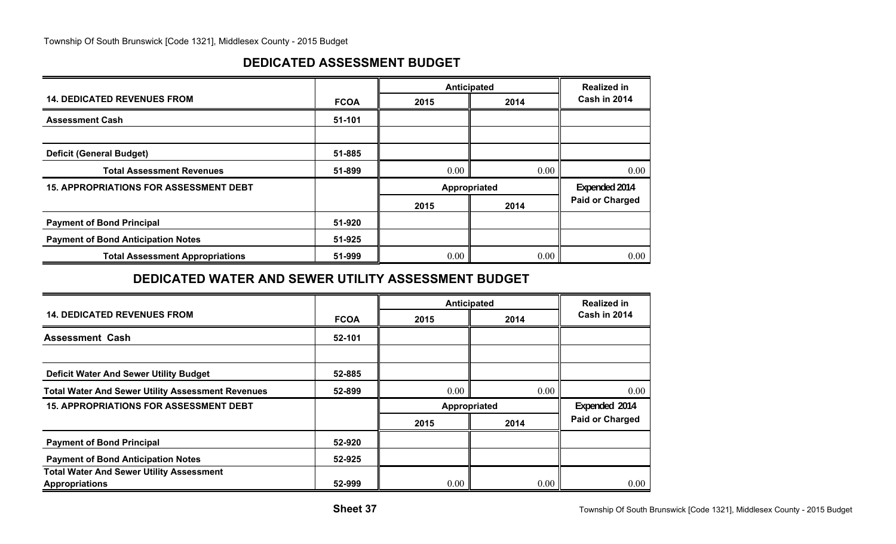## DEDICATED ASSESSMENT BUDGET

| 14. DEDICATED REVENUES FROM | FCOA | Anticipated 2015 | Anticipated 2014 | Realized in Cash in 2014 |
|---|---|---|---|---|
| Assessment Cash | 51-101 | | | |
| | | | | |
| Deficit (General Budget) | 51-885 | | | |
| Total Assessment Revenues | 51-899 | 0.00 | 0.00 | 0.00 |
| **15. APPROPRIATIONS FOR ASSESSMENT DEBT** | | **Appropriated 2015** | **Appropriated 2014** | **Expended 2014 Paid or Charged** |
| Payment of Bond Principal | 51-920 | | | |
| Payment of Bond Anticipation Notes | 51-925 | | | |
| Total Assessment Appropriations | 51-999 | 0.00 | 0.00 | 0.00 |

## DEDICATED WATER AND SEWER UTILITY ASSESSMENT BUDGET

| 14. DEDICATED REVENUES FROM | FCOA | Anticipated 2015 | Anticipated 2014 | Realized in Cash in 2014 |
|---|---|---|---|---|
| Assessment Cash | 52-101 | | | |
| | | | | |
| Deficit Water And Sewer Utility Budget | 52-885 | | | |
| Total Water And Sewer Utility Assessment Revenues | 52-899 | 0.00 | 0.00 | 0.00 |
| **15. APPROPRIATIONS FOR ASSESSMENT DEBT** | | **Appropriated 2015** | **Appropriated 2014** | **Expended 2014 Paid or Charged** |
| Payment of Bond Principal | 52-920 | | | |
| Payment of Bond Anticipation Notes | 52-925 | | | |
| Total Water And Sewer Utility Assessment Appropriations | 52-999 | 0.00 | 0.00 | 0.00 |

**Sheet 37**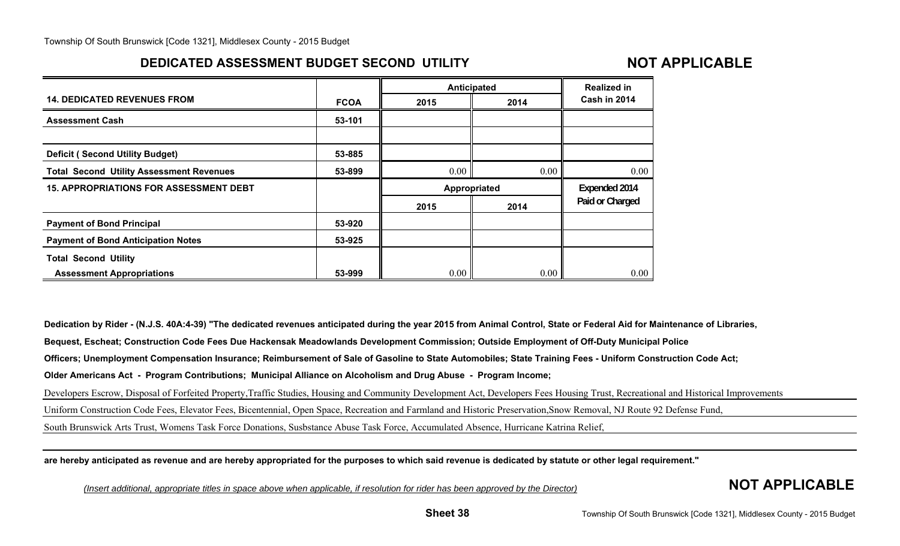## DEDICATED ASSESSMENT BUDGET SECOND UTILITY

**NOT APPLICABLE**

| 14. DEDICATED REVENUES FROM | FCOA | Anticipated 2015 | Anticipated 2014 | Realized in Cash in 2014 |
|---|---|---|---|---|
| Assessment Cash | 53-101 | | | |
| | | | | |
| Deficit ( Second Utility Budget) | 53-885 | | | |
| Total Second Utility Assessment Revenues | 53-899 | 0.00 | 0.00 | 0.00 |
| **15. APPROPRIATIONS FOR ASSESSMENT DEBT** | | **Appropriated 2015** | **Appropriated 2014** | **Expended 2014 Paid or Charged** |
| Payment of Bond Principal | 53-920 | | | |
| Payment of Bond Anticipation Notes | 53-925 | | | |
| Total Second Utility Assessment Appropriations | 53-999 | 0.00 | 0.00 | 0.00 |

**Dedication by Rider - (N.J.S. 40A:4-39) "The dedicated revenues anticipated during the year 2015 from Animal Control, State or Federal Aid for Maintenance of Libraries, Bequest, Escheat; Construction Code Fees Due Hackensak Meadowlands Development Commission; Outside Employment of Off-Duty Municipal Police Officers; Unemployment Compensation Insurance; Reimbursement of Sale of Gasoline to State Automobiles; State Training Fees - Uniform Construction Code Act; Older Americans Act - Program Contributions; Municipal Alliance on Alcoholism and Drug Abuse - Program Income;**

Developers Escrow, Disposal of Forfeited Property,Traffic Studies, Housing and Community Development Act, Developers Fees Housing Trust, Recreational and Historical Improvements

Uniform Construction Code Fees, Elevator Fees, Bicentennial, Open Space, Recreation and Farmland and Historic Preservation,Snow Removal, NJ Route 92 Defense Fund,

South Brunswick Arts Trust, Womens Task Force Donations, Susbstance Abuse Task Force, Accumulated Absence, Hurricane Katrina Relief,

**are hereby anticipated as revenue and are hereby appropriated for the purposes to which said revenue is dedicated by statute or other legal requirement."**

*(Insert additional, appropriate titles in space above when applicable, if resolution for rider has been approved by the Director)*

**NOT APPLICABLE**

**Sheet 38**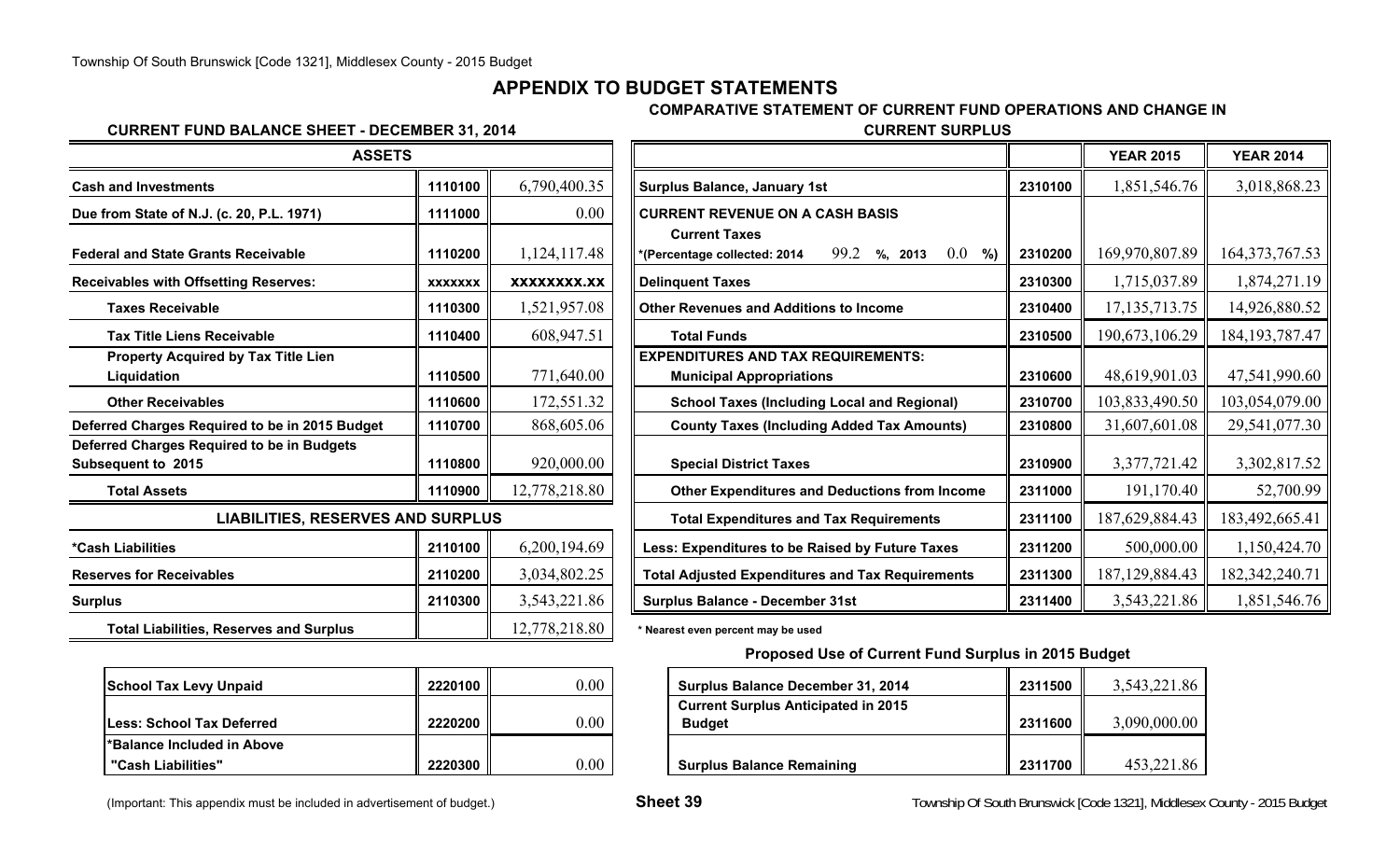# APPENDIX TO BUDGET STATEMENTS

## CURRENT FUND BALANCE SHEET - DECEMBER 31, 2014

| ASSETS | | |
|---|---|---|
| Cash and Investments | 1110100 | 6,790,400.35 |
| Due from State of N.J. (c. 20, P.L. 1971) | 1111000 | 0.00 |
| Federal and State Grants Receivable | 1110200 | 1,124,117.48 |
| Receivables with Offsetting Reserves: | xxxxxxx | xxxxxxxx.xx |
| Taxes Receivable | 1110300 | 1,521,957.08 |
| Tax Title Liens Receivable | 1110400 | 608,947.51 |
| Property Acquired by Tax Title Lien Liquidation | 1110500 | 771,640.00 |
| Other Receivables | 1110600 | 172,551.32 |
| Deferred Charges Required to be in 2015 Budget | 1110700 | 868,605.06 |
| Deferred Charges Required to be in Budgets Subsequent to 2015 | 1110800 | 920,000.00 |
| Total Assets | 1110900 | 12,778,218.80 |
| **LIABILITIES, RESERVES AND SURPLUS** | | |
| *Cash Liabilities | 2110100 | 6,200,194.69 |
| Reserves for Receivables | 2110200 | 3,034,802.25 |
| Surplus | 2110300 | 3,543,221.86 |
| Total Liabilities, Reserves and Surplus | | 12,778,218.80 |

| | | |
|---|---|---|
| School Tax Levy Unpaid | 2220100 | 0.00 |
| Less: School Tax Deferred | 2220200 | 0.00 |
| *Balance Included in Above "Cash Liabilities" | 2220300 | 0.00 |

## COMPARATIVE STATEMENT OF CURRENT FUND OPERATIONS AND CHANGE IN CURRENT SURPLUS

| | | YEAR 2015 | YEAR 2014 |
|---|---|---|---|
| Surplus Balance, January 1st | 2310100 | 1,851,546.76 | 3,018,868.23 |
| **CURRENT REVENUE ON A CASH BASIS** | | | |
| Current Taxes *(Percentage collected: 2014 99.2 %, 2013 0.0 %) | 2310200 | 169,970,807.89 | 164,373,767.53 |
| Delinquent Taxes | 2310300 | 1,715,037.89 | 1,874,271.19 |
| Other Revenues and Additions to Income | 2310400 | 17,135,713.75 | 14,926,880.52 |
| Total Funds | 2310500 | 190,673,106.29 | 184,193,787.47 |
| **EXPENDITURES AND TAX REQUIREMENTS:** | | | |
| Municipal Appropriations | 2310600 | 48,619,901.03 | 47,541,990.60 |
| School Taxes (Including Local and Regional) | 2310700 | 103,833,490.50 | 103,054,079.00 |
| County Taxes (Including Added Tax Amounts) | 2310800 | 31,607,601.08 | 29,541,077.30 |
| Special District Taxes | 2310900 | 3,377,721.42 | 3,302,817.52 |
| Other Expenditures and Deductions from Income | 2311000 | 191,170.40 | 52,700.99 |
| Total Expenditures and Tax Requirements | 2311100 | 187,629,884.43 | 183,492,665.41 |
| Less: Expenditures to be Raised by Future Taxes | 2311200 | 500,000.00 | 1,150,424.70 |
| Total Adjusted Expenditures and Tax Requirements | 2311300 | 187,129,884.43 | 182,342,240.71 |
| Surplus Balance - December 31st | 2311400 | 3,543,221.86 | 1,851,546.76 |

* Nearest even percent may be used

### Proposed Use of Current Fund Surplus in 2015 Budget

| | | |
|---|---|---|
| Surplus Balance December 31, 2014 | 2311500 | 3,543,221.86 |
| Current Surplus Anticipated in 2015 Budget | 2311600 | 3,090,000.00 |
| Surplus Balance Remaining | 2311700 | 453,221.86 |

(Important: This appendix must be included in advertisement of budget.)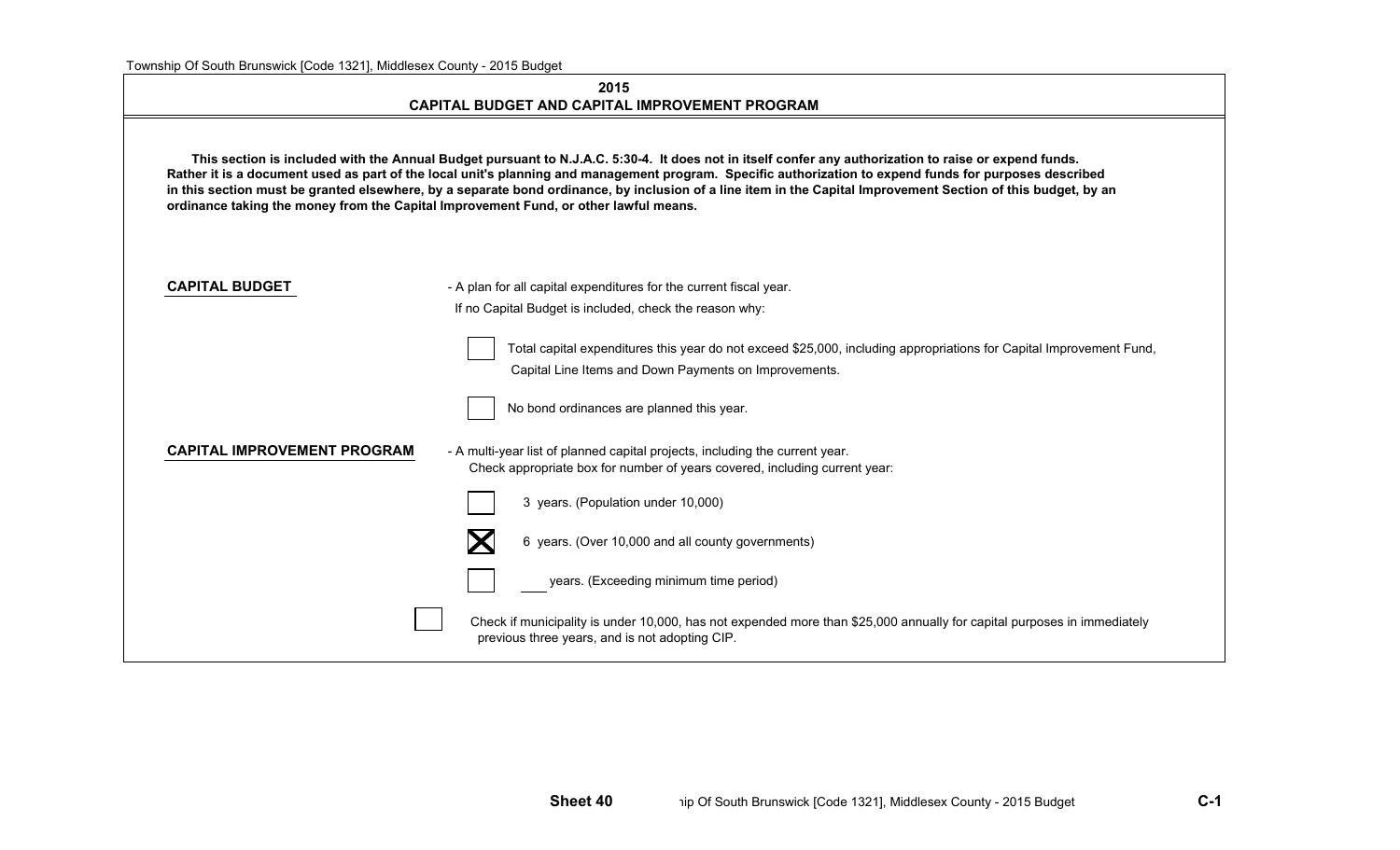# 2015
## CAPITAL BUDGET AND CAPITAL IMPROVEMENT PROGRAM

**This section is included with the Annual Budget pursuant to N.J.A.C. 5:30-4. It does not in itself confer any authorization to raise or expend funds. Rather it is a document used as part of the local unit's planning and management program. Specific authorization to expend funds for purposes described in this section must be granted elsewhere, by a separate bond ordinance, by inclusion of a line item in the Capital Improvement Section of this budget, by an ordinance taking the money from the Capital Improvement Fund, or other lawful means.**

**CAPITAL BUDGET** - A plan for all capital expenditures for the current fiscal year.

If no Capital Budget is included, check the reason why:

- [ ] Total capital expenditures this year do not exceed $25,000, including appropriations for Capital Improvement Fund, Capital Line Items and Down Payments on Improvements.
- [ ] No bond ordinances are planned this year.

**CAPITAL IMPROVEMENT PROGRAM** - A multi-year list of planned capital projects, including the current year.

Check appropriate box for number of years covered, including current year:

- [ ] 3 years. (Population under 10,000)
- [x] 6 years. (Over 10,000 and all county governments)
- [ ] ___ years. (Exceeding minimum time period)

- [ ] Check if municipality is under 10,000, has not expended more than $25,000 annually for capital purposes in immediately previous three years, and is not adopting CIP.

Sheet 40

C-1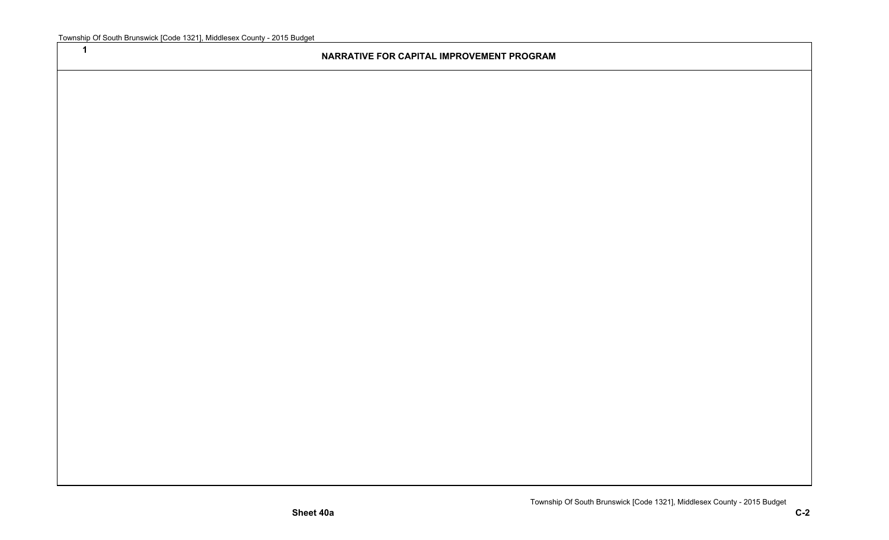1

## NARRATIVE FOR CAPITAL IMPROVEMENT PROGRAM

Sheet 40a

C-2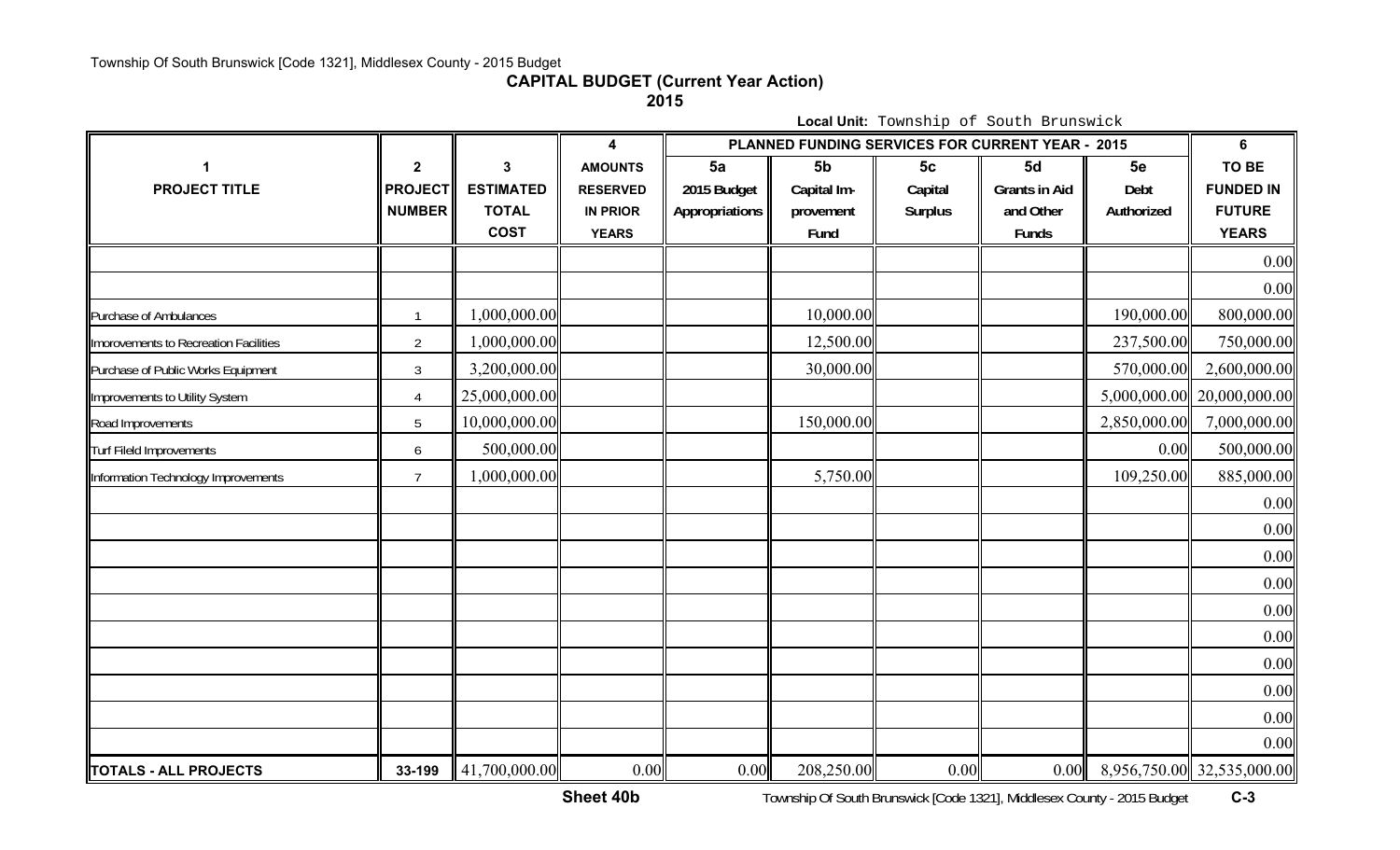Township Of South Brunswick [Code 1321], Middlesex County - 2015 Budget

## CAPITAL BUDGET (Current Year Action)

## 2015

**Local Unit:** Township of South Brunswick

| 1 | 2 | 3 | 4 | PLANNED FUNDING SERVICES FOR CURRENT YEAR - 2015 | | | | | 6 |
|---|---|---|---|---|---|---|---|---|---|
| PROJECT TITLE | PROJECT NUMBER | ESTIMATED TOTAL COST | AMOUNTS RESERVED IN PRIOR YEARS | 5a 2015 Budget Appropriations | 5b Capital Improvement Fund | 5c Capital Surplus | 5d Grants in Aid and Other Funds | 5e Debt Authorized | TO BE FUNDED IN FUTURE YEARS |
| | | | | | | | | | 0.00 |
| | | | | | | | | | 0.00 |
| Purchase of Ambulances | 1 | 1,000,000.00 | | | 10,000.00 | | | 190,000.00 | 800,000.00 |
| Imorovements to Recreation Facilities | 2 | 1,000,000.00 | | | 12,500.00 | | | 237,500.00 | 750,000.00 |
| Purchase of Public Works Equipment | 3 | 3,200,000.00 | | | 30,000.00 | | | 570,000.00 | 2,600,000.00 |
| Improvements to Utility System | 4 | 25,000,000.00 | | | | | | 5,000,000.00 | 20,000,000.00 |
| Road Improvements | 5 | 10,000,000.00 | | | 150,000.00 | | | 2,850,000.00 | 7,000,000.00 |
| Turf Fileld Improvements | 6 | 500,000.00 | | | | | | 0.00 | 500,000.00 |
| Information Technology Improvements | 7 | 1,000,000.00 | | | 5,750.00 | | | 109,250.00 | 885,000.00 |
| | | | | | | | | | 0.00 |
| | | | | | | | | | 0.00 |
| | | | | | | | | | 0.00 |
| | | | | | | | | | 0.00 |
| | | | | | | | | | 0.00 |
| | | | | | | | | | 0.00 |
| | | | | | | | | | 0.00 |
| | | | | | | | | | 0.00 |
| | | | | | | | | | 0.00 |
| | | | | | | | | | 0.00 |
| **TOTALS - ALL PROJECTS** | 33-199 | 41,700,000.00 | 0.00 | 0.00 | 208,250.00 | 0.00 | 0.00 | 8,956,750.00 | 32,535,000.00 |

Sheet 40b

C-3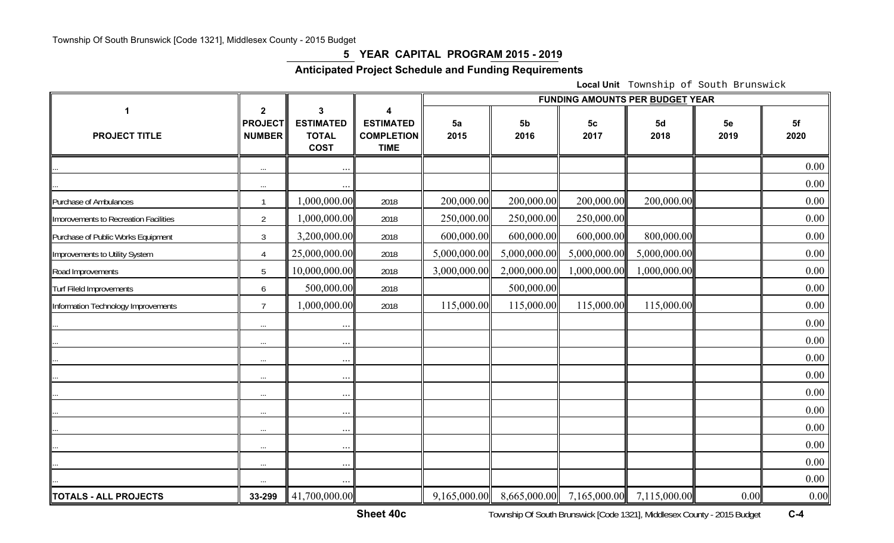## 5 YEAR CAPITAL PROGRAM 2015 - 2019

### Anticipated Project Schedule and Funding Requirements

**Local Unit** Township of South Brunswick

| 1 | 2 | 3 | 4 | FUNDING AMOUNTS PER BUDGET YEAR | | | | | |
|---|---|---|---|---|---|---|---|---|---|
| PROJECT TITLE | PROJECT NUMBER | ESTIMATED TOTAL COST | ESTIMATED COMPLETION TIME | 5a 2015 | 5b 2016 | 5c 2017 | 5d 2018 | 5e 2019 | 5f 2020 |
| ... | ... | ... | | | | | | | 0.00 |
| ... | ... | ... | | | | | | | 0.00 |
| Purchase of Ambulances | 1 | 1,000,000.00 | 2018 | 200,000.00 | 200,000.00 | 200,000.00 | 200,000.00 | | 0.00 |
| Improvements to Recreation Facilities | 2 | 1,000,000.00 | 2018 | 250,000.00 | 250,000.00 | 250,000.00 | | | 0.00 |
| Purchase of Public Works Equipment | 3 | 3,200,000.00 | 2018 | 600,000.00 | 600,000.00 | 600,000.00 | 800,000.00 | | 0.00 |
| Improvements to Utility System | 4 | 25,000,000.00 | 2018 | 5,000,000.00 | 5,000,000.00 | 5,000,000.00 | 5,000,000.00 | | 0.00 |
| Road Improvements | 5 | 10,000,000.00 | 2018 | 3,000,000.00 | 2,000,000.00 | 1,000,000.00 | 1,000,000.00 | | 0.00 |
| Turf Fileld Improvements | 6 | 500,000.00 | 2018 | | 500,000.00 | | | | 0.00 |
| Information Technology Improvements | 7 | 1,000,000.00 | 2018 | 115,000.00 | 115,000.00 | 115,000.00 | 115,000.00 | | 0.00 |
| ... | ... | ... | | | | | | | 0.00 |
| ... | ... | ... | | | | | | | 0.00 |
| ... | ... | ... | | | | | | | 0.00 |
| ... | ... | ... | | | | | | | 0.00 |
| ... | ... | ... | | | | | | | 0.00 |
| ... | ... | ... | | | | | | | 0.00 |
| ... | ... | ... | | | | | | | 0.00 |
| ... | ... | ... | | | | | | | 0.00 |
| ... | ... | ... | | | | | | | 0.00 |
| ... | ... | ... | | | | | | | 0.00 |
| **TOTALS - ALL PROJECTS** | **33-299** | 41,700,000.00 | | 9,165,000.00 | 8,665,000.00 | 7,165,000.00 | 7,115,000.00 | 0.00 | 0.00 |

**Sheet 40c**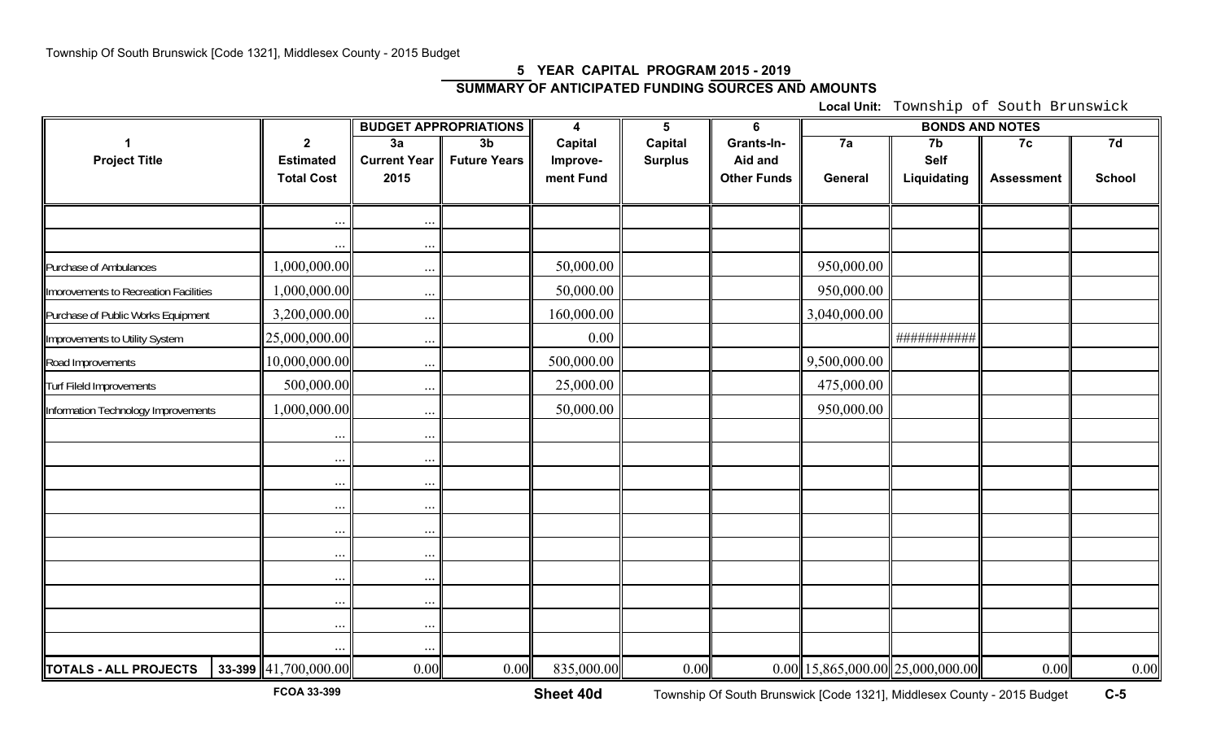## 5 YEAR CAPITAL PROGRAM 2015 - 2019

### SUMMARY OF ANTICIPATED FUNDING SOURCES AND AMOUNTS

**Local Unit:** Township of South Brunswick

| 1 | | 2 | BUDGET APPROPRIATIONS | | 4 | 5 | 6 | BONDS AND NOTES | | | |
|---|---|---|---|---|---|---|---|---|---|---|---|
| Project Title | | Estimated Total Cost | 3a Current Year 2015 | 3b Future Years | Capital Improve-ment Fund | Capital Surplus | Grants-In-Aid and Other Funds | 7a General | 7b Self Liquidating | 7c Assessment | 7d School |
| | | ... | ... | | | | | | | | |
| | | ... | ... | | | | | | | | |
| Purchase of Ambulances | | 1,000,000.00 | ... | | 50,000.00 | | | 950,000.00 | | | |
| Imorovements to Recreation Facilities | | 1,000,000.00 | ... | | 50,000.00 | | | 950,000.00 | | | |
| Purchase of Public Works Equipment | | 3,200,000.00 | ... | | 160,000.00 | | | 3,040,000.00 | | | |
| Improvements to Utility System | | 25,000,000.00 | ... | | 0.00 | | | | ########### | | |
| Road Improvements | | 10,000,000.00 | ... | | 500,000.00 | | | 9,500,000.00 | | | |
| Turf Fileld Improvements | | 500,000.00 | ... | | 25,000.00 | | | 475,000.00 | | | |
| Information Technology Improvements | | 1,000,000.00 | ... | | 50,000.00 | | | 950,000.00 | | | |
| | | ... | ... | | | | | | | | |
| | | ... | ... | | | | | | | | |
| | | ... | ... | | | | | | | | |
| | | ... | ... | | | | | | | | |
| | | ... | ... | | | | | | | | |
| | | ... | ... | | | | | | | | |
| | | ... | ... | | | | | | | | |
| | | ... | ... | | | | | | | | |
| | | ... | ... | | | | | | | | |
| | | ... | ... | | | | | | | | |
| **TOTALS - ALL PROJECTS** | 33-399 | 41,700,000.00 | 0.00 | 0.00 | 835,000.00 | 0.00 | 0.00 | 15,865,000.00 | 25,000,000.00 | 0.00 | 0.00 |

FCOA 33-399

**Sheet 40d**

C-5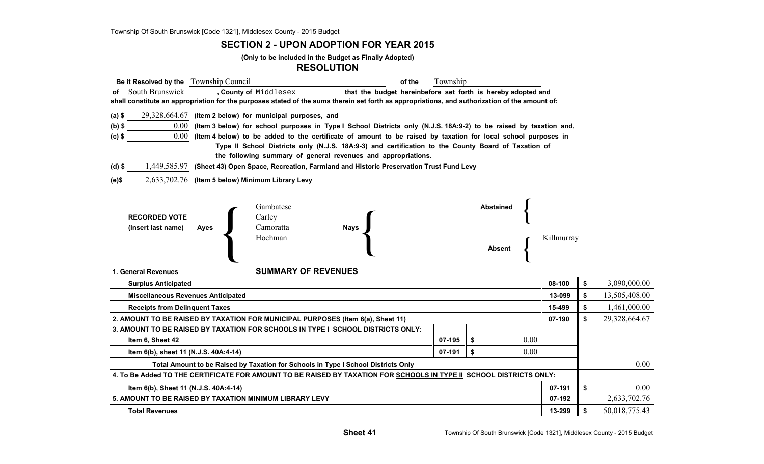## SECTION 2 - UPON ADOPTION FOR YEAR 2015

**(Only to be included in the Budget as Finally Adopted)**

### RESOLUTION

**Be it Resolved by the** Township Council **of the** Township **of** South Brunswick **, County of** Middlesex **that the budget hereinbefore set forth is hereby adopted and shall constitute an appropriation for the purposes stated of the sums therein set forth as appropriations, and authorization of the amount of:**

**(a) $** 29,328,664.67 **(Item 2 below) for municipal purposes, and**

**(b) $** 0.00 **(Item 3 below) for school purposes in Type I School Districts only (N.J.S. 18A:9-2) to be raised by taxation and,**

**(c) $** 0.00 **(Item 4 below) to be added to the certificate of amount to be raised by taxation for local school purposes in Type II School Districts only (N.J.S. 18A:9-3) and certification to the County Board of Taxation of the following summary of general revenues and appropriations.**

**(d) $** 1,449,585.97 **(Sheet 43) Open Space, Recreation, Farmland and Historic Preservation Trust Fund Levy**

**(e)$** 2,633,702.76 **(Item 5 below) Minimum Library Levy**

**RECORDED VOTE (Insert last name)**

**Ayes:** Gambatese, Carley, Camoratta, Hochman

**Nays:**

**Abstained:**

**Absent:** Killmurray

### SUMMARY OF REVENUES

| | | | | |
|---|---|---|---|---|
| **1. General Revenues** | | | | |
| **Surplus Anticipated** | | | 08-100 | $ 3,090,000.00 |
| **Miscellaneous Revenues Anticipated** | | | 13-099 | $ 13,505,408.00 |
| **Receipts from Delinquent Taxes** | | | 15-499 | $ 1,461,000.00 |
| **2. AMOUNT TO BE RAISED BY TAXATION FOR MUNICIPAL PURPOSES (Item 6(a), Sheet 11)** | | | 07-190 | $ 29,328,664.67 |
| **3. AMOUNT TO BE RAISED BY TAXATION FOR SCHOOLS IN TYPE I SCHOOL DISTRICTS ONLY:** | | | | |
| **Item 6, Sheet 42** | 07-195 | $ 0.00 | | |
| **Item 6(b), sheet 11 (N.J.S. 40A:4-14)** | 07-191 | $ 0.00 | | |
| **Total Amount to be Raised by Taxation for Schools in Type I School Districts Only** | | | | 0.00 |
| **4. To Be Added TO THE CERTIFICATE FOR AMOUNT TO BE RAISED BY TAXATION FOR SCHOOLS IN TYPE II SCHOOL DISTRICTS ONLY:** | | | | |
| **Item 6(b), Sheet 11 (N.J.S. 40A:4-14)** | | | 07-191 | $ 0.00 |
| **5. AMOUNT TO BE RAISED BY TAXATION MINIMUM LIBRARY LEVY** | | | 07-192 | 2,633,702.76 |
| **Total Revenues** | | | 13-299 | $ 50,018,775.43 |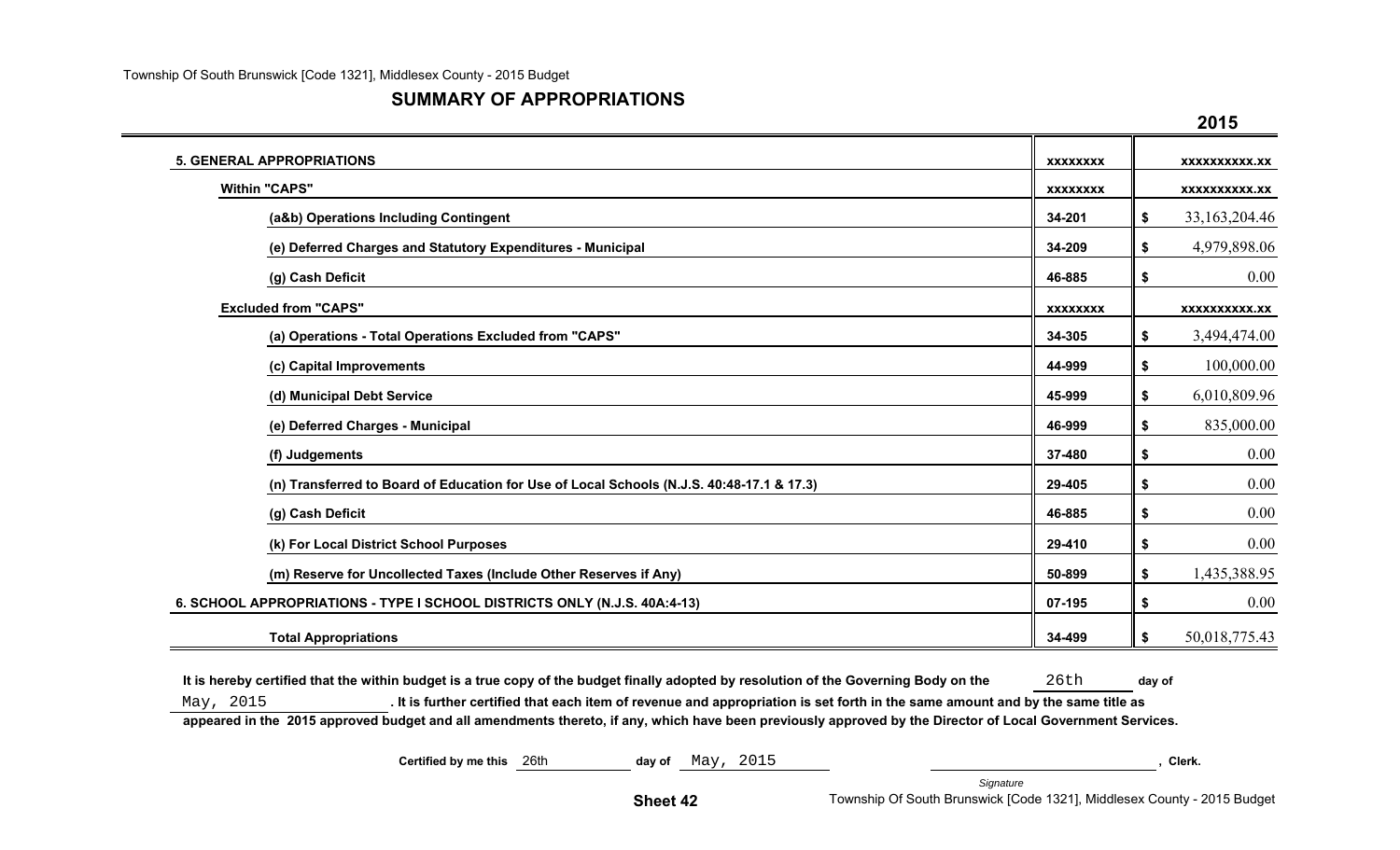## SUMMARY OF APPROPRIATIONS

| | | 2015 |
|---|---|---|
| **5. GENERAL APPROPRIATIONS** | xxxxxxxx | xxxxxxxxxx.xx |
| **Within "CAPS"** | xxxxxxxx | xxxxxxxxxx.xx |
| **(a&b) Operations Including Contingent** | 34-201 | $ 33,163,204.46 |
| **(e) Deferred Charges and Statutory Expenditures - Municipal** | 34-209 | $ 4,979,898.06 |
| **(g) Cash Deficit** | 46-885 | $ 0.00 |
| **Excluded from "CAPS"** | xxxxxxxx | xxxxxxxxxx.xx |
| **(a) Operations - Total Operations Excluded from "CAPS"** | 34-305 | $ 3,494,474.00 |
| **(c) Capital Improvements** | 44-999 | $ 100,000.00 |
| **(d) Municipal Debt Service** | 45-999 | $ 6,010,809.96 |
| **(e) Deferred Charges - Municipal** | 46-999 | $ 835,000.00 |
| **(f) Judgements** | 37-480 | $ 0.00 |
| **(n) Transferred to Board of Education for Use of Local Schools (N.J.S. 40:48-17.1 & 17.3)** | 29-405 | $ 0.00 |
| **(g) Cash Deficit** | 46-885 | $ 0.00 |
| **(k) For Local District School Purposes** | 29-410 | $ 0.00 |
| **(m) Reserve for Uncollected Taxes (Include Other Reserves if Any)** | 50-899 | $ 1,435,388.95 |
| **6. SCHOOL APPROPRIATIONS - TYPE I SCHOOL DISTRICTS ONLY (N.J.S. 40A:4-13)** | 07-195 | $ 0.00 |
| **Total Appropriations** | 34-499 | $ 50,018,775.43 |

**It is hereby certified that the within budget is a true copy of the budget finally adopted by resolution of the Governing Body on the** 26th **day of** May, 2015 **. It is further certified that each item of revenue and appropriation is set forth in the same amount and by the same title as appeared in the 2015 approved budget and all amendments thereto, if any, which have been previously approved by the Director of Local Government Services.**

**Certified by me this** 26th **day of** May, 2015 ______________________ **, Clerk.**

*Signature*

**Sheet 42**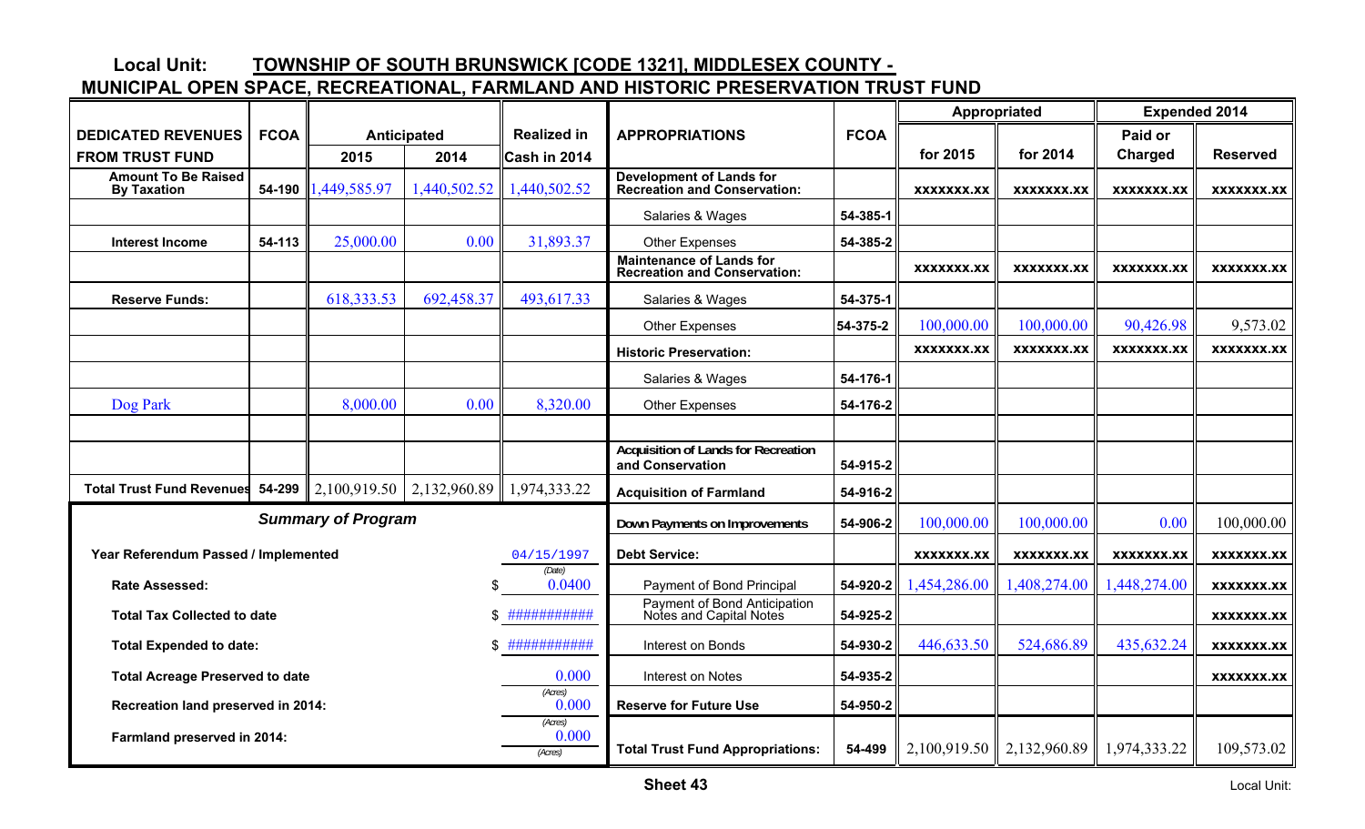**Local Unit: TOWNSHIP OF SOUTH BRUNSWICK [CODE 1321], MIDDLESEX COUNTY - MUNICIPAL OPEN SPACE, RECREATIONAL, FARMLAND AND HISTORIC PRESERVATION TRUST FUND**

| DEDICATED REVENUES FROM TRUST FUND | FCOA | Anticipated 2015 | Anticipated 2014 | Realized in Cash in 2014 | APPROPRIATIONS | FCOA | Appropriated for 2015 | Appropriated for 2014 | Expended 2014 Paid or Charged | Expended 2014 Reserved |
|---|---|---|---|---|---|---|---|---|---|---|
| Amount To Be Raised By Taxation | 54-190 | 1,449,585.97 | 1,440,502.52 | 1,440,502.52 | Development of Lands for Recreation and Conservation: | | xxxxxxx.xx | xxxxxxx.xx | xxxxxxx.xx | xxxxxxx.xx |
| | | | | | Salaries & Wages | 54-385-1 | | | | |
| Interest Income | 54-113 | 25,000.00 | 0.00 | 31,893.37 | Other Expenses | 54-385-2 | | | | |
| | | | | | Maintenance of Lands for Recreation and Conservation: | | xxxxxxx.xx | xxxxxxx.xx | xxxxxxx.xx | xxxxxxx.xx |
| Reserve Funds: | | 618,333.53 | 692,458.37 | 493,617.33 | Salaries & Wages | 54-375-1 | | | | |
| | | | | | Other Expenses | 54-375-2 | 100,000.00 | 100,000.00 | 90,426.98 | 9,573.02 |
| | | | | | Historic Preservation: | | xxxxxxx.xx | xxxxxxx.xx | xxxxxxx.xx | xxxxxxx.xx |
| | | | | | Salaries & Wages | 54-176-1 | | | | |
| Dog Park | | 8,000.00 | 0.00 | 8,320.00 | Other Expenses | 54-176-2 | | | | |
| | | | | | | | | | | |
| | | | | | Acquisition of Lands for Recreation and Conservation | 54-915-2 | | | | |
| Total Trust Fund Revenues | 54-299 | 2,100,919.50 | 2,132,960.89 | 1,974,333.22 | Acquisition of Farmland | 54-916-2 | | | | |
| **Summary of Program** | | | | | Down Payments on Improvements | 54-906-2 | 100,000.00 | 100,000.00 | 0.00 | 100,000.00 |
| Year Referendum Passed / Implemented | | | | 04/15/1997 (Date) | Debt Service: | | xxxxxxx.xx | xxxxxxx.xx | xxxxxxx.xx | xxxxxxx.xx |
| Rate Assessed: | | | | $ 0.0400 | Payment of Bond Principal | 54-920-2 | 1,454,286.00 | 1,408,274.00 | 1,448,274.00 | xxxxxxx.xx |
| Total Tax Collected to date | | | | $ ########### | Payment of Bond Anticipation Notes and Capital Notes | 54-925-2 | | | | xxxxxxx.xx |
| Total Expended to date: | | | | $ ########### | Interest on Bonds | 54-930-2 | 446,633.50 | 524,686.89 | 435,632.24 | xxxxxxx.xx |
| Total Acreage Preserved to date | | | | 0.000 (Acres) | Interest on Notes | 54-935-2 | | | | xxxxxxx.xx |
| Recreation land preserved in 2014: | | | | 0.000 (Acres) | Reserve for Future Use | 54-950-2 | | | | |
| Farmland preserved in 2014: | | | | 0.000 (Acres) | Total Trust Fund Appropriations: | 54-499 | 2,100,919.50 | 2,132,960.89 | 1,974,333.22 | 109,573.02 |

Sheet 43

Local Unit: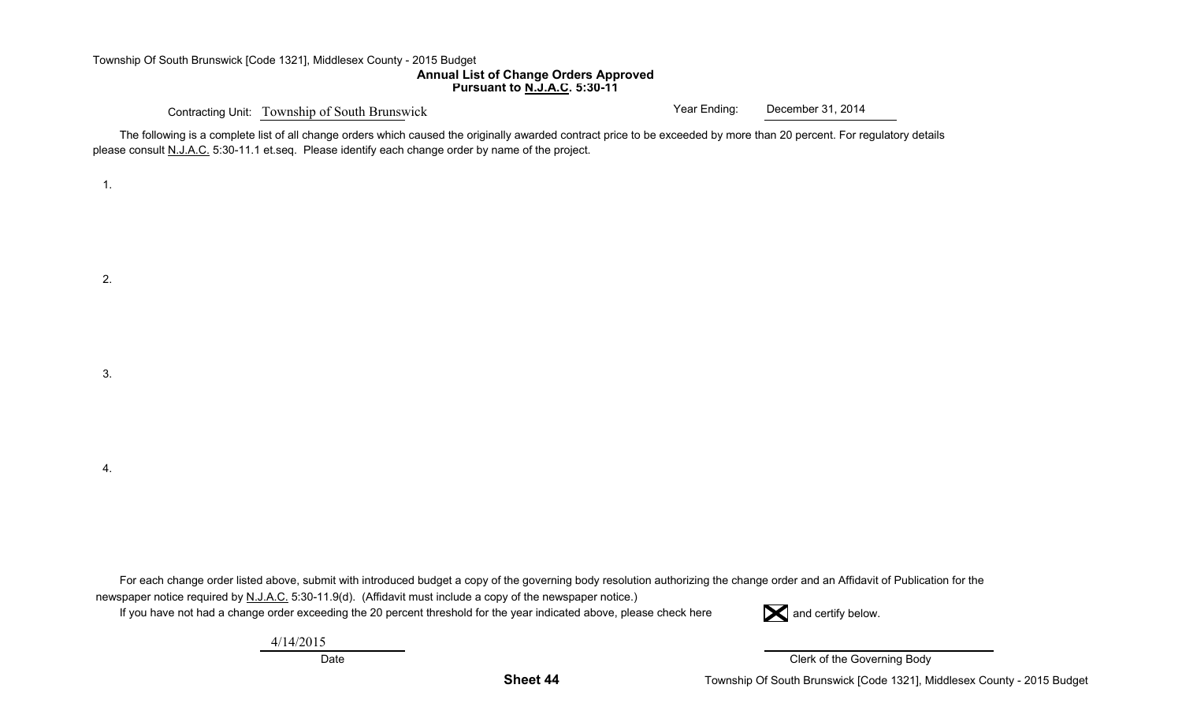Township Of South Brunswick [Code 1321], Middlesex County - 2015 Budget

**Annual List of Change Orders Approved**
**Pursuant to N.J.A.C. 5:30-11**

Contracting Unit: Township of South Brunswick

Year Ending: December 31, 2014

The following is a complete list of all change orders which caused the originally awarded contract price to be exceeded by more than 20 percent. For regulatory details please consult N.J.A.C. 5:30-11.1 et.seq. Please identify each change order by name of the project.

1.

2.

3.

4.

For each change order listed above, submit with introduced budget a copy of the governing body resolution authorizing the change order and an Affidavit of Publication for the newspaper notice required by N.J.A.C. 5:30-11.9(d). (Affidavit must include a copy of the newspaper notice.)

If you have not had a change order exceeding the 20 percent threshold for the year indicated above, please check here ☒ and certify below.

4/14/2015
Date

Clerk of the Governing Body

**Sheet 44**